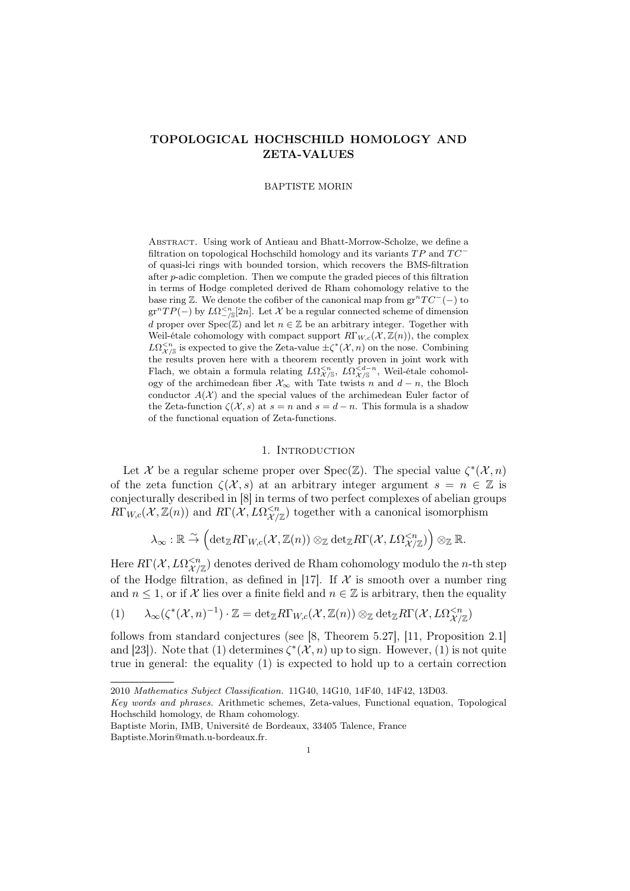# TOPOLOGICAL HOCHSCHILD HOMOLOGY AND ZETA-VALUES

BAPTISTE MORIN

Abstract. Using work of Antieau and Bhatt-Morrow-Scholze, we define a filtration on topological Hochschild homology and its variants $TP$ and $TC^-$ of quasi-lci rings with bounded torsion, which recovers the BMS-filtration after $p$-adic completion. Then we compute the graded pieces of this filtration in terms of Hodge completed derived de Rham cohomology relative to the base ring $\mathbb{Z}$. We denote the cofiber of the canonical map from $\mathrm{gr}^n TC^-(-)$ to $\mathrm{gr}^n TP(-)$ by $L\Omega^{<n}_{-/\mathbb{S}}[2n]$. Let $\mathcal{X}$ be a regular connected scheme of dimension $d$ proper over $\mathrm{Spec}(\mathbb{Z})$ and let $n \in \mathbb{Z}$ be an arbitrary integer. Together with Weil-étale cohomology with compact support $R\Gamma_{W,c}(\mathcal{X}, \mathbb{Z}(n))$, the complex $L\Omega^{<n}_{\mathcal{X}/\mathbb{S}}$ is expected to give the Zeta-value $\pm\zeta^*(\mathcal{X}, n)$ on the nose. Combining the results proven here with a theorem recently proven in joint work with Flach, we obtain a formula relating $L\Omega^{<n}_{\mathcal{X}/\mathbb{S}}$, $L\Omega^{<d-n}_{\mathcal{X}/\mathbb{S}}$, Weil-étale cohomology of the archimedean fiber $\mathcal{X}_\infty$ with Tate twists $n$ and $d-n$, the Bloch conductor $A(\mathcal{X})$ and the special values of the archimedean Euler factor of the Zeta-function $\zeta(\mathcal{X}, s)$ at $s = n$ and $s = d - n$. This formula is a shadow of the functional equation of Zeta-functions.

## 1. Introduction

Let $\mathcal{X}$ be a regular scheme proper over $\mathrm{Spec}(\mathbb{Z})$. The special value $\zeta^*(\mathcal{X}, n)$ of the zeta function $\zeta(\mathcal{X}, s)$ at an arbitrary integer argument $s = n \in \mathbb{Z}$ is conjecturally described in [8] in terms of two perfect complexes of abelian groups $R\Gamma_{W,c}(\mathcal{X}, \mathbb{Z}(n))$ and $R\Gamma(\mathcal{X}, L\Omega^{<n}_{\mathcal{X}/\mathbb{Z}})$ together with a canonical isomorphism

$$\lambda_\infty : \mathbb{R} \xrightarrow{\sim} \left(\mathrm{det}_{\mathbb{Z}} R\Gamma_{W,c}(\mathcal{X}, \mathbb{Z}(n)) \otimes_{\mathbb{Z}} \mathrm{det}_{\mathbb{Z}} R\Gamma(\mathcal{X}, L\Omega^{<n}_{\mathcal{X}/\mathbb{Z}})\right) \otimes_{\mathbb{Z}} \mathbb{R}.$$

Here $R\Gamma(\mathcal{X}, L\Omega^{<n}_{\mathcal{X}/\mathbb{Z}})$ denotes derived de Rham cohomology modulo the $n$-th step of the Hodge filtration, as defined in [17]. If $\mathcal{X}$ is smooth over a number ring and $n \leq 1$, or if $\mathcal{X}$ lies over a finite field and $n \in \mathbb{Z}$ is arbitrary, then the equality

$$\lambda_\infty(\zeta^*(\mathcal{X}, n)^{-1}) \cdot \mathbb{Z} = \mathrm{det}_{\mathbb{Z}} R\Gamma_{W,c}(\mathcal{X}, \mathbb{Z}(n)) \otimes_{\mathbb{Z}} \mathrm{det}_{\mathbb{Z}} R\Gamma(\mathcal{X}, L\Omega^{<n}_{\mathcal{X}/\mathbb{Z}}) \tag{1}$$

follows from standard conjectures (see [8, Theorem 5.27], [11, Proposition 2.1] and [23]). Note that (1) determines $\zeta^*(\mathcal{X}, n)$ up to sign. However, (1) is not quite true in general: the equality (1) is expected to hold up to a certain correction

2010 *Mathematics Subject Classification.* 11G40, 14G10, 14F40, 14F42, 13D03.

*Key words and phrases.* Arithmetic schemes, Zeta-values, Functional equation, Topological Hochschild homology, de Rham cohomology.

Baptiste Morin, IMB, Université de Bordeaux, 33405 Talence, France
Baptiste.Morin@math.u-bordeaux.fr.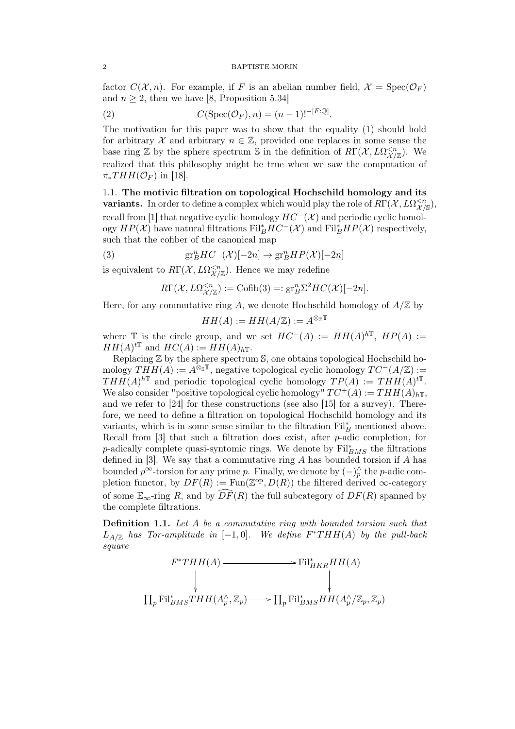factor $C(\mathcal{X}, n)$. For example, if $F$ is an abelian number field, $\mathcal{X} = \mathrm{Spec}(\mathcal{O}_F)$ and $n \geq 2$, then we have [8, Proposition 5.34]

$$C(\mathrm{Spec}(\mathcal{O}_F), n) = (n-1)!^{-[F:\mathbb{Q}]}. \tag{2}$$

The motivation for this paper was to show that the equality (1) should hold for arbitrary $\mathcal{X}$ and arbitrary $n \in \mathbb{Z}$, provided one replaces in some sense the base ring $\mathbb{Z}$ by the sphere spectrum $\mathbb{S}$ in the definition of $R\Gamma(\mathcal{X}, L\Omega^{<n}_{\mathcal{X}/\mathbb{Z}})$. We realized that this philosophy might be true when we saw the computation of $\pi_* THH(\mathcal{O}_F)$ in [18].

### 1.1. The motivic filtration on topological Hochschild homology and its variants.

In order to define a complex which would play the role of $R\Gamma(\mathcal{X}, L\Omega^{<n}_{\mathcal{X}/\mathbb{S}})$, recall from [1] that negative cyclic homology $HC^-(\mathcal{X})$ and periodic cyclic homology $HP(\mathcal{X})$ have natural filtrations $\mathrm{Fil}^*_B HC^-(\mathcal{X})$ and $\mathrm{Fil}^*_B HP(\mathcal{X})$ respectively, such that the cofiber of the canonical map

$$\mathrm{gr}^n_B HC^-(\mathcal{X})[-2n] \to \mathrm{gr}^n_B HP(\mathcal{X})[-2n] \tag{3}$$

is equivalent to $R\Gamma(\mathcal{X}, L\Omega^{<n}_{\mathcal{X}/\mathbb{Z}})$. Hence we may redefine

$$R\Gamma(\mathcal{X}, L\Omega^{<n}_{\mathcal{X}/\mathbb{Z}}) := \mathrm{Cofib}(3) =: \mathrm{gr}^n_B \Sigma^2 HC(\mathcal{X})[-2n].$$

Here, for any commutative ring $A$, we denote Hochschild homology of $A/\mathbb{Z}$ by

$$HH(A) := HH(A/\mathbb{Z}) := A^{\otimes_{\mathbb{Z}} \mathbb{T}}$$

where $\mathbb{T}$ is the circle group, and we set $HC^-(A) := HH(A)^{h\mathbb{T}}$, $HP(A) := HH(A)^{t\mathbb{T}}$ and $HC(A) := HH(A)_{h\mathbb{T}}$.

Replacing $\mathbb{Z}$ by the sphere spectrum $\mathbb{S}$, one obtains topological Hochschild homology $THH(A) := A^{\otimes_{\mathbb{S}} \mathbb{T}}$, negative topological cyclic homology $TC^-(A/\mathbb{Z}) := THH(A)^{h\mathbb{T}}$ and periodic topological cyclic homology $TP(A) := THH(A)^{t\mathbb{T}}$. We also consider "positive topological cyclic homology" $TC^+(A) := THH(A)_{h\mathbb{T}}$, and we refer to [24] for these constructions (see also [15] for a survey). Therefore, we need to define a filtration on topological Hochschild homology and its variants, which is in some sense similar to the filtration $\mathrm{Fil}^*_B$ mentioned above. Recall from [3] that such a filtration does exist, after $p$-adic completion, for $p$-adically complete quasi-syntomic rings. We denote by $\mathrm{Fil}^*_{BMS}$ the filtrations defined in [3]. We say that a commutative ring $A$ has bounded torsion if $A$ has bounded $p^\infty$-torsion for any prime $p$. Finally, we denote by $(-)^\wedge_p$ the $p$-adic completion functor, by $DF(R) := \mathrm{Fun}(\mathbb{Z}^{\mathrm{op}}, D(R))$ the filtered derived $\infty$-category of some $\mathbb{E}_\infty$-ring $R$, and by $\widehat{DF}(R)$ the full subcategory of $DF(R)$ spanned by the complete filtrations.

**Definition 1.1.** *Let $A$ be a commutative ring with bounded torsion such that $L_{A/\mathbb{Z}}$ has Tor-amplitude in $[-1, 0]$. We define $F^*THH(A)$ by the pull-back square*

$$\begin{array}{ccc} F^*THH(A) & \longrightarrow & \mathrm{Fil}^*_{HKR} HH(A) \\ \downarrow & & \downarrow \\ \prod_p \mathrm{Fil}^*_{BMS} THH(A^\wedge_p, \mathbb{Z}_p) & \longrightarrow & \prod_p \mathrm{Fil}^*_{BMS} HH(A^\wedge_p/\mathbb{Z}_p, \mathbb{Z}_p) \end{array}$$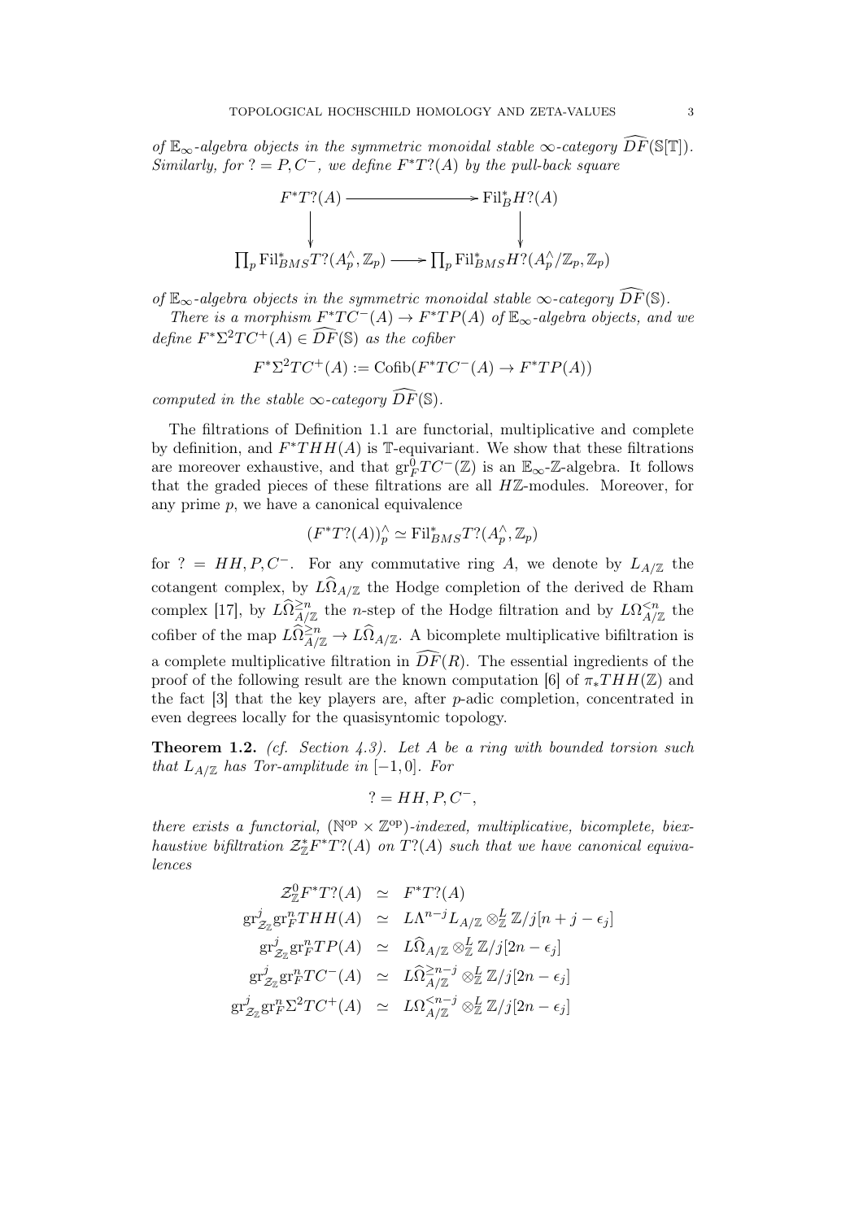*of $\mathbb{E}_\infty$-algebra objects in the symmetric monoidal stable $\infty$-category $\widehat{DF}(\mathbb{S}[\mathbb{T}])$. Similarly, for $? = P, C^-$, we define $F^*T?(A)$ by the pull-back square*

$$\begin{array}{ccc} F^*T?(A) & \longrightarrow & \mathrm{Fil}^*_B H?(A) \\ \downarrow & & \downarrow \\ \prod_p \mathrm{Fil}^*_{BMS} T?(A_p^\wedge, \mathbb{Z}_p) & \longrightarrow & \prod_p \mathrm{Fil}^*_{BMS} H?(A_p^\wedge/\mathbb{Z}_p, \mathbb{Z}_p) \end{array}$$

*of $\mathbb{E}_\infty$-algebra objects in the symmetric monoidal stable $\infty$-category $\widehat{DF}(\mathbb{S})$.*

*There is a morphism $F^*TC^-(A) \to F^*TP(A)$ of $\mathbb{E}_\infty$-algebra objects, and we define $F^*\Sigma^2 TC^+(A) \in \widehat{DF}(\mathbb{S})$ as the cofiber*

$$F^*\Sigma^2 TC^+(A) := \mathrm{Cofib}(F^*TC^-(A) \to F^*TP(A))$$

*computed in the stable $\infty$-category $\widehat{DF}(\mathbb{S})$.*

The filtrations of Definition 1.1 are functorial, multiplicative and complete by definition, and $F^*THH(A)$ is $\mathbb{T}$-equivariant. We show that these filtrations are moreover exhaustive, and that $\mathrm{gr}^0_F TC^-(\mathbb{Z})$ is an $\mathbb{E}_\infty$-$\mathbb{Z}$-algebra. It follows that the graded pieces of these filtrations are all $H\mathbb{Z}$-modules. Moreover, for any prime $p$, we have a canonical equivalence

$$(F^*T?(A))_p^\wedge \simeq \mathrm{Fil}^*_{BMS} T?(A_p^\wedge, \mathbb{Z}_p)$$

for $? = HH, P, C^-$. For any commutative ring $A$, we denote by $L_{A/\mathbb{Z}}$ the cotangent complex, by $L\widehat{\Omega}_{A/\mathbb{Z}}$ the Hodge completion of the derived de Rham complex [17], by $L\widehat{\Omega}^{\geq n}_{A/\mathbb{Z}}$ the $n$-step of the Hodge filtration and by $L\Omega^{<n}_{A/\mathbb{Z}}$ the cofiber of the map $L\widehat{\Omega}^{\geq n}_{A/\mathbb{Z}} \to L\widehat{\Omega}_{A/\mathbb{Z}}$. A bicomplete multiplicative bifiltration is a complete multiplicative filtration in $\widehat{DF}(R)$. The essential ingredients of the proof of the following result are the known computation [6] of $\pi_* THH(\mathbb{Z})$ and the fact [3] that the key players are, after $p$-adic completion, concentrated in even degrees locally for the quasisyntomic topology.

**Theorem 1.2.** *(cf. Section 4.3). Let $A$ be a ring with bounded torsion such that $L_{A/\mathbb{Z}}$ has Tor-amplitude in $[-1, 0]$. For*

$$? = HH, P, C^-,$$

*there exists a functorial, $(\mathbb{N}^{\mathrm{op}} \times \mathbb{Z}^{\mathrm{op}})$-indexed, multiplicative, bicomplete, biexhaustive bifiltration $\mathcal{Z}^*_{\mathbb{Z}} F^*T?(A)$ on $T?(A)$ such that we have canonical equivalences*

$$\begin{aligned}
\mathcal{Z}^0_{\mathbb{Z}} F^*T?(A) &\simeq F^*T?(A) \\
\mathrm{gr}^j_{\mathcal{Z}_{\mathbb{Z}}} \mathrm{gr}^n_F THH(A) &\simeq L\Lambda^{n-j} L_{A/\mathbb{Z}} \otimes^L_{\mathbb{Z}} \mathbb{Z}/j[n + j - \epsilon_j] \\
\mathrm{gr}^j_{\mathcal{Z}_{\mathbb{Z}}} \mathrm{gr}^n_F TP(A) &\simeq L\widehat{\Omega}_{A/\mathbb{Z}} \otimes^L_{\mathbb{Z}} \mathbb{Z}/j[2n - \epsilon_j] \\
\mathrm{gr}^j_{\mathcal{Z}_{\mathbb{Z}}} \mathrm{gr}^n_F TC^-(A) &\simeq L\widehat{\Omega}^{\geq n-j}_{A/\mathbb{Z}} \otimes^L_{\mathbb{Z}} \mathbb{Z}/j[2n - \epsilon_j] \\
\mathrm{gr}^j_{\mathcal{Z}_{\mathbb{Z}}} \mathrm{gr}^n_F \Sigma^2 TC^+(A) &\simeq L\Omega^{<n-j}_{A/\mathbb{Z}} \otimes^L_{\mathbb{Z}} \mathbb{Z}/j[2n - \epsilon_j]
\end{aligned}$$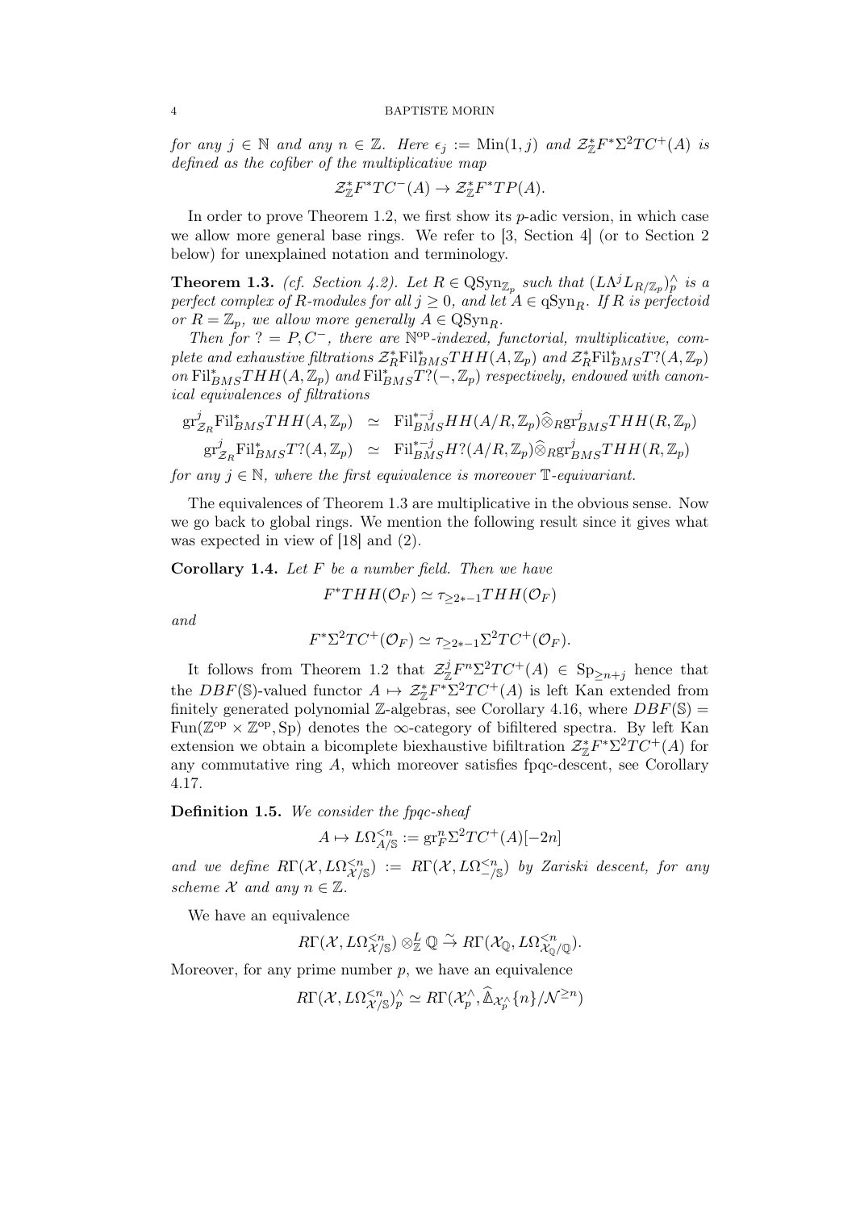*for any $j \in \mathbb{N}$ and any $n \in \mathbb{Z}$. Here $\epsilon_j := \mathrm{Min}(1, j)$ and $\mathcal{Z}^*_{\mathbb{Z}} F^* \Sigma^2 TC^+(A)$ is defined as the cofiber of the multiplicative map*

$$\mathcal{Z}^*_{\mathbb{Z}} F^* TC^-(A) \to \mathcal{Z}^*_{\mathbb{Z}} F^* TP(A).$$

In order to prove Theorem 1.2, we first show its $p$-adic version, in which case we allow more general base rings. We refer to [3, Section 4] (or to Section 2 below) for unexplained notation and terminology.

**Theorem 1.3.** *(cf. Section 4.2). Let $R \in \mathrm{QSyn}_{\mathbb{Z}_p}$ such that $(L\Lambda^j L_{R/\mathbb{Z}_p})^\wedge_p$ is a perfect complex of $R$-modules for all $j \geq 0$, and let $A \in \mathrm{qSyn}_R$. If $R$ is perfectoid or $R = \mathbb{Z}_p$, we allow more generally $A \in \mathrm{QSyn}_R$.*

*Then for $? = P, C^-$, there are $\mathbb{N}^{\mathrm{op}}$-indexed, functorial, multiplicative, complete and exhaustive filtrations $\mathcal{Z}^*_R \mathrm{Fil}^*_{BMS} THH(A, \mathbb{Z}_p)$ and $\mathcal{Z}^*_R \mathrm{Fil}^*_{BMS} T?(A, \mathbb{Z}_p)$ on $\mathrm{Fil}^*_{BMS} THH(A, \mathbb{Z}_p)$ and $\mathrm{Fil}^*_{BMS} T?(-, \mathbb{Z}_p)$ respectively, endowed with canonical equivalences of filtrations*

$$\begin{aligned}
\mathrm{gr}^j_{\mathcal{Z}_R} \mathrm{Fil}^*_{BMS} THH(A, \mathbb{Z}_p) &\simeq \mathrm{Fil}^{*-j}_{BMS} HH(A/R, \mathbb{Z}_p) \widehat{\otimes}_R \mathrm{gr}^j_{BMS} THH(R, \mathbb{Z}_p) \\
\mathrm{gr}^j_{\mathcal{Z}_R} \mathrm{Fil}^*_{BMS} T?(A, \mathbb{Z}_p) &\simeq \mathrm{Fil}^{*-j}_{BMS} H?(A/R, \mathbb{Z}_p) \widehat{\otimes}_R \mathrm{gr}^j_{BMS} THH(R, \mathbb{Z}_p)
\end{aligned}$$

*for any $j \in \mathbb{N}$, where the first equivalence is moreover $\mathbb{T}$-equivariant.*

The equivalences of Theorem 1.3 are multiplicative in the obvious sense. Now we go back to global rings. We mention the following result since it gives what was expected in view of [18] and (2).

**Corollary 1.4.** *Let $F$ be a number field. Then we have*

$$F^* THH(\mathcal{O}_F) \simeq \tau_{\geq 2*-1} THH(\mathcal{O}_F)$$

*and*

$$F^* \Sigma^2 TC^+(\mathcal{O}_F) \simeq \tau_{\geq 2*-1} \Sigma^2 TC^+(\mathcal{O}_F).$$

It follows from Theorem 1.2 that $\mathcal{Z}^j_{\mathbb{Z}} F^n \Sigma^2 TC^+(A) \in \mathrm{Sp}_{\geq n+j}$ hence that the $DBF(\mathbb{S})$-valued functor $A \mapsto \mathcal{Z}^*_{\mathbb{Z}} F^* \Sigma^2 TC^+(A)$ is left Kan extended from finitely generated polynomial $\mathbb{Z}$-algebras, see Corollary 4.16, where $DBF(\mathbb{S}) = \mathrm{Fun}(\mathbb{Z}^{\mathrm{op}} \times \mathbb{Z}^{\mathrm{op}}, \mathrm{Sp})$ denotes the $\infty$-category of bifiltered spectra. By left Kan extension we obtain a bicomplete biexhaustive bifiltration $\mathcal{Z}^*_{\mathbb{Z}} F^* \Sigma^2 TC^+(A)$ for any commutative ring $A$, which moreover satisfies fpqc-descent, see Corollary 4.17.

**Definition 1.5.** *We consider the fpqc-sheaf*

$$A \mapsto L\Omega^{<n}_{A/\mathbb{S}} := \mathrm{gr}^n_F \Sigma^2 TC^+(A)[-2n]$$

*and we define $R\Gamma(\mathcal{X}, L\Omega^{<n}_{\mathcal{X}/\mathbb{S}}) := R\Gamma(\mathcal{X}, L\Omega^{<n}_{-/\mathbb{S}})$ by Zariski descent, for any scheme $\mathcal{X}$ and any $n \in \mathbb{Z}$.*

We have an equivalence

$$R\Gamma(\mathcal{X}, L\Omega^{<n}_{\mathcal{X}/\mathbb{S}}) \otimes^L_{\mathbb{Z}} \mathbb{Q} \xrightarrow{\sim} R\Gamma(\mathcal{X}_{\mathbb{Q}}, L\Omega^{<n}_{\mathcal{X}_{\mathbb{Q}}/\mathbb{Q}}).$$

Moreover, for any prime number $p$, we have an equivalence

$$R\Gamma(\mathcal{X}, L\Omega^{<n}_{\mathcal{X}/\mathbb{S}})^\wedge_p \simeq R\Gamma(\mathcal{X}^\wedge_p, \widehat{\Delta}_{\mathcal{X}^\wedge_p}\{n\}/\mathcal{N}^{\geq n})$$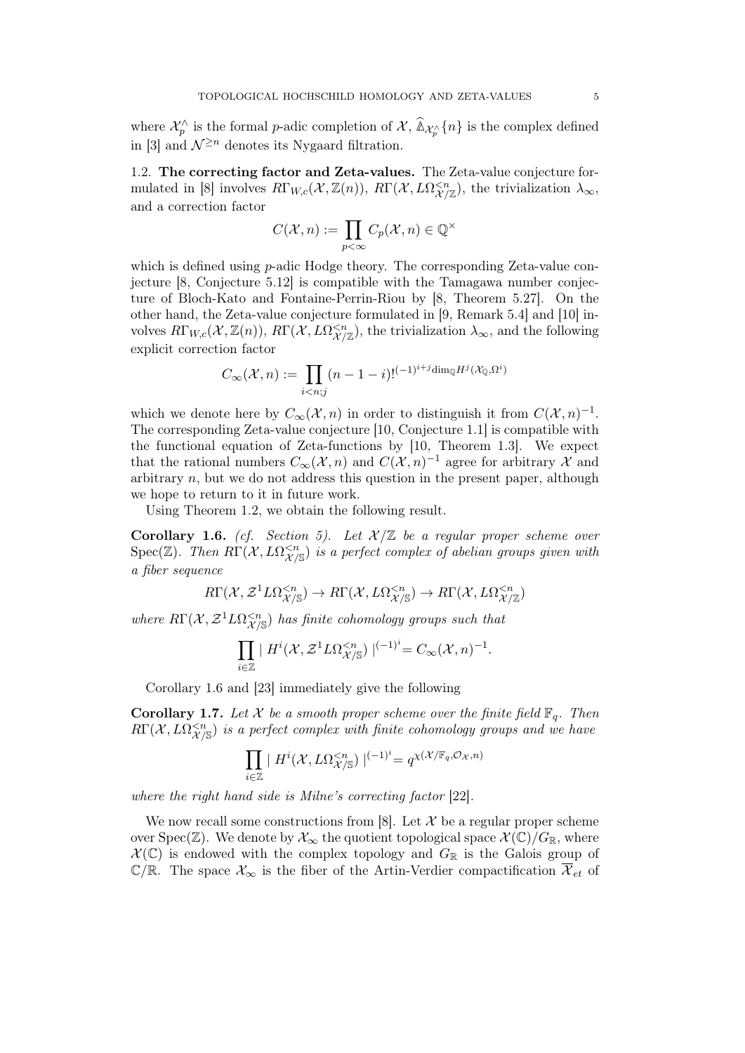where $\mathcal{X}_p^\wedge$ is the formal $p$-adic completion of $\mathcal{X}$, $\widehat{\mathbb{\Delta}}_{\mathcal{X}_p^\wedge}\{n\}$ is the complex defined in [3] and $\mathcal{N}^{\geq n}$ denotes its Nygaard filtration.

1.2. **The correcting factor and Zeta-values.** The Zeta-value conjecture formulated in [8] involves $R\Gamma_{W,c}(\mathcal{X},\mathbb{Z}(n))$, $R\Gamma(\mathcal{X}, L\Omega^{<n}_{\mathcal{X}/\mathbb{Z}})$, the trivialization $\lambda_\infty$, and a correction factor

$$C(\mathcal{X},n) := \prod_{p<\infty} C_p(\mathcal{X},n) \in \mathbb{Q}^\times$$

which is defined using $p$-adic Hodge theory. The corresponding Zeta-value conjecture [8, Conjecture 5.12] is compatible with the Tamagawa number conjecture of Bloch-Kato and Fontaine-Perrin-Riou by [8, Theorem 5.27]. On the other hand, the Zeta-value conjecture formulated in [9, Remark 5.4] and [10] involves $R\Gamma_{W,c}(\mathcal{X},\mathbb{Z}(n))$, $R\Gamma(\mathcal{X}, L\Omega^{<n}_{\mathcal{X}/\mathbb{Z}})$, the trivialization $\lambda_\infty$, and the following explicit correction factor

$$C_\infty(\mathcal{X},n) := \prod_{i<n;j} (n-1-i)!^{(-1)^{i+j}\dim_{\mathbb{Q}} H^j(\mathcal{X}_{\mathbb{Q}},\Omega^i)}$$

which we denote here by $C_\infty(\mathcal{X},n)$ in order to distinguish it from $C(\mathcal{X},n)^{-1}$. The corresponding Zeta-value conjecture [10, Conjecture 1.1] is compatible with the functional equation of Zeta-functions by [10, Theorem 1.3]. We expect that the rational numbers $C_\infty(\mathcal{X},n)$ and $C(\mathcal{X},n)^{-1}$ agree for arbitrary $\mathcal{X}$ and arbitrary $n$, but we do not address this question in the present paper, although we hope to return to it in future work.

Using Theorem 1.2, we obtain the following result.

**Corollary 1.6.** *(cf. Section 5). Let $\mathcal{X}/\mathbb{Z}$ be a regular proper scheme over $\mathrm{Spec}(\mathbb{Z})$. Then $R\Gamma(\mathcal{X}, L\Omega^{<n}_{\mathcal{X}/\mathbb{S}})$ is a perfect complex of abelian groups given with a fiber sequence*

$$R\Gamma(\mathcal{X}, \mathcal{Z}^1 L\Omega^{<n}_{\mathcal{X}/\mathbb{S}}) \to R\Gamma(\mathcal{X}, L\Omega^{<n}_{\mathcal{X}/\mathbb{S}}) \to R\Gamma(\mathcal{X}, L\Omega^{<n}_{\mathcal{X}/\mathbb{Z}})$$

*where $R\Gamma(\mathcal{X}, \mathcal{Z}^1 L\Omega^{<n}_{\mathcal{X}/\mathbb{S}})$ has finite cohomology groups such that*

$$\prod_{i\in\mathbb{Z}} \mid H^i(\mathcal{X}, \mathcal{Z}^1 L\Omega^{<n}_{\mathcal{X}/\mathbb{S}}) \mid^{(-1)^i} = C_\infty(\mathcal{X},n)^{-1}.$$

Corollary 1.6 and [23] immediately give the following

**Corollary 1.7.** *Let $\mathcal{X}$ be a smooth proper scheme over the finite field $\mathbb{F}_q$. Then $R\Gamma(\mathcal{X}, L\Omega^{<n}_{\mathcal{X}/\mathbb{S}})$ is a perfect complex with finite cohomology groups and we have*

$$\prod_{i\in\mathbb{Z}} \mid H^i(\mathcal{X}, L\Omega^{<n}_{\mathcal{X}/\mathbb{S}}) \mid^{(-1)^i} = q^{\chi(\mathcal{X}/\mathbb{F}_q,\mathcal{O}_{\mathcal{X}},n)}$$

*where the right hand side is Milne's correcting factor* [22].

We now recall some constructions from [8]. Let $\mathcal{X}$ be a regular proper scheme over $\mathrm{Spec}(\mathbb{Z})$. We denote by $\mathcal{X}_\infty$ the quotient topological space $\mathcal{X}(\mathbb{C})/G_{\mathbb{R}}$, where $\mathcal{X}(\mathbb{C})$ is endowed with the complex topology and $G_{\mathbb{R}}$ is the Galois group of $\mathbb{C}/\mathbb{R}$. The space $\mathcal{X}_\infty$ is the fiber of the Artin-Verdier compactification $\overline{\mathcal{X}}_{et}$ of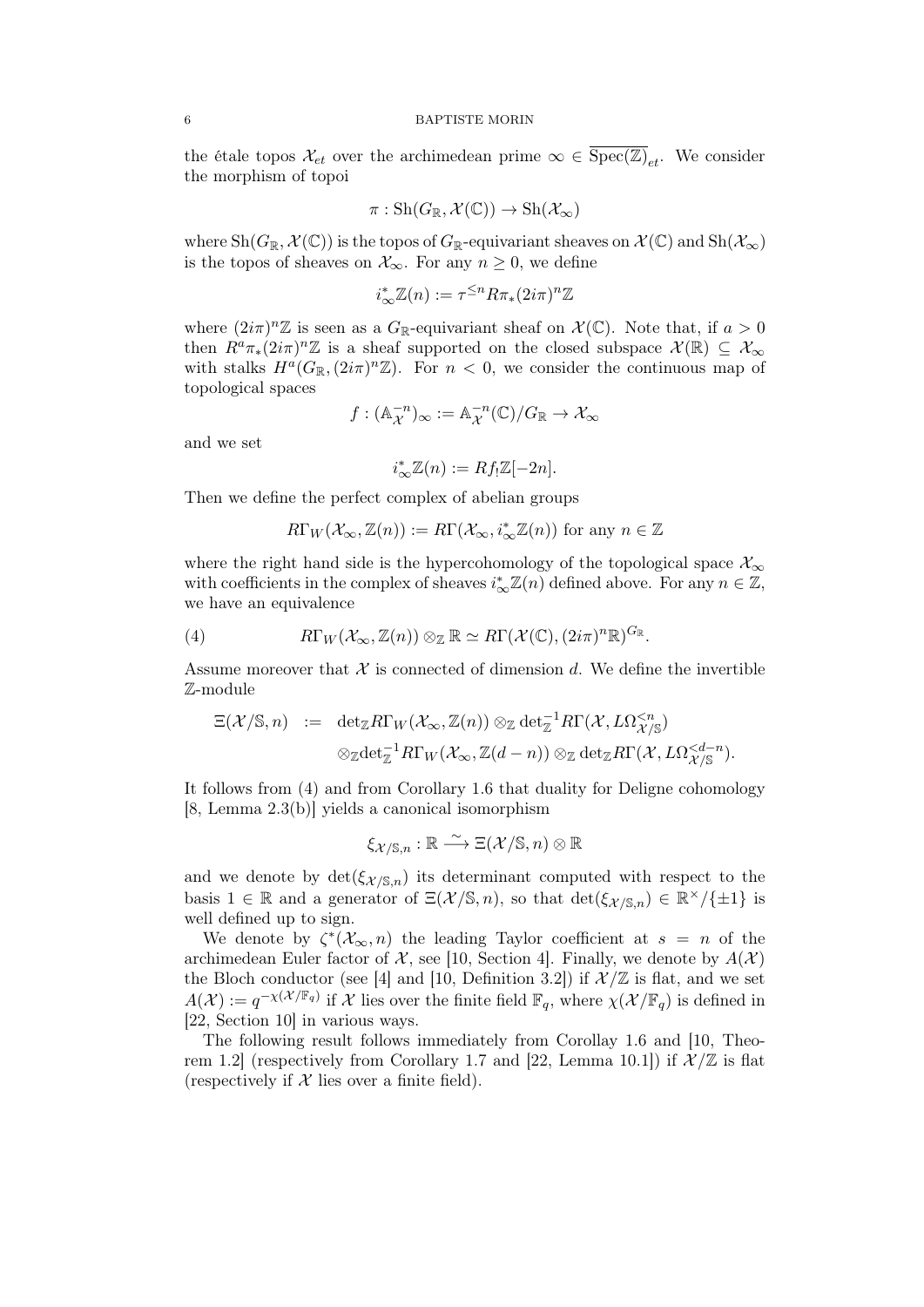the étale topos $\mathcal{X}_{et}$ over the archimedean prime $\infty \in \overline{\mathrm{Spec}(\mathbb{Z})}_{et}$. We consider the morphism of topoi

$$\pi : \mathrm{Sh}(G_{\mathbb{R}}, \mathcal{X}(\mathbb{C})) \to \mathrm{Sh}(\mathcal{X}_\infty)$$

where $\mathrm{Sh}(G_{\mathbb{R}}, \mathcal{X}(\mathbb{C}))$ is the topos of $G_{\mathbb{R}}$-equivariant sheaves on $\mathcal{X}(\mathbb{C})$ and $\mathrm{Sh}(\mathcal{X}_\infty)$ is the topos of sheaves on $\mathcal{X}_\infty$. For any $n \geq 0$, we define

$$i_\infty^* \mathbb{Z}(n) := \tau^{\leq n} R\pi_*(2i\pi)^n \mathbb{Z}$$

where $(2i\pi)^n\mathbb{Z}$ is seen as a $G_{\mathbb{R}}$-equivariant sheaf on $\mathcal{X}(\mathbb{C})$. Note that, if $a > 0$ then $R^a\pi_*(2i\pi)^n\mathbb{Z}$ is a sheaf supported on the closed subspace $\mathcal{X}(\mathbb{R}) \subseteq \mathcal{X}_\infty$ with stalks $H^a(G_{\mathbb{R}}, (2i\pi)^n\mathbb{Z})$. For $n < 0$, we consider the continuous map of topological spaces

$$f : (\mathbb{A}_{\mathcal{X}}^{-n})_\infty := \mathbb{A}_{\mathcal{X}}^{-n}(\mathbb{C})/G_{\mathbb{R}} \to \mathcal{X}_\infty$$

and we set

$$i_\infty^* \mathbb{Z}(n) := Rf_! \mathbb{Z}[-2n].$$

Then we define the perfect complex of abelian groups

$$R\Gamma_W(\mathcal{X}_\infty, \mathbb{Z}(n)) := R\Gamma(\mathcal{X}_\infty, i_\infty^*\mathbb{Z}(n)) \text{ for any } n \in \mathbb{Z}$$

where the right hand side is the hypercohomology of the topological space $\mathcal{X}_\infty$ with coefficients in the complex of sheaves $i_\infty^*\mathbb{Z}(n)$ defined above. For any $n \in \mathbb{Z}$, we have an equivalence

$$R\Gamma_W(\mathcal{X}_\infty, \mathbb{Z}(n)) \otimes_{\mathbb{Z}} \mathbb{R} \simeq R\Gamma(\mathcal{X}(\mathbb{C}), (2i\pi)^n\mathbb{R})^{G_{\mathbb{R}}}. \tag{4}$$

Assume moreover that $\mathcal{X}$ is connected of dimension $d$. We define the invertible $\mathbb{Z}$-module

$$\begin{aligned}
\Xi(\mathcal{X}/\mathbb{S}, n) \;\; := \;\; & \det_{\mathbb{Z}} R\Gamma_W(\mathcal{X}_\infty, \mathbb{Z}(n)) \otimes_{\mathbb{Z}} \det_{\mathbb{Z}}^{-1} R\Gamma(\mathcal{X}, L\Omega^{<n}_{\mathcal{X}/\mathbb{S}}) \\
& \otimes_{\mathbb{Z}} \det_{\mathbb{Z}}^{-1} R\Gamma_W(\mathcal{X}_\infty, \mathbb{Z}(d-n)) \otimes_{\mathbb{Z}} \det_{\mathbb{Z}} R\Gamma(\mathcal{X}, L\Omega^{<d-n}_{\mathcal{X}/\mathbb{S}}).
\end{aligned}$$

It follows from (4) and from Corollary 1.6 that duality for Deligne cohomology [8, Lemma 2.3(b)] yields a canonical isomorphism

$$\xi_{\mathcal{X}/\mathbb{S},n} : \mathbb{R} \xrightarrow{\sim} \Xi(\mathcal{X}/\mathbb{S}, n) \otimes \mathbb{R}$$

and we denote by $\det(\xi_{\mathcal{X}/\mathbb{S},n})$ its determinant computed with respect to the basis $1 \in \mathbb{R}$ and a generator of $\Xi(\mathcal{X}/\mathbb{S}, n)$, so that $\det(\xi_{\mathcal{X}/\mathbb{S},n}) \in \mathbb{R}^\times/\{\pm 1\}$ is well defined up to sign.

We denote by $\zeta^*(\mathcal{X}_\infty, n)$ the leading Taylor coefficient at $s = n$ of the archimedean Euler factor of $\mathcal{X}$, see [10, Section 4]. Finally, we denote by $A(\mathcal{X})$ the Bloch conductor (see [4] and [10, Definition 3.2]) if $\mathcal{X}/\mathbb{Z}$ is flat, and we set $A(\mathcal{X}) := q^{-\chi(\mathcal{X}/\mathbb{F}_q)}$ if $\mathcal{X}$ lies over the finite field $\mathbb{F}_q$, where $\chi(\mathcal{X}/\mathbb{F}_q)$ is defined in [22, Section 10] in various ways.

The following result follows immediately from Corollay 1.6 and [10, Theorem 1.2] (respectively from Corollary 1.7 and [22, Lemma 10.1]) if $\mathcal{X}/\mathbb{Z}$ is flat (respectively if $\mathcal{X}$ lies over a finite field).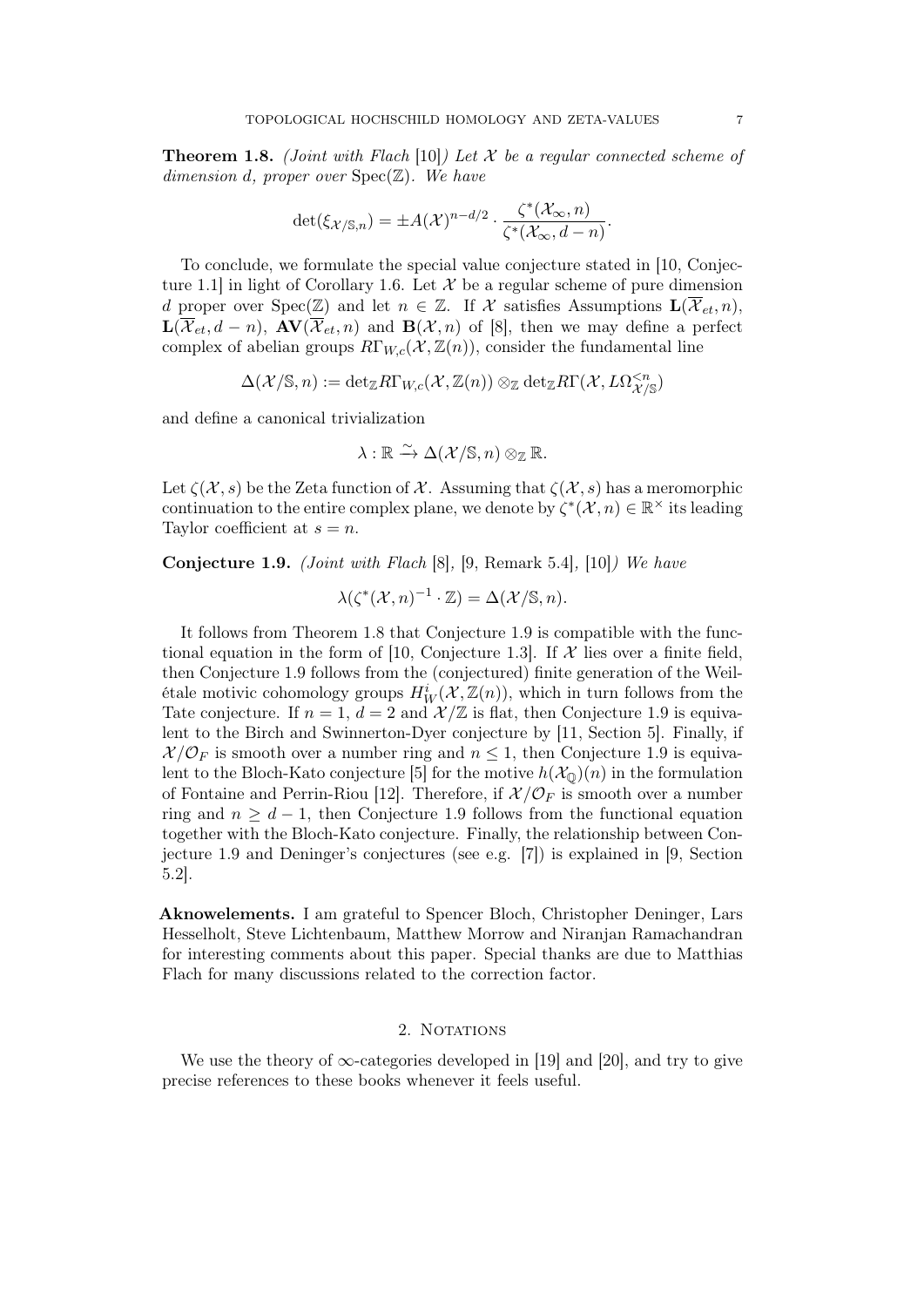**Theorem 1.8.** *(Joint with Flach [10]) Let $\mathcal{X}$ be a regular connected scheme of dimension $d$, proper over $\mathrm{Spec}(\mathbb{Z})$. We have*

$$\det(\xi_{\mathcal{X}/\mathbb{S},n}) = \pm A(\mathcal{X})^{n-d/2} \cdot \frac{\zeta^*(\mathcal{X}_\infty, n)}{\zeta^*(\mathcal{X}_\infty, d-n)}.$$

To conclude, we formulate the special value conjecture stated in [10, Conjecture 1.1] in light of Corollary 1.6. Let $\mathcal{X}$ be a regular scheme of pure dimension $d$ proper over $\mathrm{Spec}(\mathbb{Z})$ and let $n \in \mathbb{Z}$. If $\mathcal{X}$ satisfies Assumptions $\mathbf{L}(\overline{\mathcal{X}}_{et}, n)$, $\mathbf{L}(\overline{\mathcal{X}}_{et}, d-n)$, $\mathbf{AV}(\overline{\mathcal{X}}_{et}, n)$ and $\mathbf{B}(\mathcal{X}, n)$ of [8], then we may define a perfect complex of abelian groups $R\Gamma_{W,c}(\mathcal{X}, \mathbb{Z}(n))$, consider the fundamental line

$$\Delta(\mathcal{X}/\mathbb{S}, n) := \det{}_{\mathbb{Z}} R\Gamma_{W,c}(\mathcal{X}, \mathbb{Z}(n)) \otimes_{\mathbb{Z}} \det{}_{\mathbb{Z}} R\Gamma(\mathcal{X}, L\Omega^{<n}_{\mathcal{X}/\mathbb{S}})$$

and define a canonical trivialization

$$\lambda : \mathbb{R} \xrightarrow{\sim} \Delta(\mathcal{X}/\mathbb{S}, n) \otimes_{\mathbb{Z}} \mathbb{R}.$$

Let $\zeta(\mathcal{X}, s)$ be the Zeta function of $\mathcal{X}$. Assuming that $\zeta(\mathcal{X}, s)$ has a meromorphic continuation to the entire complex plane, we denote by $\zeta^*(\mathcal{X}, n) \in \mathbb{R}^\times$ its leading Taylor coefficient at $s = n$.

**Conjecture 1.9.** *(Joint with Flach [8], [9, Remark 5.4], [10]) We have*

$$\lambda(\zeta^*(\mathcal{X}, n)^{-1} \cdot \mathbb{Z}) = \Delta(\mathcal{X}/\mathbb{S}, n).$$

It follows from Theorem 1.8 that Conjecture 1.9 is compatible with the functional equation in the form of [10, Conjecture 1.3]. If $\mathcal{X}$ lies over a finite field, then Conjecture 1.9 follows from the (conjectured) finite generation of the Weil-étale motivic cohomology groups $H^i_W(\mathcal{X}, \mathbb{Z}(n))$, which in turn follows from the Tate conjecture. If $n = 1$, $d = 2$ and $\mathcal{X}/\mathbb{Z}$ is flat, then Conjecture 1.9 is equivalent to the Birch and Swinnerton-Dyer conjecture by [11, Section 5]. Finally, if $\mathcal{X}/\mathcal{O}_F$ is smooth over a number ring and $n \leq 1$, then Conjecture 1.9 is equivalent to the Bloch-Kato conjecture [5] for the motive $h(\mathcal{X}_{\mathbb{Q}})(n)$ in the formulation of Fontaine and Perrin-Riou [12]. Therefore, if $\mathcal{X}/\mathcal{O}_F$ is smooth over a number ring and $n \geq d-1$, then Conjecture 1.9 follows from the functional equation together with the Bloch-Kato conjecture. Finally, the relationship between Conjecture 1.9 and Deninger's conjectures (see e.g. [7]) is explained in [9, Section 5.2].

**Aknowelements.** I am grateful to Spencer Bloch, Christopher Deninger, Lars Hesselholt, Steve Lichtenbaum, Matthew Morrow and Niranjan Ramachandran for interesting comments about this paper. Special thanks are due to Matthias Flach for many discussions related to the correction factor.

## 2. Notations

We use the theory of $\infty$-categories developed in [19] and [20], and try to give precise references to these books whenever it feels useful.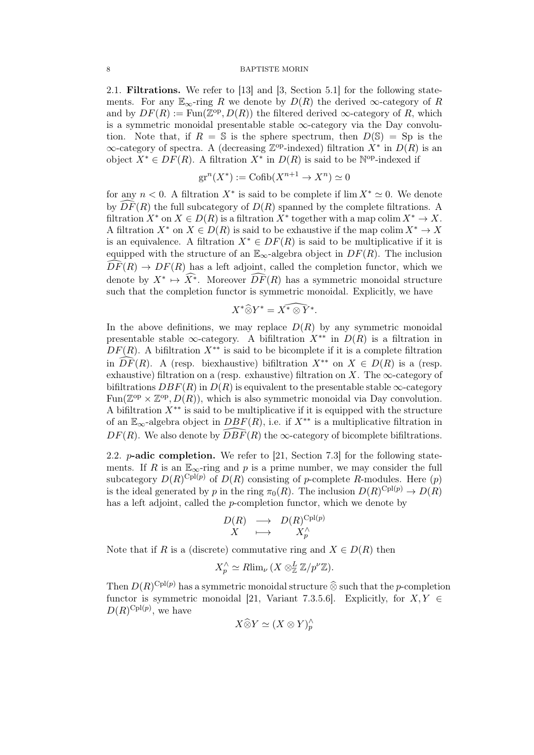2.1. **Filtrations.** We refer to [13] and [3, Section 5.1] for the following statements. For any $\mathbb{E}_\infty$-ring $R$ we denote by $D(R)$ the derived $\infty$-category of $R$ and by $DF(R) := \mathrm{Fun}(\mathbb{Z}^{\mathrm{op}}, D(R))$ the filtered derived $\infty$-category of $R$, which is a symmetric monoidal presentable stable $\infty$-category via the Day convolution. Note that, if $R = \mathbb{S}$ is the sphere spectrum, then $D(\mathbb{S}) = \mathrm{Sp}$ is the $\infty$-category of spectra. A (decreasing $\mathbb{Z}^{\mathrm{op}}$-indexed) filtration $X^*$ in $D(R)$ is an object $X^* \in DF(R)$. A filtration $X^*$ in $D(R)$ is said to be $\mathbb{N}^{\mathrm{op}}$-indexed if

$$\mathrm{gr}^n(X^*) := \mathrm{Cofib}(X^{n+1} \to X^n) \simeq 0$$

for any $n < 0$. A filtration $X^*$ is said to be complete if $\lim X^* \simeq 0$. We denote by $\widehat{DF}(R)$ the full subcategory of $D(R)$ spanned by the complete filtrations. A filtration $X^*$ on $X \in D(R)$ is a filtration $X^*$ together with a map $\mathrm{colim}\, X^* \to X$. A filtration $X^*$ on $X \in D(R)$ is said to be exhaustive if the map $\mathrm{colim}\, X^* \to X$ is an equivalence. A filtration $X^* \in DF(R)$ is said to be multiplicative if it is equipped with the structure of an $\mathbb{E}_\infty$-algebra object in $DF(R)$. The inclusion $\widehat{DF}(R) \to DF(R)$ has a left adjoint, called the completion functor, which we denote by $X^* \mapsto \widehat{X}^*$. Moreover $\widehat{DF}(R)$ has a symmetric monoidal structure such that the completion functor is symmetric monoidal. Explicitly, we have

$$X^* \widehat{\otimes} Y^* = \widehat{X^* \otimes Y^*}.$$

In the above definitions, we may replace $D(R)$ by any symmetric monoidal presentable stable $\infty$-category. A bifiltration $X^{**}$ in $D(R)$ is a filtration in $DF(R)$. A bifiltration $X^{**}$ is said to be bicomplete if it is a complete filtration in $\widehat{DF}(R)$. A (resp. biexhaustive) bifiltration $X^{**}$ on $X \in D(R)$ is a (resp. exhaustive) filtration on a (resp. exhaustive) filtration on $X$. The $\infty$-category of bifiltrations $DBF(R)$ in $D(R)$ is equivalent to the presentable stable $\infty$-category $\mathrm{Fun}(\mathbb{Z}^{\mathrm{op}} \times \mathbb{Z}^{\mathrm{op}}, D(R))$, which is also symmetric monoidal via Day convolution. A bifiltration $X^{**}$ is said to be multiplicative if it is equipped with the structure of an $\mathbb{E}_\infty$-algebra object in $DBF(R)$, i.e. if $X^{**}$ is a multiplicative filtration in $DF(R)$. We also denote by $\widehat{DBF}(R)$ the $\infty$-category of bicomplete bifiltrations.

2.2. **$p$-adic completion.** We refer to [21, Section 7.3] for the following statements. If $R$ is an $\mathbb{E}_\infty$-ring and $p$ is a prime number, we may consider the full subcategory $D(R)^{\mathrm{Cpl}(p)}$ of $D(R)$ consisting of $p$-complete $R$-modules. Here $(p)$ is the ideal generated by $p$ in the ring $\pi_0(R)$. The inclusion $D(R)^{\mathrm{Cpl}(p)} \to D(R)$ has a left adjoint, called the $p$-completion functor, which we denote by

$$\begin{array}{ccc} D(R) & \longrightarrow & D(R)^{\mathrm{Cpl}(p)} \\ X & \longmapsto & X_p^\wedge \end{array}$$

Note that if $R$ is a (discrete) commutative ring and $X \in D(R)$ then

$$X_p^\wedge \simeq R\mathrm{lim}_\nu\, (X \otimes^L_{\mathbb{Z}} \mathbb{Z}/p^\nu\mathbb{Z}).$$

Then $D(R)^{\mathrm{Cpl}(p)}$ has a symmetric monoidal structure $\widehat{\otimes}$ such that the $p$-completion functor is symmetric monoidal [21, Variant 7.3.5.6]. Explicitly, for $X, Y \in D(R)^{\mathrm{Cpl}(p)}$, we have

$$X \widehat{\otimes} Y \simeq (X \otimes Y)_p^\wedge$$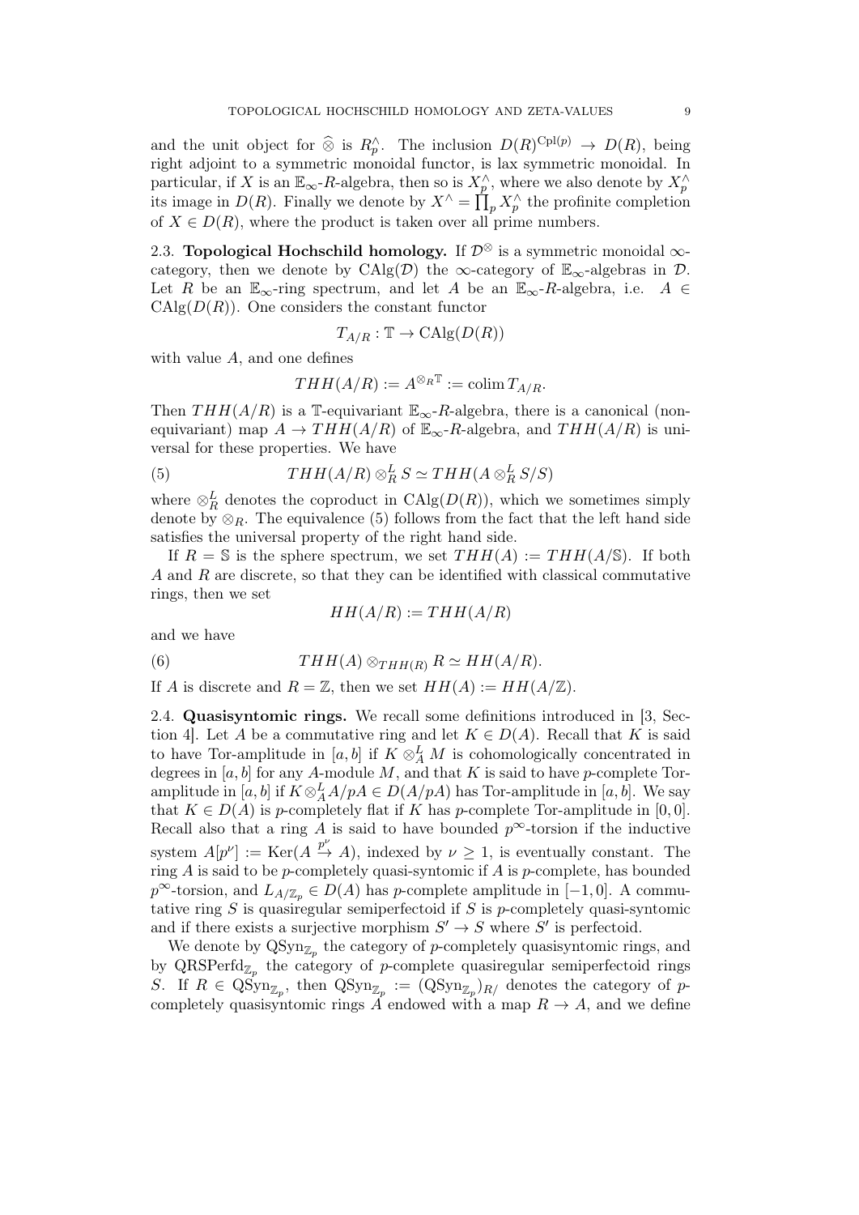and the unit object for $\widehat{\otimes}$ is $R_p^\wedge$. The inclusion $D(R)^{\mathrm{Cpl}(p)} \to D(R)$, being right adjoint to a symmetric monoidal functor, is lax symmetric monoidal. In particular, if $X$ is an $\mathbb{E}_\infty$-$R$-algebra, then so is $X_p^\wedge$, where we also denote by $X_p^\wedge$ its image in $D(R)$. Finally we denote by $X^\wedge = \prod_p X_p^\wedge$ the profinite completion of $X \in D(R)$, where the product is taken over all prime numbers.

**2.3. Topological Hochschild homology.** If $\mathcal{D}^\otimes$ is a symmetric monoidal $\infty$-category, then we denote by $\mathrm{CAlg}(\mathcal{D})$ the $\infty$-category of $\mathbb{E}_\infty$-algebras in $\mathcal{D}$. Let $R$ be an $\mathbb{E}_\infty$-ring spectrum, and let $A$ be an $\mathbb{E}_\infty$-$R$-algebra, i.e. $A \in \mathrm{CAlg}(D(R))$. One considers the constant functor

$$T_{A/R} : \mathbb{T} \to \mathrm{CAlg}(D(R))$$

with value $A$, and one defines

$$THH(A/R) := A^{\otimes_R \mathbb{T}} := \mathrm{colim}\, T_{A/R}.$$

Then $THH(A/R)$ is a $\mathbb{T}$-equivariant $\mathbb{E}_\infty$-$R$-algebra, there is a canonical (non-equivariant) map $A \to THH(A/R)$ of $\mathbb{E}_\infty$-$R$-algebra, and $THH(A/R)$ is universal for these properties. We have

$$THH(A/R) \otimes_R^L S \simeq THH(A \otimes_R^L S/S) \tag{5}$$

where $\otimes_R^L$ denotes the coproduct in $\mathrm{CAlg}(D(R))$, which we sometimes simply denote by $\otimes_R$. The equivalence (5) follows from the fact that the left hand side satisfies the universal property of the right hand side.

If $R = \mathbb{S}$ is the sphere spectrum, we set $THH(A) := THH(A/\mathbb{S})$. If both $A$ and $R$ are discrete, so that they can be identified with classical commutative rings, then we set

$$HH(A/R) := THH(A/R)$$

and we have

$$THH(A) \otimes_{THH(R)} R \simeq HH(A/R). \tag{6}$$

If $A$ is discrete and $R = \mathbb{Z}$, then we set $HH(A) := HH(A/\mathbb{Z})$.

**2.4. Quasisyntomic rings.** We recall some definitions introduced in [3, Section 4]. Let $A$ be a commutative ring and let $K \in D(A)$. Recall that $K$ is said to have Tor-amplitude in $[a,b]$ if $K \otimes_A^L M$ is cohomologically concentrated in degrees in $[a,b]$ for any $A$-module $M$, and that $K$ is said to have $p$-complete Tor-amplitude in $[a,b]$ if $K \otimes_A^L A/pA \in D(A/pA)$ has Tor-amplitude in $[a,b]$. We say that $K \in D(A)$ is $p$-completely flat if $K$ has $p$-complete Tor-amplitude in $[0,0]$. Recall also that a ring $A$ is said to have bounded $p^\infty$-torsion if the inductive system $A[p^\nu] := \mathrm{Ker}(A \xrightarrow{p^\nu} A)$, indexed by $\nu \geq 1$, is eventually constant. The ring $A$ is said to be $p$-completely quasi-syntomic if $A$ is $p$-complete, has bounded $p^\infty$-torsion, and $L_{A/\mathbb{Z}_p} \in D(A)$ has $p$-complete amplitude in $[-1,0]$. A commutative ring $S$ is quasiregular semiperfectoid if $S$ is $p$-completely quasi-syntomic and if there exists a surjective morphism $S' \to S$ where $S'$ is perfectoid.

We denote by $\mathrm{QSyn}_{\mathbb{Z}_p}$ the category of $p$-completely quasisyntomic rings, and by $\mathrm{QRSPerfd}_{\mathbb{Z}_p}$ the category of $p$-complete quasiregular semiperfectoid rings $S$. If $R \in \mathrm{QSyn}_{\mathbb{Z}_p}$, then $\mathrm{QSyn}_{\mathbb{Z}_p} := (\mathrm{QSyn}_{\mathbb{Z}_p})_{R/}$ denotes the category of $p$-completely quasisyntomic rings $A$ endowed with a map $R \to A$, and we define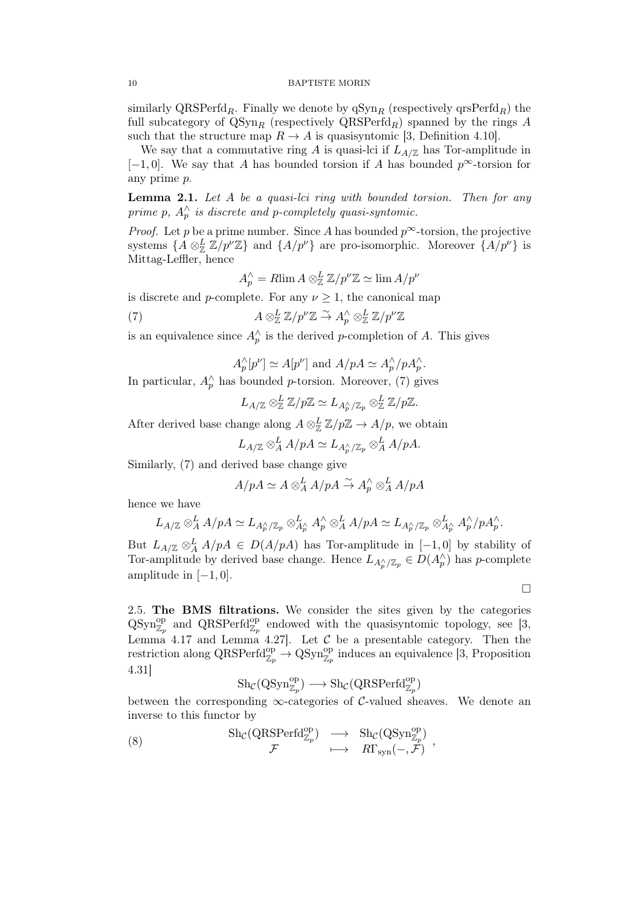similarly $\mathrm{QRSPerfd}_R$. Finally we denote by $\mathrm{qSyn}_R$ (respectively $\mathrm{qrsPerfd}_R$) the full subcategory of $\mathrm{QSyn}_R$ (respectively $\mathrm{QRSPerfd}_R$) spanned by the rings $A$ such that the structure map $R \to A$ is quasisyntomic [3, Definition 4.10].

We say that a commutative ring $A$ is quasi-lci if $L_{A/\mathbb{Z}}$ has Tor-amplitude in $[-1, 0]$. We say that $A$ has bounded torsion if $A$ has bounded $p^\infty$-torsion for any prime $p$.

**Lemma 2.1.** *Let $A$ be a quasi-lci ring with bounded torsion. Then for any prime $p$, $A_p^\wedge$ is discrete and $p$-completely quasi-syntomic.*

*Proof.* Let $p$ be a prime number. Since $A$ has bounded $p^\infty$-torsion, the projective systems $\{A \otimes_{\mathbb{Z}}^L \mathbb{Z}/p^\nu\mathbb{Z}\}$ and $\{A/p^\nu\}$ are pro-isomorphic. Moreover $\{A/p^\nu\}$ is Mittag-Leffler, hence

$$A_p^\wedge = R\lim A \otimes_{\mathbb{Z}}^L \mathbb{Z}/p^\nu\mathbb{Z} \simeq \lim A/p^\nu$$

is discrete and $p$-complete. For any $\nu \geq 1$, the canonical map

$$A \otimes_{\mathbb{Z}}^L \mathbb{Z}/p^\nu\mathbb{Z} \xrightarrow{\sim} A_p^\wedge \otimes_{\mathbb{Z}}^L \mathbb{Z}/p^\nu\mathbb{Z} \tag{7}$$

is an equivalence since $A_p^\wedge$ is the derived $p$-completion of $A$. This gives

$$A_p^\wedge[p^\nu] \simeq A[p^\nu] \text{ and } A/pA \simeq A_p^\wedge/pA_p^\wedge.$$

In particular, $A_p^\wedge$ has bounded $p$-torsion. Moreover, (7) gives

$$L_{A/\mathbb{Z}} \otimes_{\mathbb{Z}}^L \mathbb{Z}/p\mathbb{Z} \simeq L_{A_p^\wedge/\mathbb{Z}_p} \otimes_{\mathbb{Z}}^L \mathbb{Z}/p\mathbb{Z}.$$

After derived base change along $A \otimes_{\mathbb{Z}}^L \mathbb{Z}/p\mathbb{Z} \to A/p$, we obtain

$$L_{A/\mathbb{Z}} \otimes_A^L A/pA \simeq L_{A_p^\wedge/\mathbb{Z}_p} \otimes_A^L A/pA.$$

Similarly, (7) and derived base change give

$$A/pA \simeq A \otimes_A^L A/pA \xrightarrow{\sim} A_p^\wedge \otimes_A^L A/pA$$

hence we have

$$L_{A/\mathbb{Z}} \otimes_A^L A/pA \simeq L_{A_p^\wedge/\mathbb{Z}_p} \otimes_{A_p^\wedge}^L A_p^\wedge \otimes_A^L A/pA \simeq L_{A_p^\wedge/\mathbb{Z}_p} \otimes_{A_p^\wedge}^L A_p^\wedge/pA_p^\wedge.$$

But $L_{A/\mathbb{Z}} \otimes_A^L A/pA \in D(A/pA)$ has Tor-amplitude in $[-1, 0]$ by stability of Tor-amplitude by derived base change. Hence $L_{A_p^\wedge/\mathbb{Z}_p} \in D(A_p^\wedge)$ has $p$-complete amplitude in $[-1, 0]$.

□

2.5. **The BMS filtrations.** We consider the sites given by the categories $\mathrm{QSyn}_{\mathbb{Z}_p}^{\mathrm{op}}$ and $\mathrm{QRSPerfd}_{\mathbb{Z}_p}^{\mathrm{op}}$ endowed with the quasisyntomic topology, see [3, Lemma 4.17 and Lemma 4.27]. Let $\mathcal{C}$ be a presentable category. Then the restriction along $\mathrm{QRSPerfd}_{\mathbb{Z}_p}^{\mathrm{op}} \to \mathrm{QSyn}_{\mathbb{Z}_p}^{\mathrm{op}}$ induces an equivalence [3, Proposition 4.31]

$$\mathrm{Sh}_{\mathcal{C}}(\mathrm{QSyn}_{\mathbb{Z}_p}^{\mathrm{op}}) \longrightarrow \mathrm{Sh}_{\mathcal{C}}(\mathrm{QRSPerfd}_{\mathbb{Z}_p}^{\mathrm{op}})$$

between the corresponding $\infty$-categories of $\mathcal{C}$-valued sheaves. We denote an inverse to this functor by

$$\begin{array}{ccc} \mathrm{Sh}_{\mathcal{C}}(\mathrm{QRSPerfd}_{\mathbb{Z}_p}^{\mathrm{op}}) & \longrightarrow & \mathrm{Sh}_{\mathcal{C}}(\mathrm{QSyn}_{\mathbb{Z}_p}^{\mathrm{op}}) \\ \mathcal{F} & \longmapsto & R\Gamma_{\mathrm{syn}}(-, \mathcal{F}) \end{array}, \tag{8}$$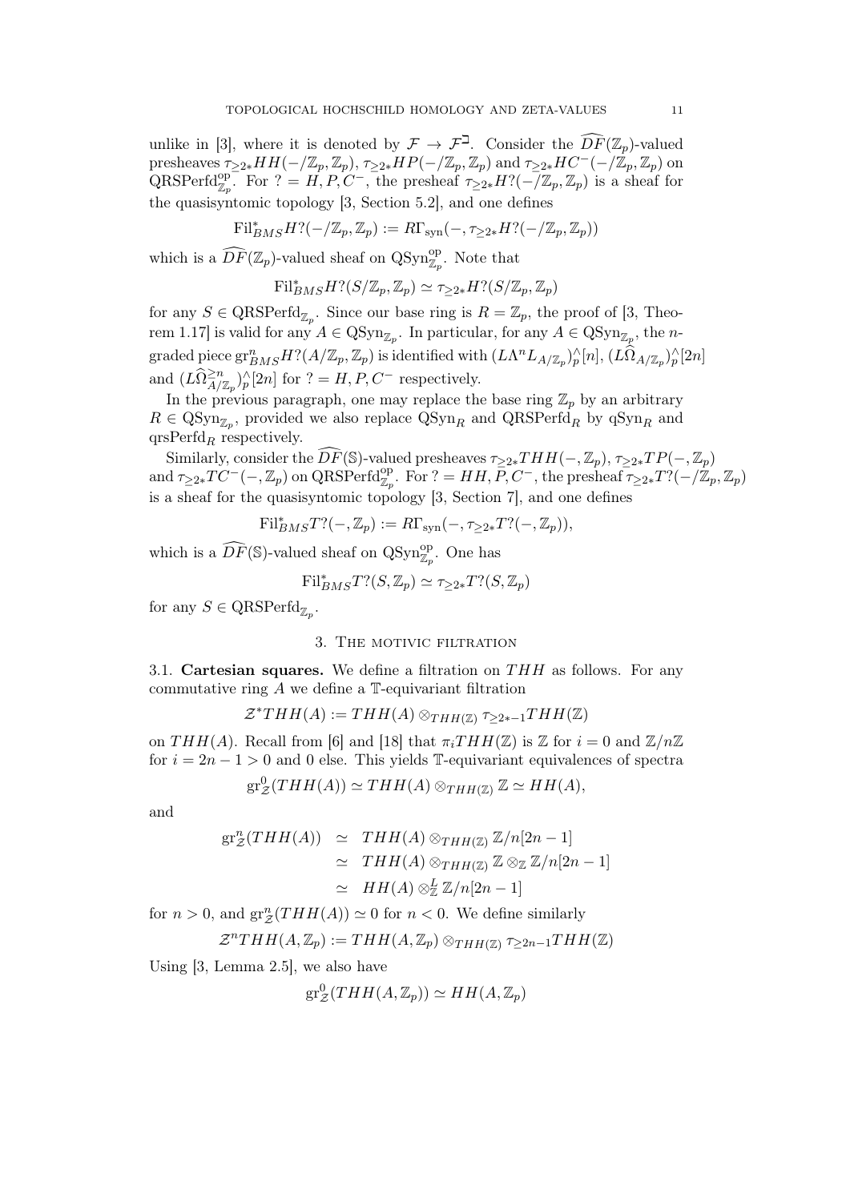unlike in [3], where it is denoted by $\mathcal{F} \to \mathcal{F}^{\daleth}$. Consider the $\widehat{DF}(\mathbb{Z}_p)$-valued presheaves $\tau_{\geq 2*}HH(-/\mathbb{Z}_p, \mathbb{Z}_p)$, $\tau_{\geq 2*}HP(-/\mathbb{Z}_p, \mathbb{Z}_p)$ and $\tau_{\geq 2*}HC^-(-/\mathbb{Z}_p, \mathbb{Z}_p)$ on $\mathrm{QRSPerfd}_{\mathbb{Z}_p}^{\mathrm{op}}$. For $? = H, P, C^-$, the presheaf $\tau_{\geq 2*}H?(-/\mathbb{Z}_p, \mathbb{Z}_p)$ is a sheaf for the quasisyntomic topology [3, Section 5.2], and one defines

$$\mathrm{Fil}^*_{BMS}H?(-/\mathbb{Z}_p, \mathbb{Z}_p) := R\Gamma_{\mathrm{syn}}(-, \tau_{\geq 2*}H?(-/\mathbb{Z}_p, \mathbb{Z}_p))$$

which is a $\widehat{DF}(\mathbb{Z}_p)$-valued sheaf on $\mathrm{QSyn}_{\mathbb{Z}_p}^{\mathrm{op}}$. Note that

$$\mathrm{Fil}^*_{BMS}H?(S/\mathbb{Z}_p, \mathbb{Z}_p) \simeq \tau_{\geq 2*}H?(S/\mathbb{Z}_p, \mathbb{Z}_p)$$

for any $S \in \mathrm{QRSPerfd}_{\mathbb{Z}_p}$. Since our base ring is $R = \mathbb{Z}_p$, the proof of [3, Theorem 1.17] is valid for any $A \in \mathrm{QSyn}_{\mathbb{Z}_p}$. In particular, for any $A \in \mathrm{QSyn}_{\mathbb{Z}_p}$, the $n$-graded piece $\mathrm{gr}^n_{BMS}H?(A/\mathbb{Z}_p, \mathbb{Z}_p)$ is identified with $(L\Lambda^n L_{A/\mathbb{Z}_p})^\wedge_p[n]$, $(L\widehat{\Omega}_{A/\mathbb{Z}_p})^\wedge_p[2n]$ and $(L\widehat{\Omega}^{\geq n}_{A/\mathbb{Z}_p})^\wedge_p[2n]$ for $? = H, P, C^-$ respectively.

In the previous paragraph, one may replace the base ring $\mathbb{Z}_p$ by an arbitrary $R \in \mathrm{QSyn}_{\mathbb{Z}_p}$, provided we also replace $\mathrm{QSyn}_R$ and $\mathrm{QRSPerfd}_R$ by $\mathrm{qSyn}_R$ and $\mathrm{qrsPerfd}_R$ respectively.

Similarly, consider the $\widehat{DF}(\mathbb{S})$-valued presheaves $\tau_{\geq 2*}THH(-, \mathbb{Z}_p)$, $\tau_{\geq 2*}TP(-, \mathbb{Z}_p)$ and $\tau_{\geq 2*}TC^-(-, \mathbb{Z}_p)$ on $\mathrm{QRSPerfd}_{\mathbb{Z}_p}^{\mathrm{op}}$. For $? = HH, P, C^-$, the presheaf $\tau_{\geq 2*}T?(-/\mathbb{Z}_p, \mathbb{Z}_p)$ is a sheaf for the quasisyntomic topology [3, Section 7], and one defines

$$\mathrm{Fil}^*_{BMS}T?(-, \mathbb{Z}_p) := R\Gamma_{\mathrm{syn}}(-, \tau_{\geq 2*}T?(-, \mathbb{Z}_p)),$$

which is a $\widehat{DF}(\mathbb{S})$-valued sheaf on $\mathrm{QSyn}_{\mathbb{Z}_p}^{\mathrm{op}}$. One has

$$\mathrm{Fil}^*_{BMS}T?(S, \mathbb{Z}_p) \simeq \tau_{\geq 2*}T?(S, \mathbb{Z}_p)$$

for any $S \in \mathrm{QRSPerfd}_{\mathbb{Z}_p}$.

## 3. The motivic filtration

**3.1. Cartesian squares.** We define a filtration on $THH$ as follows. For any commutative ring $A$ we define a $\mathbb{T}$-equivariant filtration

$$\mathcal{Z}^*THH(A) := THH(A) \otimes_{THH(\mathbb{Z})} \tau_{\geq 2*-1}THH(\mathbb{Z})$$

on $THH(A)$. Recall from [6] and [18] that $\pi_i THH(\mathbb{Z})$ is $\mathbb{Z}$ for $i = 0$ and $\mathbb{Z}/n\mathbb{Z}$ for $i = 2n-1 > 0$ and 0 else. This yields $\mathbb{T}$-equivariant equivalences of spectra

$$\mathrm{gr}^0_{\mathcal{Z}}(THH(A)) \simeq THH(A) \otimes_{THH(\mathbb{Z})} \mathbb{Z} \simeq HH(A),$$

and

$$\begin{aligned}
\mathrm{gr}^n_{\mathcal{Z}}(THH(A)) &\simeq THH(A) \otimes_{THH(\mathbb{Z})} \mathbb{Z}/n[2n-1] \\
&\simeq THH(A) \otimes_{THH(\mathbb{Z})} \mathbb{Z} \otimes_{\mathbb{Z}} \mathbb{Z}/n[2n-1] \\
&\simeq HH(A) \otimes^L_{\mathbb{Z}} \mathbb{Z}/n[2n-1]
\end{aligned}$$

for $n > 0$, and $\mathrm{gr}^n_{\mathcal{Z}}(THH(A)) \simeq 0$ for $n < 0$. We define similarly

$$\mathcal{Z}^n THH(A, \mathbb{Z}_p) := THH(A, \mathbb{Z}_p) \otimes_{THH(\mathbb{Z})} \tau_{\geq 2n-1}THH(\mathbb{Z})$$

Using [3, Lemma 2.5], we also have

$$\mathrm{gr}^0_{\mathcal{Z}}(THH(A, \mathbb{Z}_p)) \simeq HH(A, \mathbb{Z}_p)$$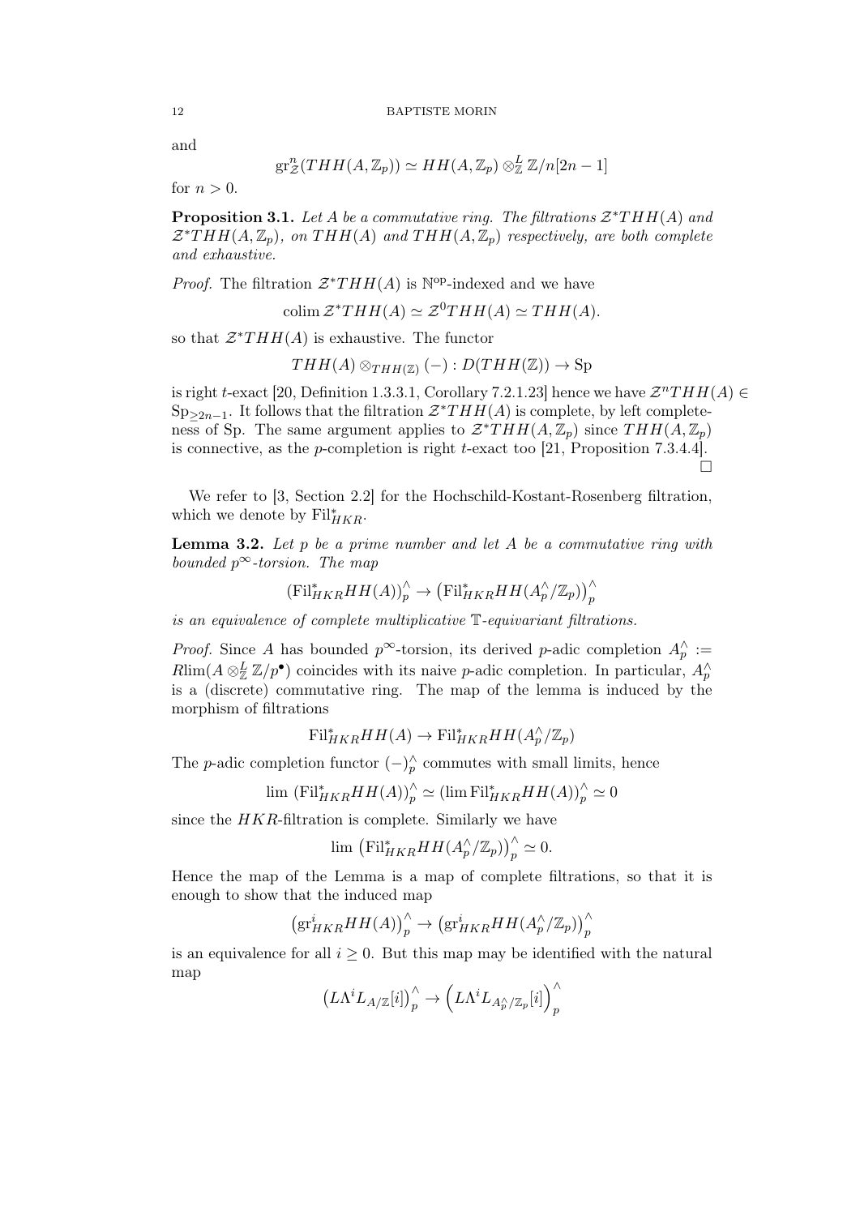and

$$\mathrm{gr}^n_{\mathcal{Z}}(THH(A,\mathbb{Z}_p)) \simeq HH(A,\mathbb{Z}_p) \otimes^L_{\mathbb{Z}} \mathbb{Z}/n[2n-1]$$

for $n > 0$.

**Proposition 3.1.** *Let $A$ be a commutative ring. The filtrations $\mathcal{Z}^*THH(A)$ and $\mathcal{Z}^*THH(A,\mathbb{Z}_p)$, on $THH(A)$ and $THH(A,\mathbb{Z}_p)$ respectively, are both complete and exhaustive.*

*Proof.* The filtration $\mathcal{Z}^*THH(A)$ is $\mathbb{N}^{\mathrm{op}}$-indexed and we have

$$\mathrm{colim}\, \mathcal{Z}^*THH(A) \simeq \mathcal{Z}^0 THH(A) \simeq THH(A).$$

so that $\mathcal{Z}^*THH(A)$ is exhaustive. The functor

$$THH(A) \otimes_{THH(\mathbb{Z})} (-) : D(THH(\mathbb{Z})) \to \mathrm{Sp}$$

is right $t$-exact [20, Definition 1.3.3.1, Corollary 7.2.1.23] hence we have $\mathcal{Z}^n THH(A) \in \mathrm{Sp}_{\geq 2n-1}$. It follows that the filtration $\mathcal{Z}^*THH(A)$ is complete, by left completeness of Sp. The same argument applies to $\mathcal{Z}^*THH(A,\mathbb{Z}_p)$ since $THH(A,\mathbb{Z}_p)$ is connective, as the $p$-completion is right $t$-exact too [21, Proposition 7.3.4.4]. $\square$

We refer to [3, Section 2.2] for the Hochschild-Kostant-Rosenberg filtration, which we denote by $\mathrm{Fil}^*_{HKR}$.

**Lemma 3.2.** *Let $p$ be a prime number and let $A$ be a commutative ring with bounded $p^\infty$-torsion. The map*

$$(\mathrm{Fil}^*_{HKR} HH(A))^\wedge_p \to \left(\mathrm{Fil}^*_{HKR} HH(A^\wedge_p/\mathbb{Z}_p)\right)^\wedge_p$$

*is an equivalence of complete multiplicative $\mathbb{T}$-equivariant filtrations.*

*Proof.* Since $A$ has bounded $p^\infty$-torsion, its derived $p$-adic completion $A^\wedge_p := R\mathrm{lim}(A \otimes^L_{\mathbb{Z}} \mathbb{Z}/p^\bullet)$ coincides with its naive $p$-adic completion. In particular, $A^\wedge_p$ is a (discrete) commutative ring. The map of the lemma is induced by the morphism of filtrations

$$\mathrm{Fil}^*_{HKR} HH(A) \to \mathrm{Fil}^*_{HKR} HH(A^\wedge_p/\mathbb{Z}_p)$$

The $p$-adic completion functor $(-)^\wedge_p$ commutes with small limits, hence

$$\lim\, (\mathrm{Fil}^*_{HKR} HH(A))^\wedge_p \simeq (\lim \mathrm{Fil}^*_{HKR} HH(A))^\wedge_p \simeq 0$$

since the $HKR$-filtration is complete. Similarly we have

$$\lim\, \left(\mathrm{Fil}^*_{HKR} HH(A^\wedge_p/\mathbb{Z}_p)\right)^\wedge_p \simeq 0.$$

Hence the map of the Lemma is a map of complete filtrations, so that it is enough to show that the induced map

$$\left(\mathrm{gr}^i_{HKR} HH(A)\right)^\wedge_p \to \left(\mathrm{gr}^i_{HKR} HH(A^\wedge_p/\mathbb{Z}_p)\right)^\wedge_p$$

is an equivalence for all $i \geq 0$. But this map may be identified with the natural map

$$\left(L\Lambda^i L_{A/\mathbb{Z}}[i]\right)^\wedge_p \to \left(L\Lambda^i L_{A^\wedge_p/\mathbb{Z}_p}[i]\right)^\wedge_p$$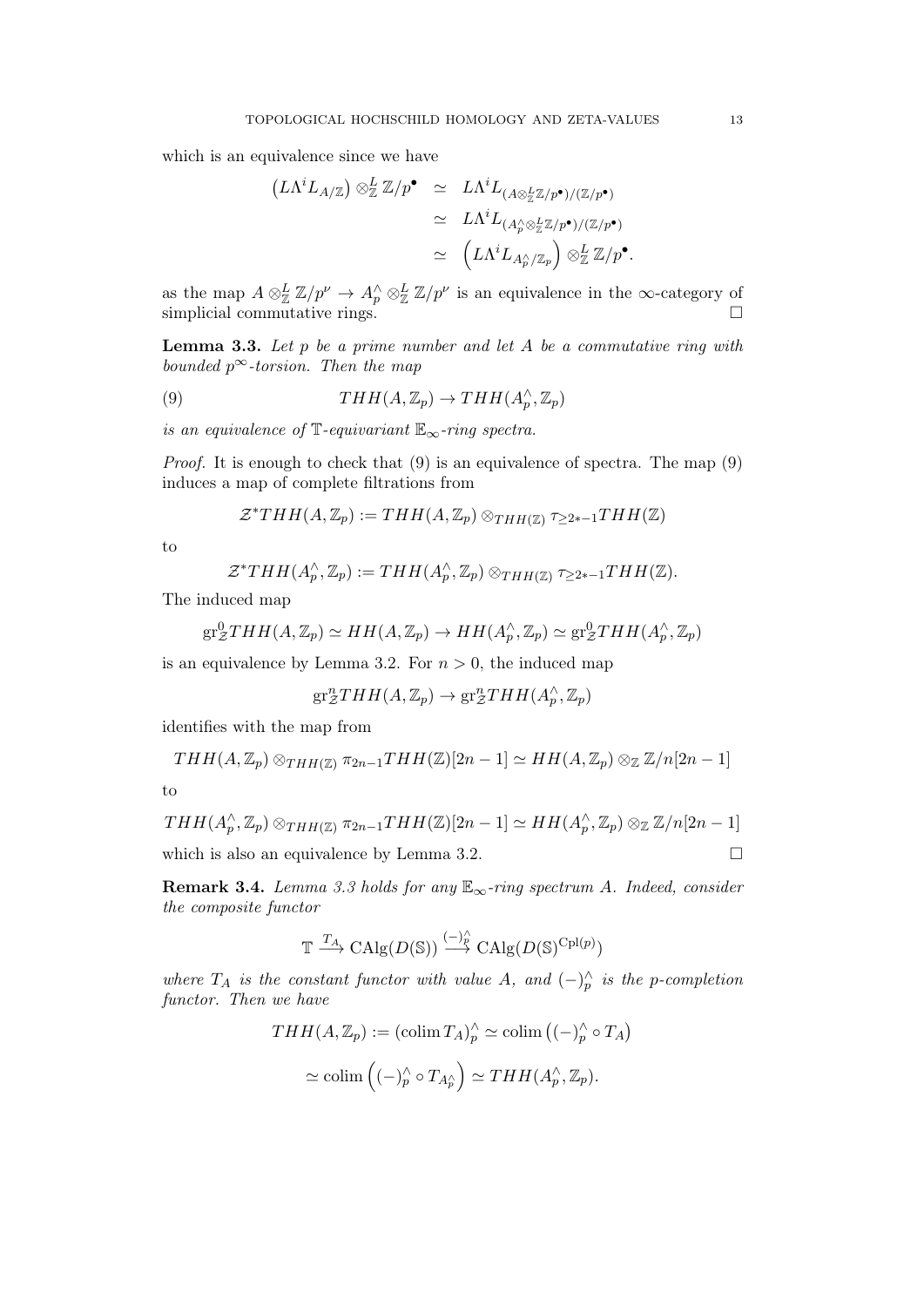which is an equivalence since we have

$$\begin{aligned}
\left(L\Lambda^i L_{A/\mathbb{Z}}\right) \otimes^L_{\mathbb{Z}} \mathbb{Z}/p^\bullet &\simeq L\Lambda^i L_{(A\otimes^L_{\mathbb{Z}}\mathbb{Z}/p^\bullet)/(\mathbb{Z}/p^\bullet)} \\
&\simeq L\Lambda^i L_{(A^\wedge_p\otimes^L_{\mathbb{Z}}\mathbb{Z}/p^\bullet)/(\mathbb{Z}/p^\bullet)} \\
&\simeq \left(L\Lambda^i L_{A^\wedge_p/\mathbb{Z}_p}\right) \otimes^L_{\mathbb{Z}} \mathbb{Z}/p^\bullet.
\end{aligned}$$

as the map $A \otimes^L_{\mathbb{Z}} \mathbb{Z}/p^\nu \to A^\wedge_p \otimes^L_{\mathbb{Z}} \mathbb{Z}/p^\nu$ is an equivalence in the $\infty$-category of simplicial commutative rings. □

**Lemma 3.3.** *Let $p$ be a prime number and let $A$ be a commutative ring with bounded $p^\infty$-torsion. Then the map*

$$THH(A, \mathbb{Z}_p) \to THH(A^\wedge_p, \mathbb{Z}_p) \tag{9}$$

*is an equivalence of $\mathbb{T}$-equivariant $\mathbb{E}_\infty$-ring spectra.*

*Proof.* It is enough to check that (9) is an equivalence of spectra. The map (9) induces a map of complete filtrations from

$$\mathcal{Z}^* THH(A, \mathbb{Z}_p) := THH(A, \mathbb{Z}_p) \otimes_{THH(\mathbb{Z})} \tau_{\geq 2*-1} THH(\mathbb{Z})$$

to

$$\mathcal{Z}^* THH(A^\wedge_p, \mathbb{Z}_p) := THH(A^\wedge_p, \mathbb{Z}_p) \otimes_{THH(\mathbb{Z})} \tau_{\geq 2*-1} THH(\mathbb{Z}).$$

The induced map

$$\mathrm{gr}^0_{\mathcal{Z}} THH(A, \mathbb{Z}_p) \simeq HH(A, \mathbb{Z}_p) \to HH(A^\wedge_p, \mathbb{Z}_p) \simeq \mathrm{gr}^0_{\mathcal{Z}} THH(A^\wedge_p, \mathbb{Z}_p)$$

is an equivalence by Lemma 3.2. For $n > 0$, the induced map

$$\mathrm{gr}^n_{\mathcal{Z}} THH(A, \mathbb{Z}_p) \to \mathrm{gr}^n_{\mathcal{Z}} THH(A^\wedge_p, \mathbb{Z}_p)$$

identifies with the map from

$$THH(A, \mathbb{Z}_p) \otimes_{THH(\mathbb{Z})} \pi_{2n-1} THH(\mathbb{Z})[2n-1] \simeq HH(A, \mathbb{Z}_p) \otimes_{\mathbb{Z}} \mathbb{Z}/n[2n-1]$$

to

$$THH(A^\wedge_p, \mathbb{Z}_p) \otimes_{THH(\mathbb{Z})} \pi_{2n-1} THH(\mathbb{Z})[2n-1] \simeq HH(A^\wedge_p, \mathbb{Z}_p) \otimes_{\mathbb{Z}} \mathbb{Z}/n[2n-1]$$

which is also an equivalence by Lemma 3.2. □

**Remark 3.4.** *Lemma 3.3 holds for any $\mathbb{E}_\infty$-ring spectrum $A$. Indeed, consider the composite functor*

$$\mathbb{T} \xrightarrow{T_A} \mathrm{CAlg}(D(\mathbb{S})) \xrightarrow{(-)^\wedge_p} \mathrm{CAlg}(D(\mathbb{S})^{\mathrm{Cpl}(p)})$$

*where $T_A$ is the constant functor with value $A$, and $(-)^\wedge_p$ is the $p$-completion functor. Then we have*

$$THH(A, \mathbb{Z}_p) := (\mathrm{colim}\, T_A)^\wedge_p \simeq \mathrm{colim}\left((-)^\wedge_p \circ T_A\right)$$

$$\simeq \mathrm{colim}\left((-)^\wedge_p \circ T_{A^\wedge_p}\right) \simeq THH(A^\wedge_p, \mathbb{Z}_p).$$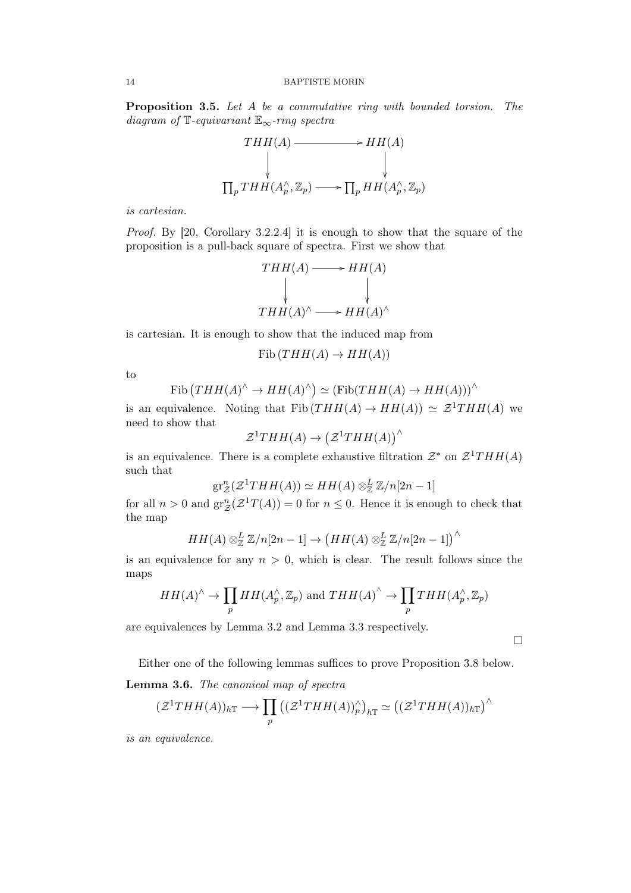**Proposition 3.5.** *Let $A$ be a commutative ring with bounded torsion. The diagram of $\mathbb{T}$-equivariant $\mathbb{E}_\infty$-ring spectra*

$$\begin{array}{ccc} THH(A) & \longrightarrow & HH(A) \\ \downarrow & & \downarrow \\ \prod_p THH(A_p^\wedge, \mathbb{Z}_p) & \longrightarrow & \prod_p HH(A_p^\wedge, \mathbb{Z}_p) \end{array}$$

*is cartesian.*

*Proof.* By [20, Corollary 3.2.2.4] it is enough to show that the square of the proposition is a pull-back square of spectra. First we show that

$$\begin{array}{ccc} THH(A) & \longrightarrow & HH(A) \\ \downarrow & & \downarrow \\ THH(A)^\wedge & \longrightarrow & HH(A)^\wedge \end{array}$$

is cartesian. It is enough to show that the induced map from

$$\mathrm{Fib}\,(THH(A) \to HH(A))$$

to

$$\mathrm{Fib}\left(THH(A)^\wedge \to HH(A)^\wedge\right) \simeq \left(\mathrm{Fib}(THH(A) \to HH(A))\right)^\wedge$$

is an equivalence. Noting that $\mathrm{Fib}\,(THH(A) \to HH(A)) \simeq \mathcal{Z}^1 THH(A)$ we need to show that

$$\mathcal{Z}^1 THH(A) \to \left(\mathcal{Z}^1 THH(A)\right)^\wedge$$

is an equivalence. There is a complete exhaustive filtration $\mathcal{Z}^*$ on $\mathcal{Z}^1 THH(A)$ such that

$$\mathrm{gr}^n_{\mathcal{Z}}(\mathcal{Z}^1 THH(A)) \simeq HH(A) \otimes^L_{\mathbb{Z}} \mathbb{Z}/n[2n-1]$$

for all $n > 0$ and $\mathrm{gr}^n_{\mathcal{Z}}(\mathcal{Z}^1 T(A)) = 0$ for $n \leq 0$. Hence it is enough to check that the map

$$HH(A) \otimes^L_{\mathbb{Z}} \mathbb{Z}/n[2n-1] \to \left(HH(A) \otimes^L_{\mathbb{Z}} \mathbb{Z}/n[2n-1]\right)^\wedge$$

is an equivalence for any $n > 0$, which is clear. The result follows since the maps

$$HH(A)^\wedge \to \prod_p HH(A_p^\wedge, \mathbb{Z}_p) \text{ and } THH(A)^\wedge \to \prod_p THH(A_p^\wedge, \mathbb{Z}_p)$$

are equivalences by Lemma 3.2 and Lemma 3.3 respectively.

∎

Either one of the following lemmas suffices to prove Proposition 3.8 below.

**Lemma 3.6.** *The canonical map of spectra*

$$(\mathcal{Z}^1 THH(A))_{h\mathbb{T}} \longrightarrow \prod_p \left((\mathcal{Z}^1 THH(A))_p^\wedge\right)_{h\mathbb{T}} \simeq \left((\mathcal{Z}^1 THH(A))_{h\mathbb{T}}\right)^\wedge$$

*is an equivalence.*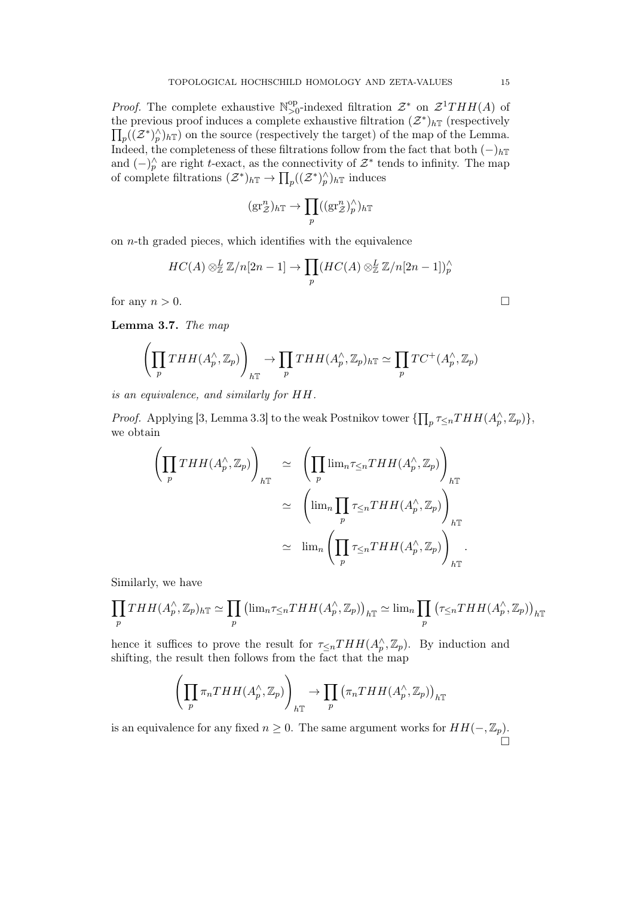*Proof.* The complete exhaustive $\mathbb{N}^{\mathrm{op}}_{>0}$-indexed filtration $\mathcal{Z}^*$ on $\mathcal{Z}^1THH(A)$ of the previous proof induces a complete exhaustive filtration $(\mathcal{Z}^*)_{h\mathbb{T}}$ (respectively $\prod_p((\mathcal{Z}^*)^\wedge_p)_{h\mathbb{T}}$) on the source (respectively the target) of the map of the Lemma. Indeed, the completeness of these filtrations follow from the fact that both $(-)_{h\mathbb{T}}$ and $(-)^\wedge_p$ are right $t$-exact, as the connectivity of $\mathcal{Z}^*$ tends to infinity. The map of complete filtrations $(\mathcal{Z}^*)_{h\mathbb{T}} \to \prod_p((\mathcal{Z}^*)^\wedge_p)_{h\mathbb{T}}$ induces

$$(\mathrm{gr}^n_{\mathcal{Z}})_{h\mathbb{T}} \to \prod_p((\mathrm{gr}^n_{\mathcal{Z}})^\wedge_p)_{h\mathbb{T}}$$

on $n$-th graded pieces, which identifies with the equivalence

$$HC(A) \otimes^L_{\mathbb{Z}} \mathbb{Z}/n[2n-1] \to \prod_p (HC(A) \otimes^L_{\mathbb{Z}} \mathbb{Z}/n[2n-1])^\wedge_p$$

for any $n > 0$. $\square$

**Lemma 3.7.** *The map*

$$\left(\prod_p THH(A^\wedge_p, \mathbb{Z}_p)\right)_{h\mathbb{T}} \to \prod_p THH(A^\wedge_p, \mathbb{Z}_p)_{h\mathbb{T}} \simeq \prod_p TC^+(A^\wedge_p, \mathbb{Z}_p)$$

*is an equivalence, and similarly for $HH$.*

*Proof.* Applying [3, Lemma 3.3] to the weak Postnikov tower $\{\prod_p \tau_{\leq n} THH(A^\wedge_p, \mathbb{Z}_p)\}$, we obtain

$$\begin{aligned}
\left(\prod_p THH(A^\wedge_p, \mathbb{Z}_p)\right)_{h\mathbb{T}} &\simeq \left(\prod_p \lim_n \tau_{\leq n} THH(A^\wedge_p, \mathbb{Z}_p)\right)_{h\mathbb{T}} \\
&\simeq \left(\lim_n \prod_p \tau_{\leq n} THH(A^\wedge_p, \mathbb{Z}_p)\right)_{h\mathbb{T}} \\
&\simeq \lim_n \left(\prod_p \tau_{\leq n} THH(A^\wedge_p, \mathbb{Z}_p)\right)_{h\mathbb{T}}.
\end{aligned}$$

Similarly, we have

$$\prod_p THH(A^\wedge_p, \mathbb{Z}_p)_{h\mathbb{T}} \simeq \prod_p \left(\lim_n \tau_{\leq n} THH(A^\wedge_p, \mathbb{Z}_p)\right)_{h\mathbb{T}} \simeq \lim_n \prod_p \left(\tau_{\leq n} THH(A^\wedge_p, \mathbb{Z}_p)\right)_{h\mathbb{T}}$$

hence it suffices to prove the result for $\tau_{\leq n} THH(A^\wedge_p, \mathbb{Z}_p)$. By induction and shifting, the result then follows from the fact that the map

$$\left(\prod_p \pi_n THH(A^\wedge_p, \mathbb{Z}_p)\right)_{h\mathbb{T}} \to \prod_p \left(\pi_n THH(A^\wedge_p, \mathbb{Z}_p)\right)_{h\mathbb{T}}$$

is an equivalence for any fixed $n \geq 0$. The same argument works for $HH(-, \mathbb{Z}_p)$. $\square$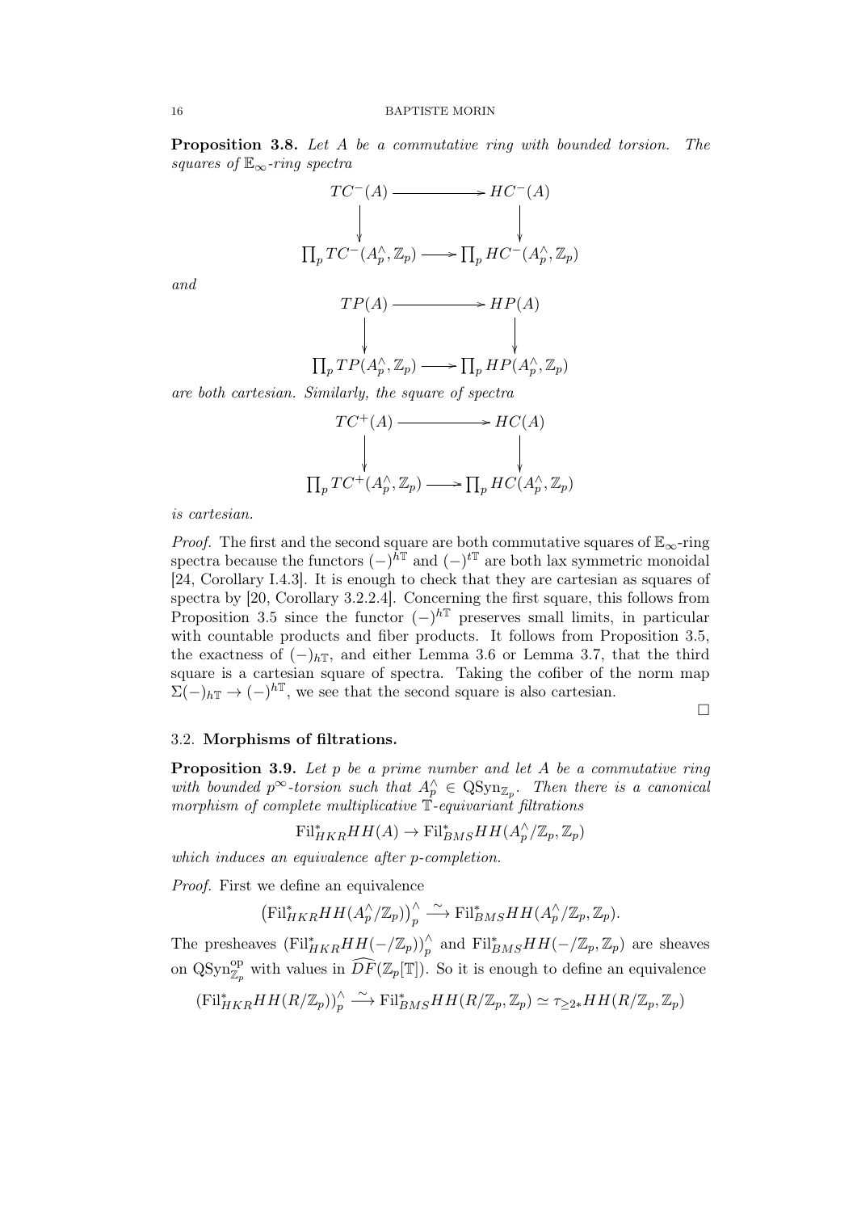**Proposition 3.8.** *Let $A$ be a commutative ring with bounded torsion. The squares of $\mathbb{E}_\infty$-ring spectra*

$$\begin{array}{ccc} TC^-(A) & \longrightarrow & HC^-(A) \\ \downarrow & & \downarrow \\ \prod_p TC^-(A_p^\wedge, \mathbb{Z}_p) & \longrightarrow & \prod_p HC^-(A_p^\wedge, \mathbb{Z}_p) \end{array}$$

*and*

$$\begin{array}{ccc} TP(A) & \longrightarrow & HP(A) \\ \downarrow & & \downarrow \\ \prod_p TP(A_p^\wedge, \mathbb{Z}_p) & \longrightarrow & \prod_p HP(A_p^\wedge, \mathbb{Z}_p) \end{array}$$

*are both cartesian. Similarly, the square of spectra*

$$\begin{array}{ccc} TC^+(A) & \longrightarrow & HC(A) \\ \downarrow & & \downarrow \\ \prod_p TC^+(A_p^\wedge, \mathbb{Z}_p) & \longrightarrow & \prod_p HC(A_p^\wedge, \mathbb{Z}_p) \end{array}$$

*is cartesian.*

*Proof.* The first and the second square are both commutative squares of $\mathbb{E}_\infty$-ring spectra because the functors $(-)^{h\mathbb{T}}$ and $(-)^{t\mathbb{T}}$ are both lax symmetric monoidal [24, Corollary I.4.3]. It is enough to check that they are cartesian as squares of spectra by [20, Corollary 3.2.2.4]. Concerning the first square, this follows from Proposition 3.5 since the functor $(-)^{h\mathbb{T}}$ preserves small limits, in particular with countable products and fiber products. It follows from Proposition 3.5, the exactness of $(-)_{h\mathbb{T}}$, and either Lemma 3.6 or Lemma 3.7, that the third square is a cartesian square of spectra. Taking the cofiber of the norm map $\Sigma(-)_{h\mathbb{T}} \to (-)^{h\mathbb{T}}$, we see that the second square is also cartesian. $\square$

### 3.2. Morphisms of filtrations.

**Proposition 3.9.** *Let $p$ be a prime number and let $A$ be a commutative ring with bounded $p^\infty$-torsion such that $A_p^\wedge \in \mathrm{QSyn}_{\mathbb{Z}_p}$. Then there is a canonical morphism of complete multiplicative $\mathbb{T}$-equivariant filtrations*

$$\mathrm{Fil}^*_{HKR} HH(A) \to \mathrm{Fil}^*_{BMS} HH(A_p^\wedge/\mathbb{Z}_p, \mathbb{Z}_p)$$

*which induces an equivalence after $p$-completion.*

*Proof.* First we define an equivalence

$$\left(\mathrm{Fil}^*_{HKR} HH(A_p^\wedge/\mathbb{Z}_p)\right)_p^\wedge \xrightarrow{\sim} \mathrm{Fil}^*_{BMS} HH(A_p^\wedge/\mathbb{Z}_p, \mathbb{Z}_p).$$

The presheaves $\left(\mathrm{Fil}^*_{HKR} HH(-/\mathbb{Z}_p)\right)_p^\wedge$ and $\mathrm{Fil}^*_{BMS} HH(-/\mathbb{Z}_p, \mathbb{Z}_p)$ are sheaves on $\mathrm{QSyn}^{\mathrm{op}}_{\mathbb{Z}_p}$ with values in $\widehat{DF}(\mathbb{Z}_p[\mathbb{T}])$. So it is enough to define an equivalence

$$\left(\mathrm{Fil}^*_{HKR} HH(R/\mathbb{Z}_p)\right)_p^\wedge \xrightarrow{\sim} \mathrm{Fil}^*_{BMS} HH(R/\mathbb{Z}_p, \mathbb{Z}_p) \simeq \tau_{\geq 2*} HH(R/\mathbb{Z}_p, \mathbb{Z}_p)$$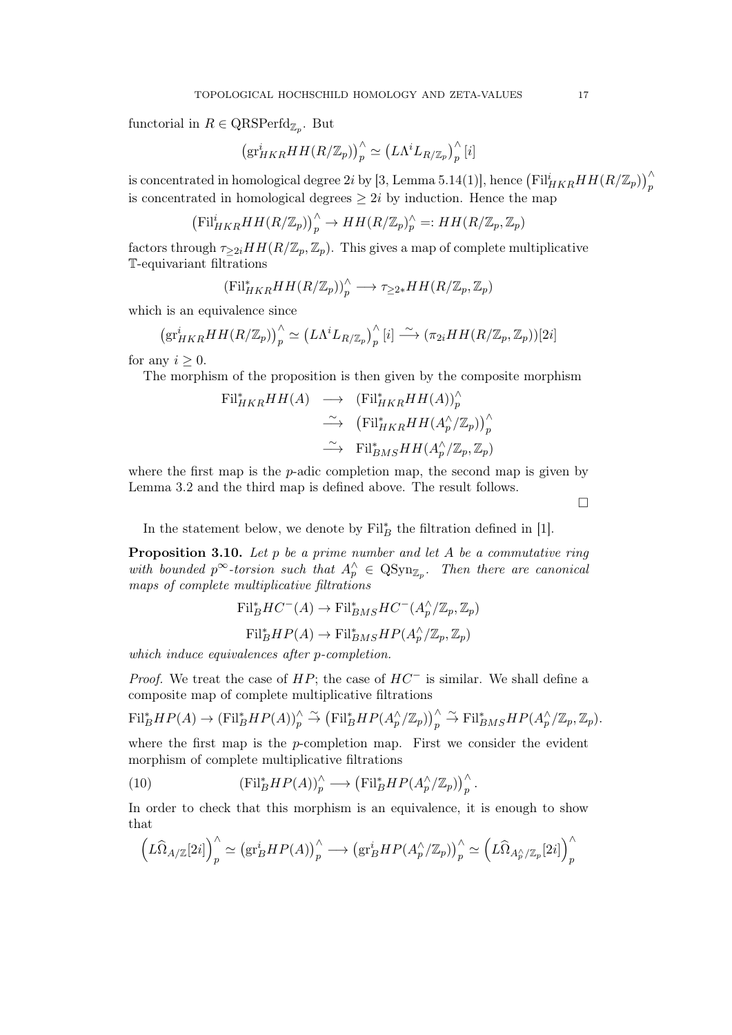functorial in $R \in \mathrm{QRSPerfd}_{\mathbb{Z}_p}$. But

$$\left(\mathrm{gr}^i_{HKR} HH(R/\mathbb{Z}_p)\right)^{\wedge}_p \simeq \left(L\Lambda^i L_{R/\mathbb{Z}_p}\right)^{\wedge}_p [i]$$

is concentrated in homological degree $2i$ by [3, Lemma 5.14(1)], hence $\left(\mathrm{Fil}^i_{HKR} HH(R/\mathbb{Z}_p)\right)^{\wedge}_p$ is concentrated in homological degrees $\geq 2i$ by induction. Hence the map

$$\left(\mathrm{Fil}^i_{HKR} HH(R/\mathbb{Z}_p)\right)^{\wedge}_p \to HH(R/\mathbb{Z}_p)^{\wedge}_p =: HH(R/\mathbb{Z}_p, \mathbb{Z}_p)$$

factors through $\tau_{\geq 2i} HH(R/\mathbb{Z}_p, \mathbb{Z}_p)$. This gives a map of complete multiplicative $\mathbb{T}$-equivariant filtrations

$$(\mathrm{Fil}^*_{HKR} HH(R/\mathbb{Z}_p))^{\wedge}_p \longrightarrow \tau_{\geq 2*} HH(R/\mathbb{Z}_p, \mathbb{Z}_p)$$

which is an equivalence since

$$\left(\mathrm{gr}^i_{HKR} HH(R/\mathbb{Z}_p)\right)^{\wedge}_p \simeq \left(L\Lambda^i L_{R/\mathbb{Z}_p}\right)^{\wedge}_p [i] \xrightarrow{\sim} (\pi_{2i} HH(R/\mathbb{Z}_p, \mathbb{Z}_p))[2i]$$

for any $i \geq 0$.

The morphism of the proposition is then given by the composite morphism

$$\begin{array}{rcl} \mathrm{Fil}^*_{HKR} HH(A) & \longrightarrow & (\mathrm{Fil}^*_{HKR} HH(A))^{\wedge}_p \\ & \xrightarrow{\sim} & \left(\mathrm{Fil}^*_{HKR} HH(A^{\wedge}_p/\mathbb{Z}_p)\right)^{\wedge}_p \\ & \xrightarrow{\sim} & \mathrm{Fil}^*_{BMS} HH(A^{\wedge}_p/\mathbb{Z}_p, \mathbb{Z}_p) \end{array}$$

where the first map is the $p$-adic completion map, the second map is given by Lemma 3.2 and the third map is defined above. The result follows.

□

In the statement below, we denote by $\mathrm{Fil}^*_B$ the filtration defined in [1].

**Proposition 3.10.** *Let $p$ be a prime number and let $A$ be a commutative ring with bounded $p^\infty$-torsion such that $A^{\wedge}_p \in \mathrm{QSyn}_{\mathbb{Z}_p}$. Then there are canonical maps of complete multiplicative filtrations*

$$\mathrm{Fil}^*_B HC^-(A) \to \mathrm{Fil}^*_{BMS} HC^-(A^{\wedge}_p/\mathbb{Z}_p, \mathbb{Z}_p)$$

$$\mathrm{Fil}^*_B HP(A) \to \mathrm{Fil}^*_{BMS} HP(A^{\wedge}_p/\mathbb{Z}_p, \mathbb{Z}_p)$$

*which induce equivalences after $p$-completion.*

*Proof.* We treat the case of $HP$; the case of $HC^-$ is similar. We shall define a composite map of complete multiplicative filtrations

$$\mathrm{Fil}^*_B HP(A) \to (\mathrm{Fil}^*_B HP(A))^{\wedge}_p \xrightarrow{\sim} \left(\mathrm{Fil}^*_B HP(A^{\wedge}_p/\mathbb{Z}_p)\right)^{\wedge}_p \xrightarrow{\sim} \mathrm{Fil}^*_{BMS} HP(A^{\wedge}_p/\mathbb{Z}_p, \mathbb{Z}_p).$$

where the first map is the $p$-completion map. First we consider the evident morphism of complete multiplicative filtrations

$$(\mathrm{Fil}^*_B HP(A))^{\wedge}_p \longrightarrow \left(\mathrm{Fil}^*_B HP(A^{\wedge}_p/\mathbb{Z}_p)\right)^{\wedge}_p . \tag{10}$$

In order to check that this morphism is an equivalence, it is enough to show that

$$\left(L\widehat{\Omega}_{A/\mathbb{Z}}[2i]\right)^{\wedge}_p \simeq \left(\mathrm{gr}^i_B HP(A)\right)^{\wedge}_p \longrightarrow \left(\mathrm{gr}^i_B HP(A^{\wedge}_p/\mathbb{Z}_p)\right)^{\wedge}_p \simeq \left(L\widehat{\Omega}_{A^{\wedge}_p/\mathbb{Z}_p}[2i]\right)^{\wedge}_p$$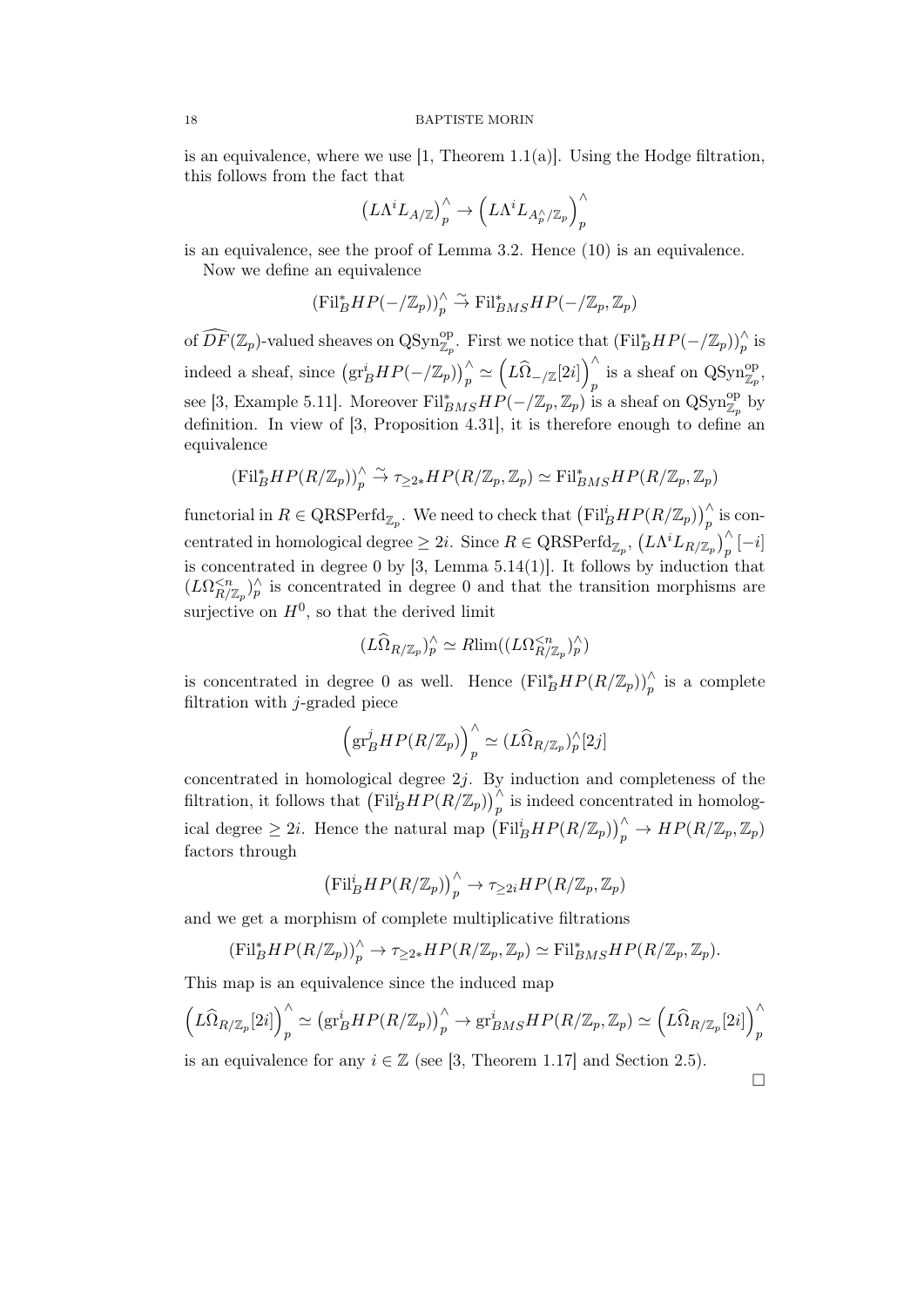is an equivalence, where we use [1, Theorem 1.1(a)]. Using the Hodge filtration, this follows from the fact that

$$\left(L\Lambda^i L_{A/\mathbb{Z}}\right)_p^\wedge \to \left(L\Lambda^i L_{A_p^\wedge/\mathbb{Z}_p}\right)_p^\wedge$$

is an equivalence, see the proof of Lemma 3.2. Hence (10) is an equivalence.

Now we define an equivalence

$$(\mathrm{Fil}_B^* HP(-/\mathbb{Z}_p))_p^\wedge \xrightarrow{\sim} \mathrm{Fil}_{BMS}^* HP(-/\mathbb{Z}_p, \mathbb{Z}_p)$$

of $\widehat{DF}(\mathbb{Z}_p)$-valued sheaves on $\mathrm{QSyn}_{\mathbb{Z}_p}^{\mathrm{op}}$. First we notice that $(\mathrm{Fil}_B^* HP(-/\mathbb{Z}_p))_p^\wedge$ is indeed a sheaf, since $\left(\mathrm{gr}_B^i HP(-/\mathbb{Z}_p)\right)_p^\wedge \simeq \left(L\widehat{\Omega}_{-/\mathbb{Z}}[2i]\right)_p^\wedge$ is a sheaf on $\mathrm{QSyn}_{\mathbb{Z}_p}^{\mathrm{op}}$, see [3, Example 5.11]. Moreover $\mathrm{Fil}_{BMS}^* HP(-/\mathbb{Z}_p, \mathbb{Z}_p)$ is a sheaf on $\mathrm{QSyn}_{\mathbb{Z}_p}^{\mathrm{op}}$ by definition. In view of [3, Proposition 4.31], it is therefore enough to define an equivalence

$$(\mathrm{Fil}_B^* HP(R/\mathbb{Z}_p))_p^\wedge \xrightarrow{\sim} \tau_{\geq 2*} HP(R/\mathbb{Z}_p, \mathbb{Z}_p) \simeq \mathrm{Fil}_{BMS}^* HP(R/\mathbb{Z}_p, \mathbb{Z}_p)$$

functorial in $R \in \mathrm{QRSPerfd}_{\mathbb{Z}_p}$. We need to check that $\left(\mathrm{Fil}_B^i HP(R/\mathbb{Z}_p)\right)_p^\wedge$ is concentrated in homological degree $\geq 2i$. Since $R \in \mathrm{QRSPerfd}_{\mathbb{Z}_p}$, $\left(L\Lambda^i L_{R/\mathbb{Z}_p}\right)_p^\wedge[-i]$ is concentrated in degree 0 by [3, Lemma 5.14(1)]. It follows by induction that $(L\Omega_{R/\mathbb{Z}_p}^{<n})_p^\wedge$ is concentrated in degree 0 and that the transition morphisms are surjective on $H^0$, so that the derived limit

$$(L\widehat{\Omega}_{R/\mathbb{Z}_p})_p^\wedge \simeq R\mathrm{lim}((L\Omega_{R/\mathbb{Z}_p}^{<n})_p^\wedge)$$

is concentrated in degree 0 as well. Hence $(\mathrm{Fil}_B^* HP(R/\mathbb{Z}_p))_p^\wedge$ is a complete filtration with $j$-graded piece

$$\left(\mathrm{gr}_B^j HP(R/\mathbb{Z}_p)\right)_p^\wedge \simeq (L\widehat{\Omega}_{R/\mathbb{Z}_p})_p^\wedge[2j]$$

concentrated in homological degree $2j$. By induction and completeness of the filtration, it follows that $\left(\mathrm{Fil}_B^i HP(R/\mathbb{Z}_p)\right)_p^\wedge$ is indeed concentrated in homological degree $\geq 2i$. Hence the natural map $\left(\mathrm{Fil}_B^i HP(R/\mathbb{Z}_p)\right)_p^\wedge \to HP(R/\mathbb{Z}_p, \mathbb{Z}_p)$ factors through

$$\left(\mathrm{Fil}_B^i HP(R/\mathbb{Z}_p)\right)_p^\wedge \to \tau_{\geq 2i} HP(R/\mathbb{Z}_p, \mathbb{Z}_p)$$

and we get a morphism of complete multiplicative filtrations

$$(\mathrm{Fil}_B^* HP(R/\mathbb{Z}_p))_p^\wedge \to \tau_{\geq 2*} HP(R/\mathbb{Z}_p, \mathbb{Z}_p) \simeq \mathrm{Fil}_{BMS}^* HP(R/\mathbb{Z}_p, \mathbb{Z}_p).$$

This map is an equivalence since the induced map

$$\left(L\widehat{\Omega}_{R/\mathbb{Z}_p}[2i]\right)_p^\wedge \simeq \left(\mathrm{gr}_B^i HP(R/\mathbb{Z}_p)\right)_p^\wedge \to \mathrm{gr}_{BMS}^i HP(R/\mathbb{Z}_p, \mathbb{Z}_p) \simeq \left(L\widehat{\Omega}_{R/\mathbb{Z}_p}[2i]\right)_p^\wedge$$

is an equivalence for any $i \in \mathbb{Z}$ (see [3, Theorem 1.17] and Section 2.5).

□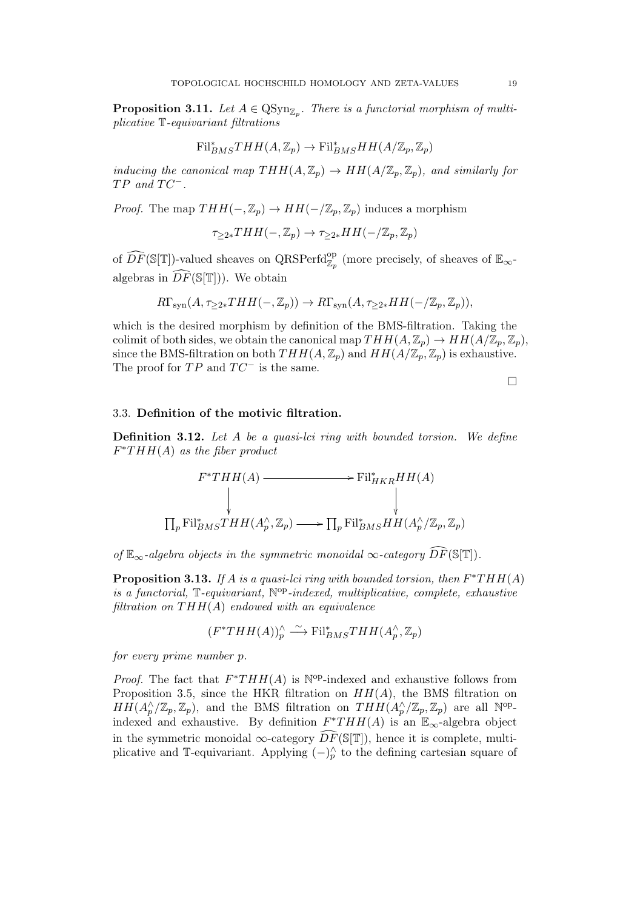**Proposition 3.11.** *Let $A \in \mathrm{QSyn}_{\mathbb{Z}_p}$. There is a functorial morphism of multiplicative $\mathbb{T}$-equivariant filtrations*

$$\mathrm{Fil}^*_{BMS} THH(A, \mathbb{Z}_p) \to \mathrm{Fil}^*_{BMS} HH(A/\mathbb{Z}_p, \mathbb{Z}_p)$$

*inducing the canonical map $THH(A, \mathbb{Z}_p) \to HH(A/\mathbb{Z}_p, \mathbb{Z}_p)$, and similarly for $TP$ and $TC^-$.*

*Proof.* The map $THH(-, \mathbb{Z}_p) \to HH(-/\mathbb{Z}_p, \mathbb{Z}_p)$ induces a morphism

$$\tau_{\geq 2*} THH(-, \mathbb{Z}_p) \to \tau_{\geq 2*} HH(-/\mathbb{Z}_p, \mathbb{Z}_p)$$

of $\widehat{DF}(\mathbb{S}[\mathbb{T}])$-valued sheaves on $\mathrm{QRSPerfd}^{\mathrm{op}}_{\mathbb{Z}_p}$ (more precisely, of sheaves of $\mathbb{E}_\infty$-algebras in $\widehat{DF}(\mathbb{S}[\mathbb{T}])$). We obtain

$$R\Gamma_{\mathrm{syn}}(A, \tau_{\geq 2*} THH(-, \mathbb{Z}_p)) \to R\Gamma_{\mathrm{syn}}(A, \tau_{\geq 2*} HH(-/\mathbb{Z}_p, \mathbb{Z}_p)),$$

which is the desired morphism by definition of the BMS-filtration. Taking the colimit of both sides, we obtain the canonical map $THH(A, \mathbb{Z}_p) \to HH(A/\mathbb{Z}_p, \mathbb{Z}_p)$, since the BMS-filtration on both $THH(A, \mathbb{Z}_p)$ and $HH(A/\mathbb{Z}_p, \mathbb{Z}_p)$ is exhaustive. The proof for $TP$ and $TC^-$ is the same. □

### 3.3. Definition of the motivic filtration.

**Definition 3.12.** *Let $A$ be a quasi-lci ring with bounded torsion. We define $F^* THH(A)$ as the fiber product*

$$\begin{array}{ccc}
F^* THH(A) & \longrightarrow & \mathrm{Fil}^*_{HKR} HH(A) \\
\downarrow & & \downarrow \\
\prod_p \mathrm{Fil}^*_{BMS} THH(A^\wedge_p, \mathbb{Z}_p) & \longrightarrow & \prod_p \mathrm{Fil}^*_{BMS} HH(A^\wedge_p/\mathbb{Z}_p, \mathbb{Z}_p)
\end{array}$$

*of $\mathbb{E}_\infty$-algebra objects in the symmetric monoidal $\infty$-category $\widehat{DF}(\mathbb{S}[\mathbb{T}])$.*

**Proposition 3.13.** *If $A$ is a quasi-lci ring with bounded torsion, then $F^* THH(A)$ is a functorial, $\mathbb{T}$-equivariant, $\mathbb{N}^{\mathrm{op}}$-indexed, multiplicative, complete, exhaustive filtration on $THH(A)$ endowed with an equivalence*

$$(F^* THH(A))^\wedge_p \xrightarrow{\sim} \mathrm{Fil}^*_{BMS} THH(A^\wedge_p, \mathbb{Z}_p)$$

*for every prime number $p$.*

*Proof.* The fact that $F^* THH(A)$ is $\mathbb{N}^{\mathrm{op}}$-indexed and exhaustive follows from Proposition 3.5, since the HKR filtration on $HH(A)$, the BMS filtration on $HH(A^\wedge_p/\mathbb{Z}_p, \mathbb{Z}_p)$, and the BMS filtration on $THH(A^\wedge_p/\mathbb{Z}_p, \mathbb{Z}_p)$ are all $\mathbb{N}^{\mathrm{op}}$-indexed and exhaustive. By definition $F^* THH(A)$ is an $\mathbb{E}_\infty$-algebra object in the symmetric monoidal $\infty$-category $\widehat{DF}(\mathbb{S}[\mathbb{T}])$, hence it is complete, multiplicative and $\mathbb{T}$-equivariant. Applying $(-)^\wedge_p$ to the defining cartesian square of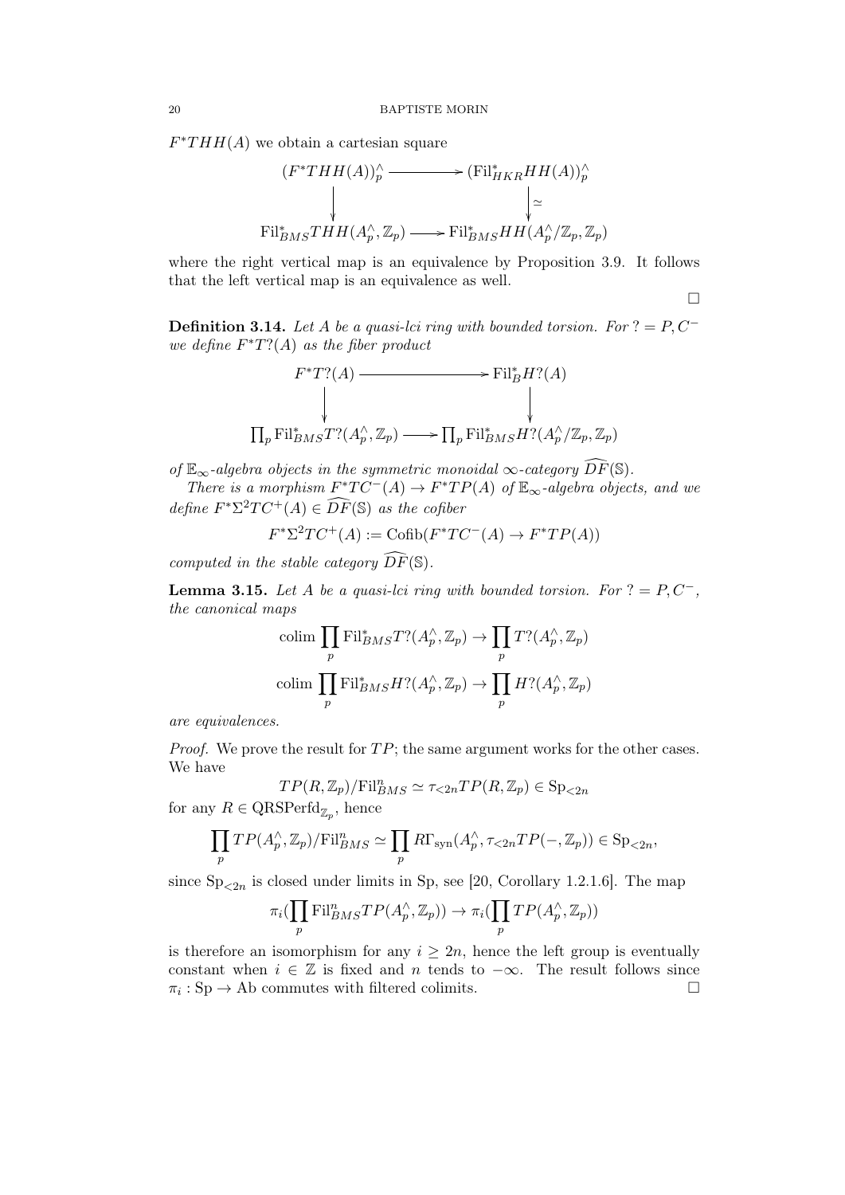$F^*THH(A)$ we obtain a cartesian square

$$\begin{array}{ccc}
(F^*THH(A))_p^\wedge & \longrightarrow & (\mathrm{Fil}^*_{HKR}HH(A))_p^\wedge \\
\downarrow & & \downarrow \simeq \\
\mathrm{Fil}^*_{BMS}THH(A_p^\wedge, \mathbb{Z}_p) & \longrightarrow & \mathrm{Fil}^*_{BMS}HH(A_p^\wedge/\mathbb{Z}_p, \mathbb{Z}_p)
\end{array}$$

where the right vertical map is an equivalence by Proposition 3.9. It follows that the left vertical map is an equivalence as well. □

**Definition 3.14.** *Let $A$ be a quasi-lci ring with bounded torsion. For $? = P, C^-$ we define $F^*T?(A)$ as the fiber product*

$$\begin{array}{ccc}
F^*T?(A) & \longrightarrow & \mathrm{Fil}^*_B H?(A) \\
\downarrow & & \downarrow \\
\prod_p \mathrm{Fil}^*_{BMS}T?(A_p^\wedge, \mathbb{Z}_p) & \longrightarrow & \prod_p \mathrm{Fil}^*_{BMS}H?(A_p^\wedge/\mathbb{Z}_p, \mathbb{Z}_p)
\end{array}$$

*of $\mathbb{E}_\infty$-algebra objects in the symmetric monoidal $\infty$-category $\widehat{DF}(\mathbb{S})$.*

*There is a morphism $F^*TC^-(A) \to F^*TP(A)$ of $\mathbb{E}_\infty$-algebra objects, and we define $F^*\Sigma^2 TC^+(A) \in \widehat{DF}(\mathbb{S})$ as the cofiber*

$$F^*\Sigma^2 TC^+(A) := \mathrm{Cofib}(F^*TC^-(A) \to F^*TP(A))$$

*computed in the stable category $\widehat{DF}(\mathbb{S})$.*

**Lemma 3.15.** *Let $A$ be a quasi-lci ring with bounded torsion. For $? = P, C^-$, the canonical maps*

$$\mathrm{colim} \prod_p \mathrm{Fil}^*_{BMS}T?(A_p^\wedge, \mathbb{Z}_p) \to \prod_p T?(A_p^\wedge, \mathbb{Z}_p)$$

$$\mathrm{colim} \prod_p \mathrm{Fil}^*_{BMS}H?(A_p^\wedge, \mathbb{Z}_p) \to \prod_p H?(A_p^\wedge, \mathbb{Z}_p)$$

*are equivalences.*

*Proof.* We prove the result for $TP$; the same argument works for the other cases. We have

$$TP(R, \mathbb{Z}_p)/\mathrm{Fil}^n_{BMS} \simeq \tau_{<2n}TP(R, \mathbb{Z}_p) \in \mathrm{Sp}_{<2n}$$

for any $R \in \mathrm{QRSPerfd}_{\mathbb{Z}_p}$, hence

$$\prod_p TP(A_p^\wedge, \mathbb{Z}_p)/\mathrm{Fil}^n_{BMS} \simeq \prod_p R\Gamma_{\mathrm{syn}}(A_p^\wedge, \tau_{<2n}TP(-, \mathbb{Z}_p)) \in \mathrm{Sp}_{<2n},$$

since $\mathrm{Sp}_{<2n}$ is closed under limits in Sp, see [20, Corollary 1.2.1.6]. The map

$$\pi_i(\prod_p \mathrm{Fil}^n_{BMS}TP(A_p^\wedge, \mathbb{Z}_p)) \to \pi_i(\prod_p TP(A_p^\wedge, \mathbb{Z}_p))$$

is therefore an isomorphism for any $i \geq 2n$, hence the left group is eventually constant when $i \in \mathbb{Z}$ is fixed and $n$ tends to $-\infty$. The result follows since $\pi_i : \mathrm{Sp} \to \mathrm{Ab}$ commutes with filtered colimits. □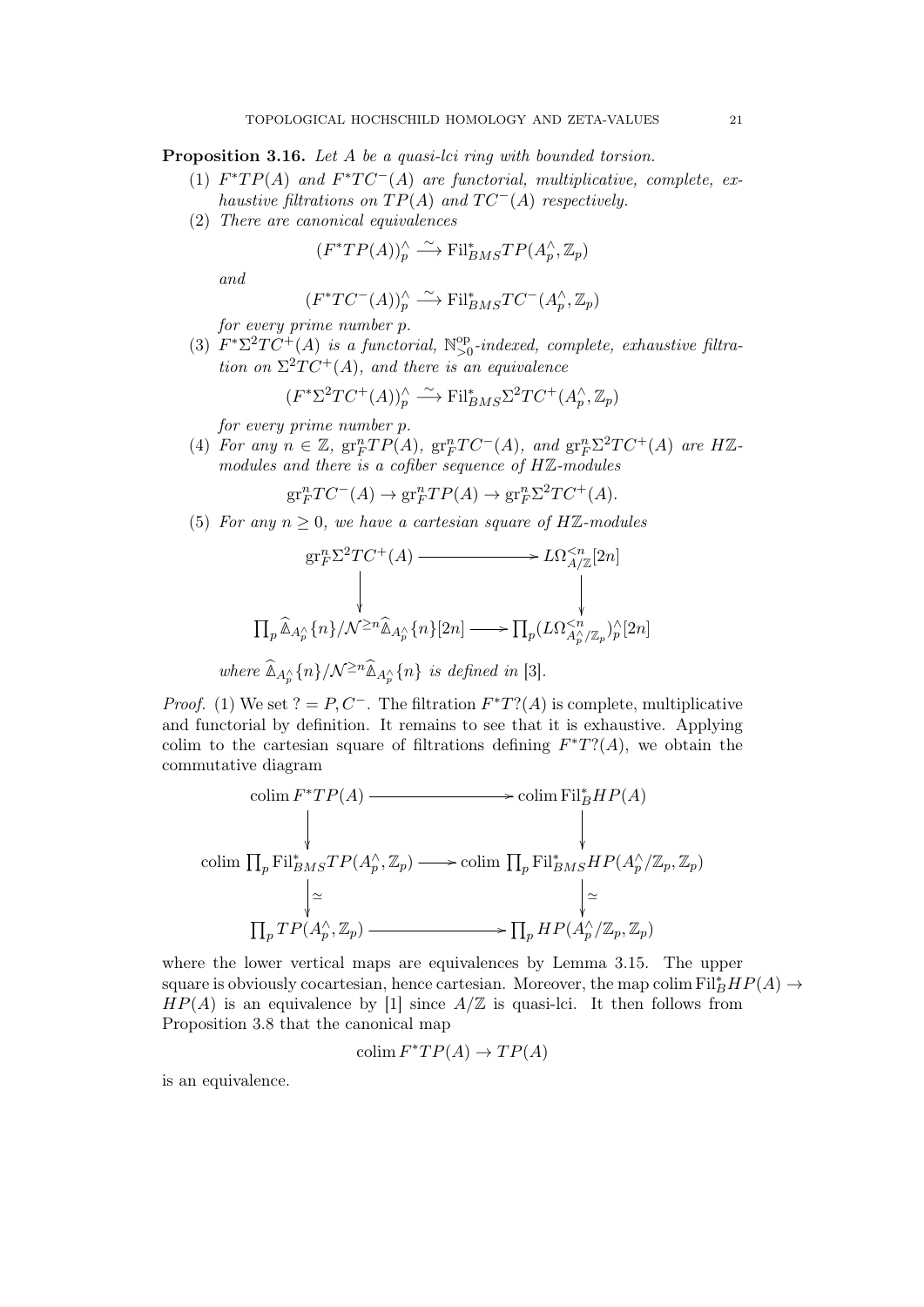**Proposition 3.16.** *Let $A$ be a quasi-lci ring with bounded torsion.*

1. *$F^*TP(A)$ and $F^*TC^-(A)$ are functorial, multiplicative, complete, exhaustive filtrations on $TP(A)$ and $TC^-(A)$ respectively.*
2. *There are canonical equivalences*
$$(F^*TP(A))^{\wedge}_p \xrightarrow{\sim} \mathrm{Fil}^*_{BMS}TP(A^{\wedge}_p, \mathbb{Z}_p)$$
*and*
$$(F^*TC^-(A))^{\wedge}_p \xrightarrow{\sim} \mathrm{Fil}^*_{BMS}TC^-(A^{\wedge}_p, \mathbb{Z}_p)$$
*for every prime number $p$.*
3. *$F^*\Sigma^2TC^+(A)$ is a functorial, $\mathbb{N}^{\mathrm{op}}_{>0}$-indexed, complete, exhaustive filtration on $\Sigma^2TC^+(A)$, and there is an equivalence*
$$(F^*\Sigma^2TC^+(A))^{\wedge}_p \xrightarrow{\sim} \mathrm{Fil}^*_{BMS}\Sigma^2TC^+(A^{\wedge}_p, \mathbb{Z}_p)$$
*for every prime number $p$.*
4. *For any $n \in \mathbb{Z}$, $\mathrm{gr}^n_F TP(A)$, $\mathrm{gr}^n_F TC^-(A)$, and $\mathrm{gr}^n_F \Sigma^2TC^+(A)$ are $H\mathbb{Z}$-modules and there is a cofiber sequence of $H\mathbb{Z}$-modules*
$$\mathrm{gr}^n_F TC^-(A) \to \mathrm{gr}^n_F TP(A) \to \mathrm{gr}^n_F \Sigma^2TC^+(A).$$
5. *For any $n \geq 0$, we have a cartesian square of $H\mathbb{Z}$-modules*
$$\begin{array}{ccc}
\mathrm{gr}^n_F \Sigma^2TC^+(A) & \longrightarrow & L\Omega^{<n}_{A/\mathbb{Z}}[2n] \\
\downarrow & & \downarrow \\
\prod_p \widehat{\mathbb{\Delta}}_{A^{\wedge}_p}\{n\}/\mathcal{N}^{\geq n}\widehat{\mathbb{\Delta}}_{A^{\wedge}_p}\{n\}[2n] & \longrightarrow & \prod_p (L\Omega^{<n}_{A^{\wedge}_p/\mathbb{Z}_p})^{\wedge}_p[2n]
\end{array}$$
*where $\widehat{\mathbb{\Delta}}_{A^{\wedge}_p}\{n\}/\mathcal{N}^{\geq n}\widehat{\mathbb{\Delta}}_{A^{\wedge}_p}\{n\}$ is defined in [3].*

*Proof.* (1) We set $? = P, C^-$. The filtration $F^*T?(A)$ is complete, multiplicative and functorial by definition. It remains to see that it is exhaustive. Applying colim to the cartesian square of filtrations defining $F^*T?(A)$, we obtain the commutative diagram

$$\begin{array}{ccc}
\mathrm{colim}\, F^*TP(A) & \longrightarrow & \mathrm{colim}\, \mathrm{Fil}^*_B HP(A) \\
\downarrow & & \downarrow \\
\mathrm{colim}\, \prod_p \mathrm{Fil}^*_{BMS}TP(A^{\wedge}_p, \mathbb{Z}_p) & \longrightarrow & \mathrm{colim}\, \prod_p \mathrm{Fil}^*_{BMS}HP(A^{\wedge}_p/\mathbb{Z}_p, \mathbb{Z}_p) \\
\downarrow \simeq & & \downarrow \simeq \\
\prod_p TP(A^{\wedge}_p, \mathbb{Z}_p) & \longrightarrow & \prod_p HP(A^{\wedge}_p/\mathbb{Z}_p, \mathbb{Z}_p)
\end{array}$$

where the lower vertical maps are equivalences by Lemma 3.15. The upper square is obviously cocartesian, hence cartesian. Moreover, the map $\mathrm{colim}\, \mathrm{Fil}^*_B HP(A) \to HP(A)$ is an equivalence by [1] since $A/\mathbb{Z}$ is quasi-lci. It then follows from Proposition 3.8 that the canonical map

$$\mathrm{colim}\, F^*TP(A) \to TP(A)$$

is an equivalence.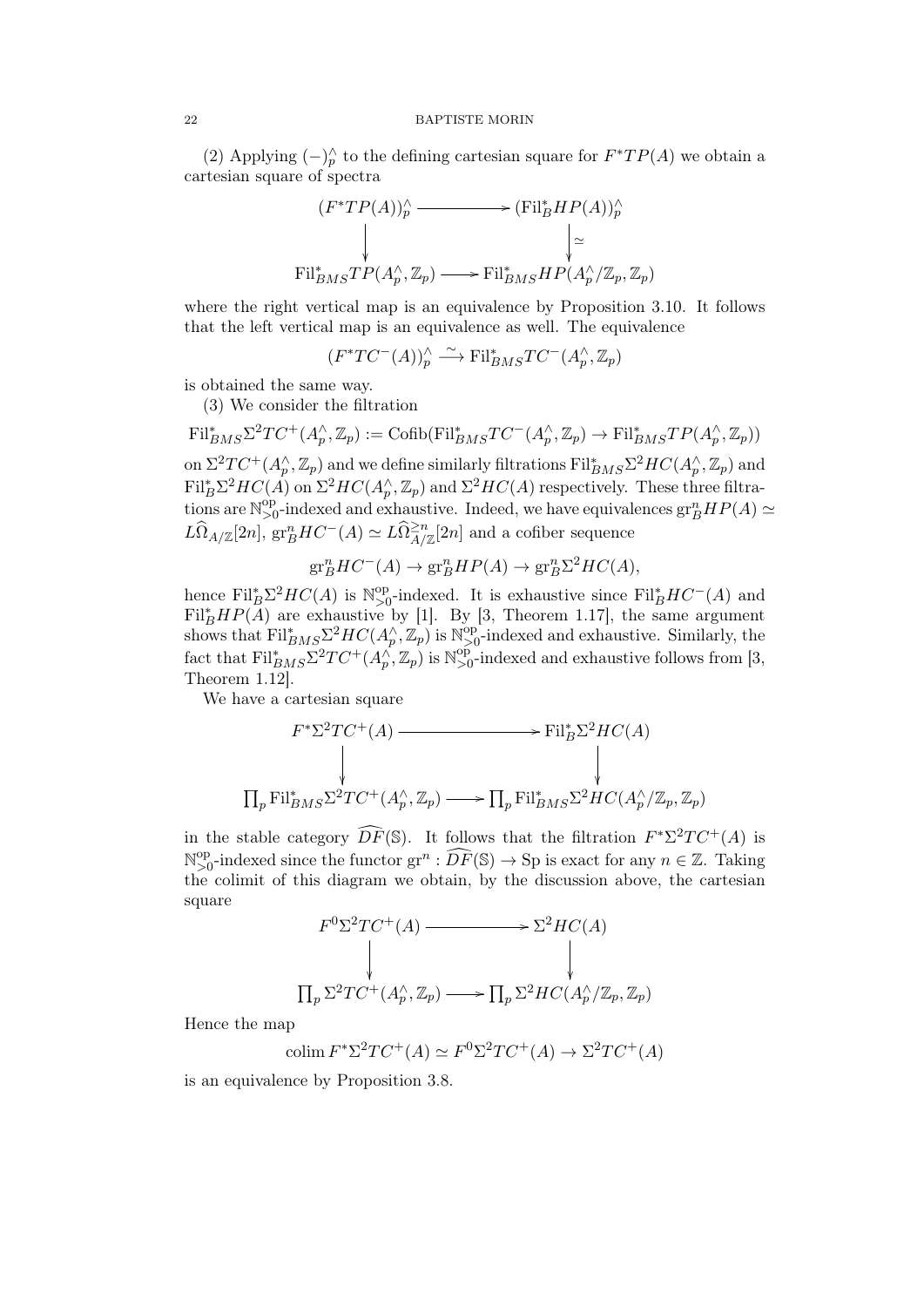(2) Applying $(-)^\wedge_p$ to the defining cartesian square for $F^*TP(A)$ we obtain a cartesian square of spectra

$$\begin{array}{ccc}
(F^*TP(A))^\wedge_p & \longrightarrow & (\mathrm{Fil}^*_B HP(A))^\wedge_p \\
\downarrow & & \downarrow \simeq \\
\mathrm{Fil}^*_{BMS} TP(A^\wedge_p, \mathbb{Z}_p) & \longrightarrow & \mathrm{Fil}^*_{BMS} HP(A^\wedge_p/\mathbb{Z}_p, \mathbb{Z}_p)
\end{array}$$

where the right vertical map is an equivalence by Proposition 3.10. It follows that the left vertical map is an equivalence as well. The equivalence

$$(F^*TC^-(A))^\wedge_p \xrightarrow{\sim} \mathrm{Fil}^*_{BMS} TC^-(A^\wedge_p, \mathbb{Z}_p)$$

is obtained the same way.

(3) We consider the filtration

$$\mathrm{Fil}^*_{BMS}\Sigma^2 TC^+(A^\wedge_p, \mathbb{Z}_p) := \mathrm{Cofib}(\mathrm{Fil}^*_{BMS} TC^-(A^\wedge_p, \mathbb{Z}_p) \to \mathrm{Fil}^*_{BMS} TP(A^\wedge_p, \mathbb{Z}_p))$$

on $\Sigma^2 TC^+(A^\wedge_p, \mathbb{Z}_p)$ and we define similarly filtrations $\mathrm{Fil}^*_{BMS}\Sigma^2 HC(A^\wedge_p, \mathbb{Z}_p)$ and $\mathrm{Fil}^*_B \Sigma^2 HC(A)$ on $\Sigma^2 HC(A^\wedge_p, \mathbb{Z}_p)$ and $\Sigma^2 HC(A)$ respectively. These three filtrations are $\mathbb{N}^{\mathrm{op}}_{>0}$-indexed and exhaustive. Indeed, we have equivalences $\mathrm{gr}^n_B HP(A) \simeq L\widehat{\Omega}_{A/\mathbb{Z}}[2n]$, $\mathrm{gr}^n_B HC^-(A) \simeq L\widehat{\Omega}^{\geq n}_{A/\mathbb{Z}}[2n]$ and a cofiber sequence

$$\mathrm{gr}^n_B HC^-(A) \to \mathrm{gr}^n_B HP(A) \to \mathrm{gr}^n_B \Sigma^2 HC(A),$$

hence $\mathrm{Fil}^*_B \Sigma^2 HC(A)$ is $\mathbb{N}^{\mathrm{op}}_{>0}$-indexed. It is exhaustive since $\mathrm{Fil}^*_B HC^-(A)$ and $\mathrm{Fil}^*_B HP(A)$ are exhaustive by [1]. By [3, Theorem 1.17], the same argument shows that $\mathrm{Fil}^*_{BMS}\Sigma^2 HC(A^\wedge_p, \mathbb{Z}_p)$ is $\mathbb{N}^{\mathrm{op}}_{>0}$-indexed and exhaustive. Similarly, the fact that $\mathrm{Fil}^*_{BMS}\Sigma^2 TC^+(A^\wedge_p, \mathbb{Z}_p)$ is $\mathbb{N}^{\mathrm{op}}_{>0}$-indexed and exhaustive follows from [3, Theorem 1.12].

We have a cartesian square

$$\begin{array}{ccc}
F^*\Sigma^2 TC^+(A) & \longrightarrow & \mathrm{Fil}^*_B \Sigma^2 HC(A) \\
\downarrow & & \downarrow \\
\prod_p \mathrm{Fil}^*_{BMS}\Sigma^2 TC^+(A^\wedge_p, \mathbb{Z}_p) & \longrightarrow & \prod_p \mathrm{Fil}^*_{BMS}\Sigma^2 HC(A^\wedge_p/\mathbb{Z}_p, \mathbb{Z}_p)
\end{array}$$

in the stable category $\widehat{DF}(\mathbb{S})$. It follows that the filtration $F^*\Sigma^2 TC^+(A)$ is $\mathbb{N}^{\mathrm{op}}_{>0}$-indexed since the functor $\mathrm{gr}^n : \widehat{DF}(\mathbb{S}) \to \mathrm{Sp}$ is exact for any $n \in \mathbb{Z}$. Taking the colimit of this diagram we obtain, by the discussion above, the cartesian square

$$\begin{array}{ccc}
F^0\Sigma^2 TC^+(A) & \longrightarrow & \Sigma^2 HC(A) \\
\downarrow & & \downarrow \\
\prod_p \Sigma^2 TC^+(A^\wedge_p, \mathbb{Z}_p) & \longrightarrow & \prod_p \Sigma^2 HC(A^\wedge_p/\mathbb{Z}_p, \mathbb{Z}_p)
\end{array}$$

Hence the map

$$\mathrm{colim}\, F^*\Sigma^2 TC^+(A) \simeq F^0\Sigma^2 TC^+(A) \to \Sigma^2 TC^+(A)$$

is an equivalence by Proposition 3.8.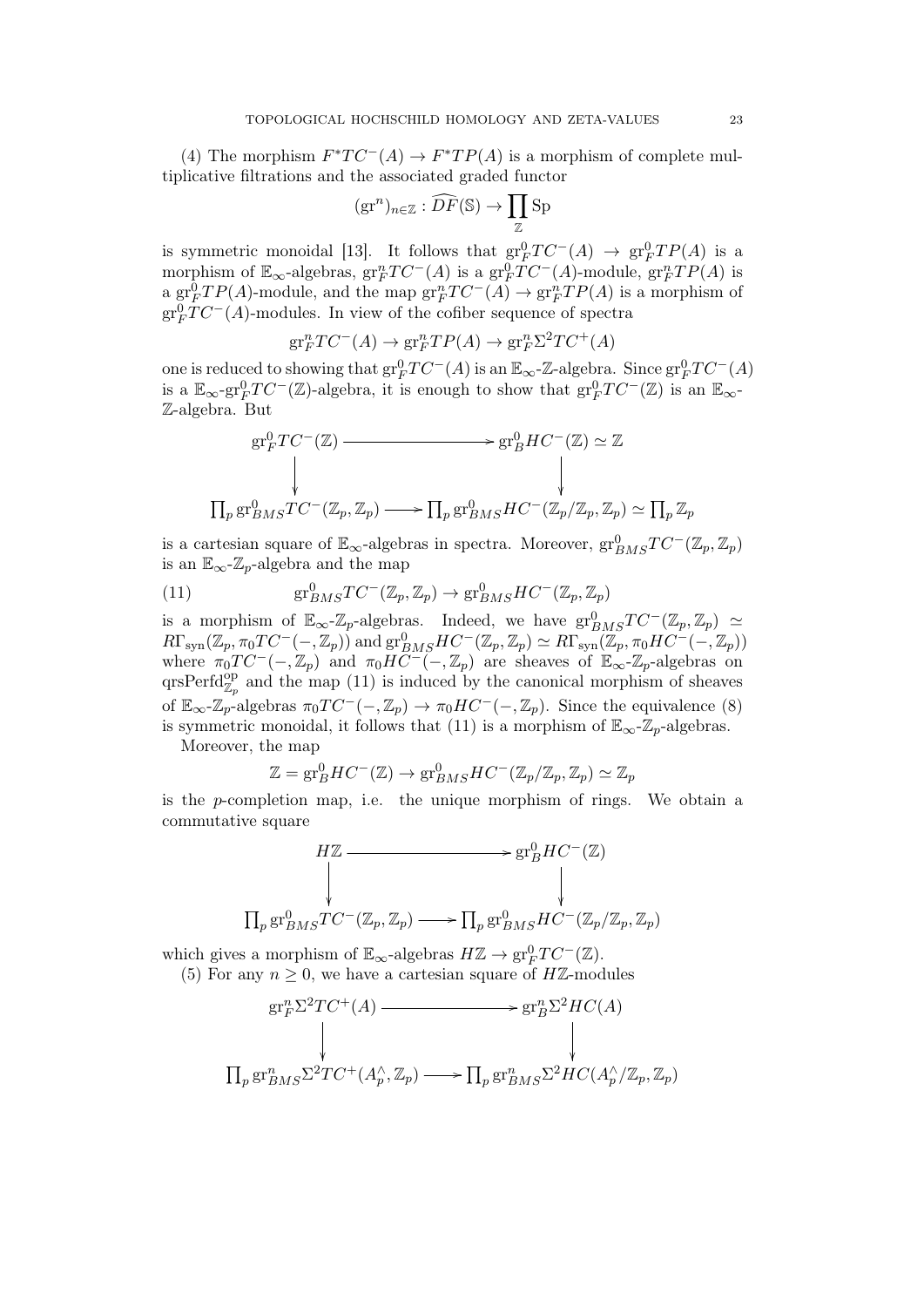(4) The morphism $F^*TC^-(A) \to F^*TP(A)$ is a morphism of complete multiplicative filtrations and the associated graded functor

$$(\mathrm{gr}^n)_{n\in\mathbb{Z}} : \widehat{DF}(\mathbb{S}) \to \prod_{\mathbb{Z}} \mathrm{Sp}$$

is symmetric monoidal [13]. It follows that $\mathrm{gr}^0_F TC^-(A) \to \mathrm{gr}^0_F TP(A)$ is a morphism of $\mathbb{E}_\infty$-algebras, $\mathrm{gr}^n_F TC^-(A)$ is a $\mathrm{gr}^0_F TC^-(A)$-module, $\mathrm{gr}^n_F TP(A)$ is a $\mathrm{gr}^0_F TP(A)$-module, and the map $\mathrm{gr}^n_F TC^-(A) \to \mathrm{gr}^n_F TP(A)$ is a morphism of $\mathrm{gr}^0_F TC^-(A)$-modules. In view of the cofiber sequence of spectra

$$\mathrm{gr}^n_F TC^-(A) \to \mathrm{gr}^n_F TP(A) \to \mathrm{gr}^n_F \Sigma^2 TC^+(A)$$

one is reduced to showing that $\mathrm{gr}^0_F TC^-(A)$ is an $\mathbb{E}_\infty$-$\mathbb{Z}$-algebra. Since $\mathrm{gr}^0_F TC^-(A)$ is a $\mathbb{E}_\infty$-$\mathrm{gr}^0_F TC^-(\mathbb{Z})$-algebra, it is enough to show that $\mathrm{gr}^0_F TC^-(\mathbb{Z})$ is an $\mathbb{E}_\infty$-$\mathbb{Z}$-algebra. But

$$\begin{array}{ccc}
\mathrm{gr}^0_F TC^-(\mathbb{Z}) & \longrightarrow & \mathrm{gr}^0_B HC^-(\mathbb{Z}) \simeq \mathbb{Z} \\
\downarrow & & \downarrow \\
\prod_p \mathrm{gr}^0_{BMS} TC^-(\mathbb{Z}_p, \mathbb{Z}_p) & \longrightarrow & \prod_p \mathrm{gr}^0_{BMS} HC^-(\mathbb{Z}_p/\mathbb{Z}_p, \mathbb{Z}_p) \simeq \prod_p \mathbb{Z}_p
\end{array}$$

is a cartesian square of $\mathbb{E}_\infty$-algebras in spectra. Moreover, $\mathrm{gr}^0_{BMS} TC^-(\mathbb{Z}_p, \mathbb{Z}_p)$ is an $\mathbb{E}_\infty$-$\mathbb{Z}_p$-algebra and the map

$$\mathrm{gr}^0_{BMS} TC^-(\mathbb{Z}_p, \mathbb{Z}_p) \to \mathrm{gr}^0_{BMS} HC^-(\mathbb{Z}_p, \mathbb{Z}_p) \tag{11}$$

is a morphism of $\mathbb{E}_\infty$-$\mathbb{Z}_p$-algebras. Indeed, we have $\mathrm{gr}^0_{BMS} TC^-(\mathbb{Z}_p, \mathbb{Z}_p) \simeq R\Gamma_{\mathrm{syn}}(\mathbb{Z}_p, \pi_0 TC^-(-, \mathbb{Z}_p))$ and $\mathrm{gr}^0_{BMS} HC^-(\mathbb{Z}_p, \mathbb{Z}_p) \simeq R\Gamma_{\mathrm{syn}}(\mathbb{Z}_p, \pi_0 HC^-(-, \mathbb{Z}_p))$ where $\pi_0 TC^-(-, \mathbb{Z}_p)$ and $\pi_0 HC^-(-, \mathbb{Z}_p)$ are sheaves of $\mathbb{E}_\infty$-$\mathbb{Z}_p$-algebras on $\mathrm{qrsPerfd}^{\mathrm{op}}_{\mathbb{Z}_p}$ and the map (11) is induced by the canonical morphism of sheaves of $\mathbb{E}_\infty$-$\mathbb{Z}_p$-algebras $\pi_0 TC^-(-, \mathbb{Z}_p) \to \pi_0 HC^-(-, \mathbb{Z}_p)$. Since the equivalence (8) is symmetric monoidal, it follows that (11) is a morphism of $\mathbb{E}_\infty$-$\mathbb{Z}_p$-algebras.

Moreover, the map

$$\mathbb{Z} = \mathrm{gr}^0_B HC^-(\mathbb{Z}) \to \mathrm{gr}^0_{BMS} HC^-(\mathbb{Z}_p/\mathbb{Z}_p, \mathbb{Z}_p) \simeq \mathbb{Z}_p$$

is the $p$-completion map, i.e. the unique morphism of rings. We obtain a commutative square

$$\begin{array}{ccc}
H\mathbb{Z} & \longrightarrow & \mathrm{gr}^0_B HC^-(\mathbb{Z}) \\
\downarrow & & \downarrow \\
\prod_p \mathrm{gr}^0_{BMS} TC^-(\mathbb{Z}_p, \mathbb{Z}_p) & \longrightarrow & \prod_p \mathrm{gr}^0_{BMS} HC^-(\mathbb{Z}_p/\mathbb{Z}_p, \mathbb{Z}_p)
\end{array}$$

which gives a morphism of $\mathbb{E}_\infty$-algebras $H\mathbb{Z} \to \mathrm{gr}^0_F TC^-(\mathbb{Z})$.

(5) For any $n \geq 0$, we have a cartesian square of $H\mathbb{Z}$-modules

$$\begin{array}{ccc}
\mathrm{gr}^n_F \Sigma^2 TC^+(A) & \longrightarrow & \mathrm{gr}^n_B \Sigma^2 HC(A) \\
\downarrow & & \downarrow \\
\prod_p \mathrm{gr}^n_{BMS} \Sigma^2 TC^+(A^\wedge_p, \mathbb{Z}_p) & \longrightarrow & \prod_p \mathrm{gr}^n_{BMS} \Sigma^2 HC(A^\wedge_p/\mathbb{Z}_p, \mathbb{Z}_p)
\end{array}$$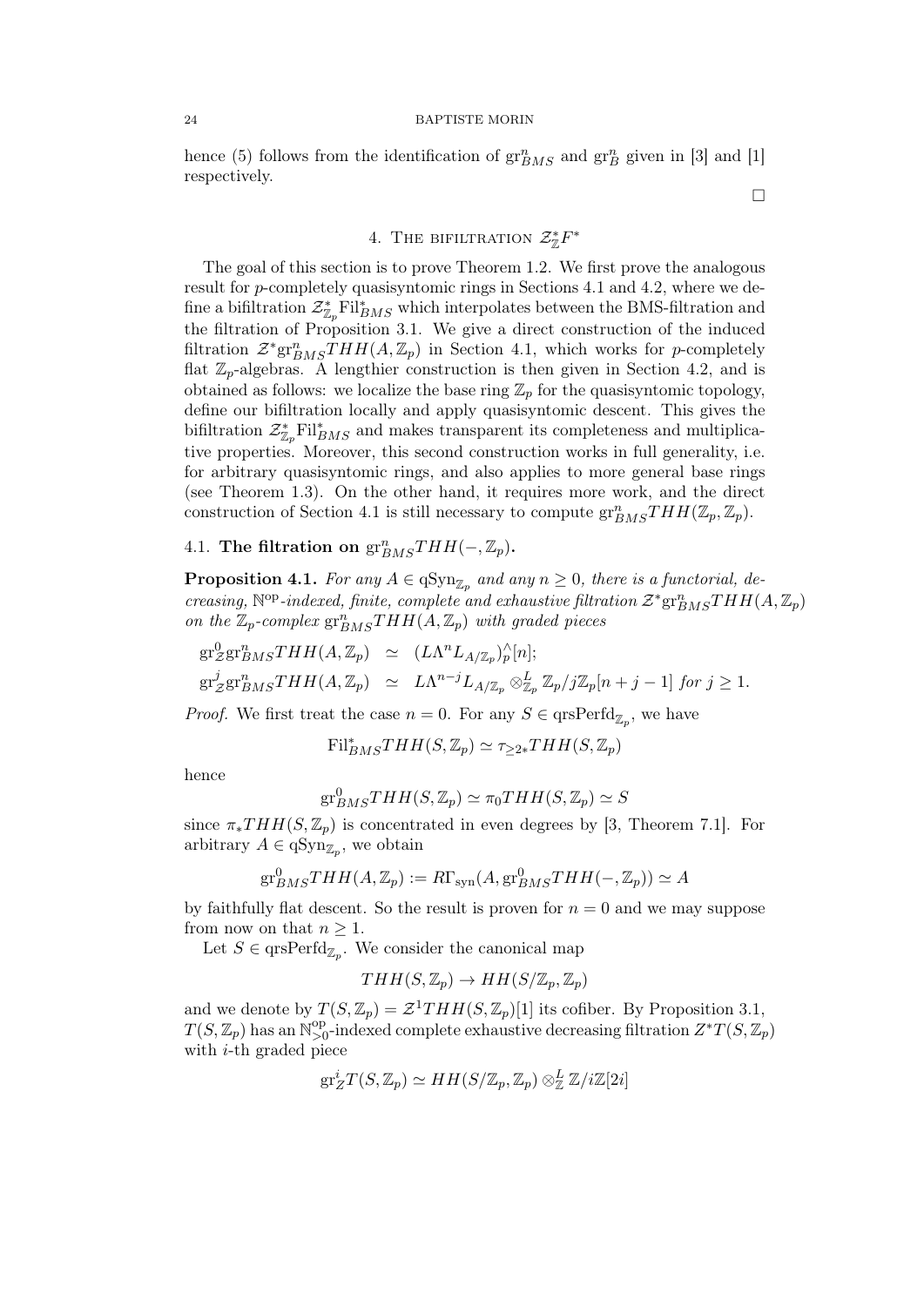hence (5) follows from the identification of $\mathrm{gr}^n_{BMS}$ and $\mathrm{gr}^n_B$ given in [3] and [1] respectively.

∎

## 4. The bifiltration $\mathcal{Z}^*_{\mathbb{Z}}F^*$

The goal of this section is to prove Theorem 1.2. We first prove the analogous result for $p$-completely quasisyntomic rings in Sections 4.1 and 4.2, where we define a bifiltration $\mathcal{Z}^*_{\mathbb{Z}_p}\mathrm{Fil}^*_{BMS}$ which interpolates between the BMS-filtration and the filtration of Proposition 3.1. We give a direct construction of the induced filtration $\mathcal{Z}^*\mathrm{gr}^n_{BMS}THH(A,\mathbb{Z}_p)$ in Section 4.1, which works for $p$-completely flat $\mathbb{Z}_p$-algebras. A lengthier construction is then given in Section 4.2, and is obtained as follows: we localize the base ring $\mathbb{Z}_p$ for the quasisyntomic topology, define our bifiltration locally and apply quasisyntomic descent. This gives the bifiltration $\mathcal{Z}^*_{\mathbb{Z}_p}\mathrm{Fil}^*_{BMS}$ and makes transparent its completeness and multiplicative properties. Moreover, this second construction works in full generality, i.e. for arbitrary quasisyntomic rings, and also applies to more general base rings (see Theorem 1.3). On the other hand, it requires more work, and the direct construction of Section 4.1 is still necessary to compute $\mathrm{gr}^n_{BMS}THH(\mathbb{Z}_p,\mathbb{Z}_p)$.

### 4.1. The filtration on $\mathrm{gr}^n_{BMS}THH(-,\mathbb{Z}_p)$.

**Proposition 4.1.** *For any $A \in \mathrm{qSyn}_{\mathbb{Z}_p}$ and any $n \geq 0$, there is a functorial, decreasing, $\mathbb{N}^{\mathrm{op}}$-indexed, finite, complete and exhaustive filtration $\mathcal{Z}^*\mathrm{gr}^n_{BMS}THH(A,\mathbb{Z}_p)$ on the $\mathbb{Z}_p$-complex $\mathrm{gr}^n_{BMS}THH(A,\mathbb{Z}_p)$ with graded pieces*

$$\begin{aligned}
\mathrm{gr}^0_{\mathcal{Z}}\mathrm{gr}^n_{BMS}THH(A,\mathbb{Z}_p) &\simeq (L\Lambda^n L_{A/\mathbb{Z}_p})^\wedge_p[n];\\
\mathrm{gr}^j_{\mathcal{Z}}\mathrm{gr}^n_{BMS}THH(A,\mathbb{Z}_p) &\simeq L\Lambda^{n-j}L_{A/\mathbb{Z}_p}\otimes^L_{\mathbb{Z}_p}\mathbb{Z}_p/j\mathbb{Z}_p[n+j-1] \text{ for } j\geq 1.
\end{aligned}$$

*Proof.* We first treat the case $n=0$. For any $S \in \mathrm{qrsPerfd}_{\mathbb{Z}_p}$, we have

$$\mathrm{Fil}^*_{BMS}THH(S,\mathbb{Z}_p) \simeq \tau_{\geq 2*}THH(S,\mathbb{Z}_p)$$

hence

$$\mathrm{gr}^0_{BMS}THH(S,\mathbb{Z}_p)\simeq \pi_0 THH(S,\mathbb{Z}_p)\simeq S$$

since $\pi_*THH(S,\mathbb{Z}_p)$ is concentrated in even degrees by [3, Theorem 7.1]. For arbitrary $A\in\mathrm{qSyn}_{\mathbb{Z}_p}$, we obtain

$$\mathrm{gr}^0_{BMS}THH(A,\mathbb{Z}_p) := R\Gamma_{\mathrm{syn}}(A,\mathrm{gr}^0_{BMS}THH(-,\mathbb{Z}_p))\simeq A$$

by faithfully flat descent. So the result is proven for $n=0$ and we may suppose from now on that $n\geq 1$.

Let $S\in \mathrm{qrsPerfd}_{\mathbb{Z}_p}$. We consider the canonical map

$$THH(S,\mathbb{Z}_p)\to HH(S/\mathbb{Z}_p,\mathbb{Z}_p)$$

and we denote by $T(S,\mathbb{Z}_p) = \mathcal{Z}^1THH(S,\mathbb{Z}_p)[1]$ its cofiber. By Proposition 3.1, $T(S,\mathbb{Z}_p)$ has an $\mathbb{N}^{\mathrm{op}}_{>0}$-indexed complete exhaustive decreasing filtration $Z^*T(S,\mathbb{Z}_p)$ with $i$-th graded piece

$$\mathrm{gr}^i_Z T(S,\mathbb{Z}_p)\simeq HH(S/\mathbb{Z}_p,\mathbb{Z}_p)\otimes^L_{\mathbb{Z}}\mathbb{Z}/i\mathbb{Z}[2i]$$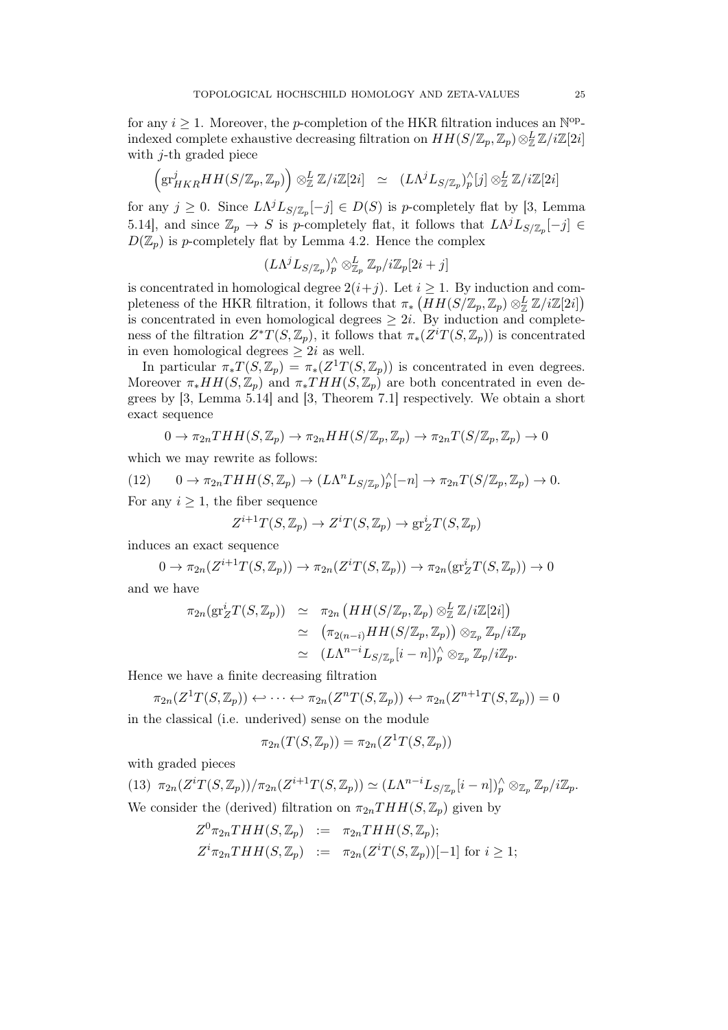for any $i \geq 1$. Moreover, the $p$-completion of the HKR filtration induces an $\mathbb{N}^{\mathrm{op}}$-indexed complete exhaustive decreasing filtration on $HH(S/\mathbb{Z}_p, \mathbb{Z}_p) \otimes^L_{\mathbb{Z}} \mathbb{Z}/i\mathbb{Z}[2i]$ with $j$-th graded piece

$$\left(\mathrm{gr}^j_{HKR} HH(S/\mathbb{Z}_p, \mathbb{Z}_p)\right) \otimes^L_{\mathbb{Z}} \mathbb{Z}/i\mathbb{Z}[2i] \quad \simeq \quad (L\Lambda^j L_{S/\mathbb{Z}_p})^\wedge_p[j] \otimes^L_{\mathbb{Z}} \mathbb{Z}/i\mathbb{Z}[2i]$$

for any $j \geq 0$. Since $L\Lambda^j L_{S/\mathbb{Z}_p}[-j] \in D(S)$ is $p$-completely flat by [3, Lemma 5.14], and since $\mathbb{Z}_p \to S$ is $p$-completely flat, it follows that $L\Lambda^j L_{S/\mathbb{Z}_p}[-j] \in D(\mathbb{Z}_p)$ is $p$-completely flat by Lemma 4.2. Hence the complex

$$(L\Lambda^j L_{S/\mathbb{Z}_p})^\wedge_p \otimes^L_{\mathbb{Z}_p} \mathbb{Z}_p/i\mathbb{Z}_p[2i+j]$$

is concentrated in homological degree $2(i+j)$. Let $i \geq 1$. By induction and completeness of the HKR filtration, it follows that $\pi_*\left(HH(S/\mathbb{Z}_p, \mathbb{Z}_p) \otimes^L_{\mathbb{Z}} \mathbb{Z}/i\mathbb{Z}[2i]\right)$ is concentrated in even homological degrees $\geq 2i$. By induction and completeness of the filtration $Z^*T(S, \mathbb{Z}_p)$, it follows that $\pi_*(Z^iT(S, \mathbb{Z}_p))$ is concentrated in even homological degrees $\geq 2i$ as well.

In particular $\pi_*T(S, \mathbb{Z}_p) = \pi_*(Z^1T(S, \mathbb{Z}_p))$ is concentrated in even degrees. Moreover $\pi_*HH(S, \mathbb{Z}_p)$ and $\pi_*THH(S, \mathbb{Z}_p)$ are both concentrated in even degrees by [3, Lemma 5.14] and [3, Theorem 7.1] respectively. We obtain a short exact sequence

$$0 \to \pi_{2n}THH(S, \mathbb{Z}_p) \to \pi_{2n}HH(S/\mathbb{Z}_p, \mathbb{Z}_p) \to \pi_{2n}T(S/\mathbb{Z}_p, \mathbb{Z}_p) \to 0$$

which we may rewrite as follows:

$$(12) \qquad 0 \to \pi_{2n}THH(S, \mathbb{Z}_p) \to (L\Lambda^n L_{S/\mathbb{Z}_p})^\wedge_p[-n] \to \pi_{2n}T(S/\mathbb{Z}_p, \mathbb{Z}_p) \to 0.$$

For any $i \geq 1$, the fiber sequence

$$Z^{i+1}T(S, \mathbb{Z}_p) \to Z^iT(S, \mathbb{Z}_p) \to \mathrm{gr}^i_Z T(S, \mathbb{Z}_p)$$

induces an exact sequence

$$0 \to \pi_{2n}(Z^{i+1}T(S, \mathbb{Z}_p)) \to \pi_{2n}(Z^iT(S, \mathbb{Z}_p)) \to \pi_{2n}(\mathrm{gr}^i_Z T(S, \mathbb{Z}_p)) \to 0$$

and we have

$$\begin{aligned}
\pi_{2n}(\mathrm{gr}^i_Z T(S, \mathbb{Z}_p)) &\simeq \pi_{2n}\left(HH(S/\mathbb{Z}_p, \mathbb{Z}_p) \otimes^L_{\mathbb{Z}} \mathbb{Z}/i\mathbb{Z}[2i]\right) \\
&\simeq \left(\pi_{2(n-i)}HH(S/\mathbb{Z}_p, \mathbb{Z}_p)\right) \otimes_{\mathbb{Z}_p} \mathbb{Z}_p/i\mathbb{Z}_p \\
&\simeq (L\Lambda^{n-i} L_{S/\mathbb{Z}_p}[i-n])^\wedge_p \otimes_{\mathbb{Z}_p} \mathbb{Z}_p/i\mathbb{Z}_p.
\end{aligned}$$

Hence we have a finite decreasing filtration

$$\pi_{2n}(Z^1T(S, \mathbb{Z}_p)) \hookleftarrow \cdots \hookleftarrow \pi_{2n}(Z^nT(S, \mathbb{Z}_p)) \hookleftarrow \pi_{2n}(Z^{n+1}T(S, \mathbb{Z}_p)) = 0$$

in the classical (i.e. underived) sense on the module

$$\pi_{2n}(T(S, \mathbb{Z}_p)) = \pi_{2n}(Z^1T(S, \mathbb{Z}_p))$$

with graded pieces

$$(13) \quad \pi_{2n}(Z^iT(S, \mathbb{Z}_p))/\pi_{2n}(Z^{i+1}T(S, \mathbb{Z}_p)) \simeq (L\Lambda^{n-i} L_{S/\mathbb{Z}_p}[i-n])^\wedge_p \otimes_{\mathbb{Z}_p} \mathbb{Z}_p/i\mathbb{Z}_p.$$

We consider the (derived) filtration on $\pi_{2n}THH(S, \mathbb{Z}_p)$ given by

$$\begin{aligned}
Z^0\pi_{2n}THH(S, \mathbb{Z}_p) &:= \pi_{2n}THH(S, \mathbb{Z}_p); \\
Z^i\pi_{2n}THH(S, \mathbb{Z}_p) &:= \pi_{2n}(Z^iT(S, \mathbb{Z}_p))[-1] \text{ for } i \geq 1;
\end{aligned}$$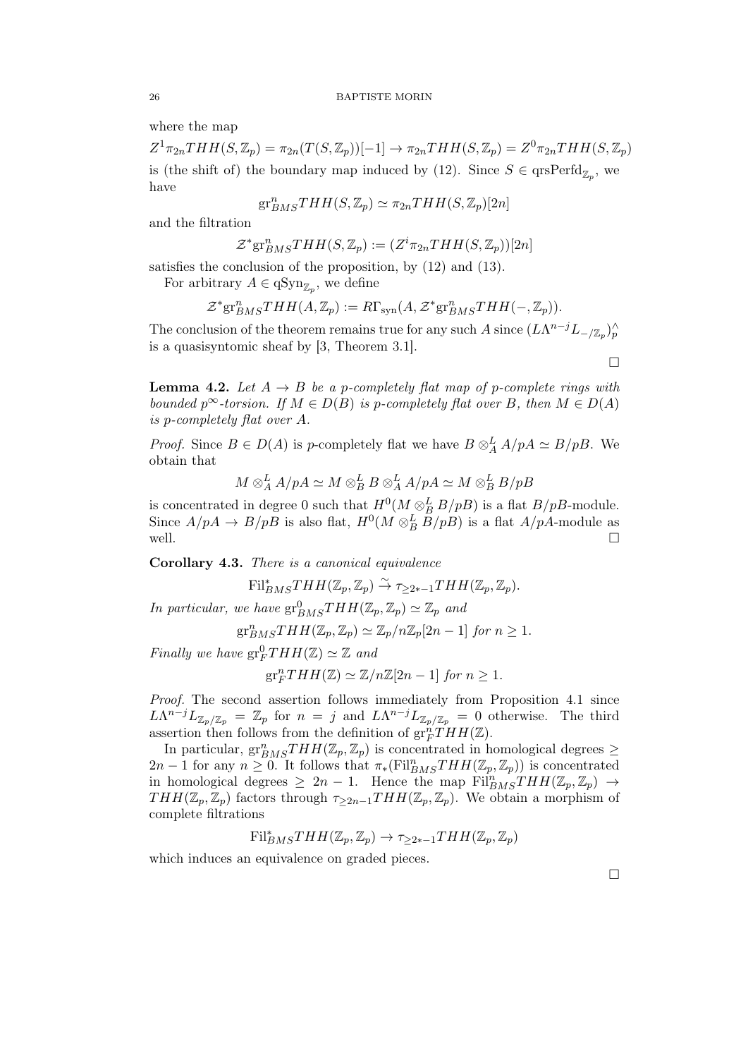where the map

$$Z^1\pi_{2n}THH(S,\mathbb{Z}_p) = \pi_{2n}(T(S,\mathbb{Z}_p))[-1] \to \pi_{2n}THH(S,\mathbb{Z}_p) = Z^0\pi_{2n}THH(S,\mathbb{Z}_p)$$

is (the shift of) the boundary map induced by (12). Since $S \in \mathrm{qrsPerfd}_{\mathbb{Z}_p}$, we have

$$\mathrm{gr}^n_{BMS}THH(S,\mathbb{Z}_p) \simeq \pi_{2n}THH(S,\mathbb{Z}_p)[2n]$$

and the filtration

$$\mathcal{Z}^*\mathrm{gr}^n_{BMS}THH(S,\mathbb{Z}_p) := (Z^i\pi_{2n}THH(S,\mathbb{Z}_p))[2n]$$

satisfies the conclusion of the proposition, by (12) and (13).

For arbitrary $A \in \mathrm{qSyn}_{\mathbb{Z}_p}$, we define

$$\mathcal{Z}^*\mathrm{gr}^n_{BMS}THH(A,\mathbb{Z}_p) := R\Gamma_{\mathrm{syn}}(A, \mathcal{Z}^*\mathrm{gr}^n_{BMS}THH(-,\mathbb{Z}_p)).$$

The conclusion of the theorem remains true for any such $A$ since $(L\Lambda^{n-j}L_{-/\mathbb{Z}_p})^\wedge_p$ is a quasisyntomic sheaf by [3, Theorem 3.1].

□

**Lemma 4.2.** *Let $A \to B$ be a $p$-completely flat map of $p$-complete rings with bounded $p^\infty$-torsion. If $M \in D(B)$ is $p$-completely flat over $B$, then $M \in D(A)$ is $p$-completely flat over $A$.*

*Proof.* Since $B \in D(A)$ is $p$-completely flat we have $B \otimes^L_A A/pA \simeq B/pB$. We obtain that

$$M \otimes^L_A A/pA \simeq M \otimes^L_B B \otimes^L_A A/pA \simeq M \otimes^L_B B/pB$$

is concentrated in degree 0 such that $H^0(M \otimes^L_B B/pB)$ is a flat $B/pB$-module. Since $A/pA \to B/pB$ is also flat, $H^0(M \otimes^L_B B/pB)$ is a flat $A/pA$-module as well. □

**Corollary 4.3.** *There is a canonical equivalence*

$$\mathrm{Fil}^*_{BMS}THH(\mathbb{Z}_p,\mathbb{Z}_p) \xrightarrow{\sim} \tau_{\geq 2*-1}THH(\mathbb{Z}_p,\mathbb{Z}_p).$$

*In particular, we have $\mathrm{gr}^0_{BMS}THH(\mathbb{Z}_p,\mathbb{Z}_p) \simeq \mathbb{Z}_p$ and*

$$\mathrm{gr}^n_{BMS}THH(\mathbb{Z}_p,\mathbb{Z}_p) \simeq \mathbb{Z}_p/n\mathbb{Z}_p[2n-1] \text{ for } n \geq 1.$$

*Finally we have $\mathrm{gr}^0_F THH(\mathbb{Z}) \simeq \mathbb{Z}$ and*

$$\mathrm{gr}^n_F THH(\mathbb{Z}) \simeq \mathbb{Z}/n\mathbb{Z}[2n-1] \text{ for } n \geq 1.$$

*Proof.* The second assertion follows immediately from Proposition 4.1 since $L\Lambda^{n-j}L_{\mathbb{Z}_p/\mathbb{Z}_p} = \mathbb{Z}_p$ for $n=j$ and $L\Lambda^{n-j}L_{\mathbb{Z}_p/\mathbb{Z}_p} = 0$ otherwise. The third assertion then follows from the definition of $\mathrm{gr}^n_F THH(\mathbb{Z})$.

In particular, $\mathrm{gr}^n_{BMS}THH(\mathbb{Z}_p,\mathbb{Z}_p)$ is concentrated in homological degrees $\geq 2n-1$ for any $n \geq 0$. It follows that $\pi_*(\mathrm{Fil}^n_{BMS}THH(\mathbb{Z}_p,\mathbb{Z}_p))$ is concentrated in homological degrees $\geq 2n-1$. Hence the map $\mathrm{Fil}^n_{BMS}THH(\mathbb{Z}_p,\mathbb{Z}_p) \to THH(\mathbb{Z}_p,\mathbb{Z}_p)$ factors through $\tau_{\geq 2n-1}THH(\mathbb{Z}_p,\mathbb{Z}_p)$. We obtain a morphism of complete filtrations

$$\mathrm{Fil}^*_{BMS}THH(\mathbb{Z}_p,\mathbb{Z}_p) \to \tau_{\geq 2*-1}THH(\mathbb{Z}_p,\mathbb{Z}_p)$$

which induces an equivalence on graded pieces.

□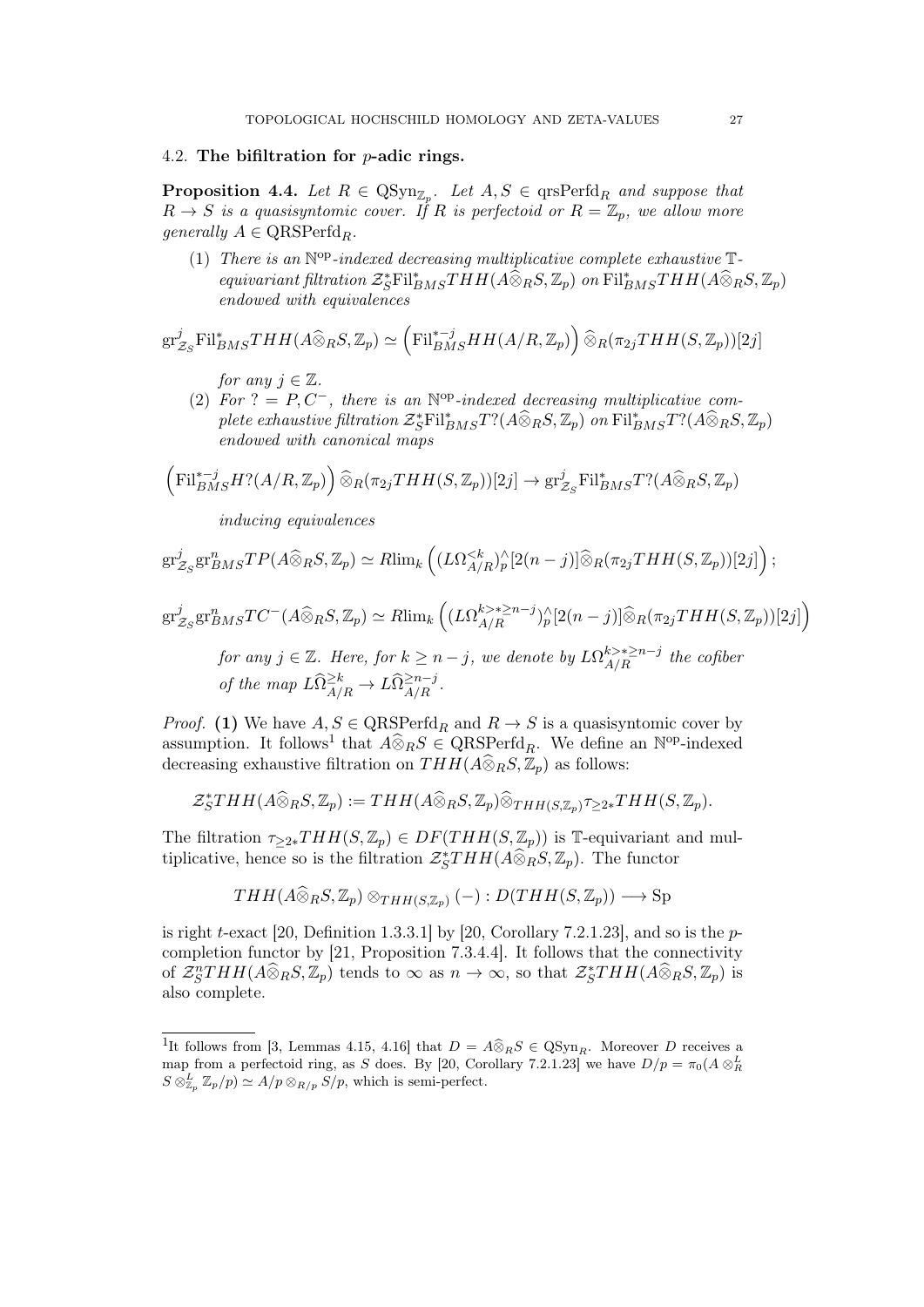### 4.2. The bifiltration for $p$-adic rings.

**Proposition 4.4.** *Let $R \in \mathrm{QSyn}_{\mathbb{Z}_p}$. Let $A, S \in \mathrm{qrsPerfd}_R$ and suppose that $R \to S$ is a quasisyntomic cover. If $R$ is perfectoid or $R = \mathbb{Z}_p$, we allow more generally $A \in \mathrm{QRSPerfd}_R$.*

(1) *There is an $\mathbb{N}^{\mathrm{op}}$-indexed decreasing multiplicative complete exhaustive $\mathbb{T}$-equivariant filtration $\mathcal{Z}_S^*\mathrm{Fil}^*_{BMS}THH(A\widehat{\otimes}_R S, \mathbb{Z}_p)$ on $\mathrm{Fil}^*_{BMS}THH(A\widehat{\otimes}_R S, \mathbb{Z}_p)$ endowed with equivalences*

$$\mathrm{gr}^j_{\mathcal{Z}_S}\mathrm{Fil}^*_{BMS}THH(A\widehat{\otimes}_R S, \mathbb{Z}_p) \simeq \left(\mathrm{Fil}^{*-j}_{BMS}HH(A/R, \mathbb{Z}_p)\right)\widehat{\otimes}_R(\pi_{2j}THH(S, \mathbb{Z}_p))[2j]$$

*for any $j \in \mathbb{Z}$.*

(2) *For $? = P, C^-$, there is an $\mathbb{N}^{\mathrm{op}}$-indexed decreasing multiplicative complete exhaustive filtration $\mathcal{Z}_S^*\mathrm{Fil}^*_{BMS}T?(A\widehat{\otimes}_R S, \mathbb{Z}_p)$ on $\mathrm{Fil}^*_{BMS}T?(A\widehat{\otimes}_R S, \mathbb{Z}_p)$ endowed with canonical maps*

$$\left(\mathrm{Fil}^{*-j}_{BMS}H?(A/R, \mathbb{Z}_p)\right)\widehat{\otimes}_R(\pi_{2j}THH(S, \mathbb{Z}_p))[2j] \to \mathrm{gr}^j_{\mathcal{Z}_S}\mathrm{Fil}^*_{BMS}T?(A\widehat{\otimes}_R S, \mathbb{Z}_p)$$

*inducing equivalences*

$$\mathrm{gr}^j_{\mathcal{Z}_S}\mathrm{gr}^n_{BMS}TP(A\widehat{\otimes}_R S, \mathbb{Z}_p) \simeq R\mathrm{lim}_k\left((L\Omega^{<k}_{A/R})^{\wedge}_p[2(n-j)]\widehat{\otimes}_R(\pi_{2j}THH(S, \mathbb{Z}_p))[2j]\right);$$

$$\mathrm{gr}^j_{\mathcal{Z}_S}\mathrm{gr}^n_{BMS}TC^-(A\widehat{\otimes}_R S, \mathbb{Z}_p) \simeq R\mathrm{lim}_k\left((L\Omega^{k>*\geq n-j}_{A/R})^{\wedge}_p[2(n-j)]\widehat{\otimes}_R(\pi_{2j}THH(S, \mathbb{Z}_p))[2j]\right)$$

*for any $j \in \mathbb{Z}$. Here, for $k \geq n-j$, we denote by $L\Omega^{k>*\geq n-j}_{A/R}$ the cofiber of the map $L\widehat{\Omega}^{\geq k}_{A/R} \to L\widehat{\Omega}^{\geq n-j}_{A/R}$.*

*Proof.* **(1)** We have $A, S \in \mathrm{QRSPerfd}_R$ and $R \to S$ is a quasisyntomic cover by assumption. It follows[1] that $A\widehat{\otimes}_R S \in \mathrm{QRSPerfd}_R$. We define an $\mathbb{N}^{\mathrm{op}}$-indexed decreasing exhaustive filtration on $THH(A\widehat{\otimes}_R S, \mathbb{Z}_p)$ as follows:

$$\mathcal{Z}_S^*THH(A\widehat{\otimes}_R S, \mathbb{Z}_p) := THH(A\widehat{\otimes}_R S, \mathbb{Z}_p)\widehat{\otimes}_{THH(S,\mathbb{Z}_p)}\tau_{\geq 2*}THH(S, \mathbb{Z}_p).$$

The filtration $\tau_{\geq 2*}THH(S, \mathbb{Z}_p) \in DF(THH(S, \mathbb{Z}_p))$ is $\mathbb{T}$-equivariant and multiplicative, hence so is the filtration $\mathcal{Z}_S^*THH(A\widehat{\otimes}_R S, \mathbb{Z}_p)$. The functor

$$THH(A\widehat{\otimes}_R S, \mathbb{Z}_p) \otimes_{THH(S,\mathbb{Z}_p)} (-) : D(THH(S, \mathbb{Z}_p)) \longrightarrow \mathrm{Sp}$$

is right $t$-exact [20, Definition 1.3.3.1] by [20, Corollary 7.2.1.23], and so is the $p$-completion functor by [21, Proposition 7.3.4.4]. It follows that the connectivity of $\mathcal{Z}_S^nTHH(A\widehat{\otimes}_R S, \mathbb{Z}_p)$ tends to $\infty$ as $n \to \infty$, so that $\mathcal{Z}_S^*THH(A\widehat{\otimes}_R S, \mathbb{Z}_p)$ is also complete.

---

[1] It follows from [3, Lemmas 4.15, 4.16] that $D = A\widehat{\otimes}_R S \in \mathrm{QSyn}_R$. Moreover $D$ receives a map from a perfectoid ring, as $S$ does. By [20, Corollary 7.2.1.23] we have $D/p = \pi_0(A \otimes^L_R S \otimes^L_{\mathbb{Z}_p} \mathbb{Z}_p/p) \simeq A/p \otimes_{R/p} S/p$, which is semi-perfect.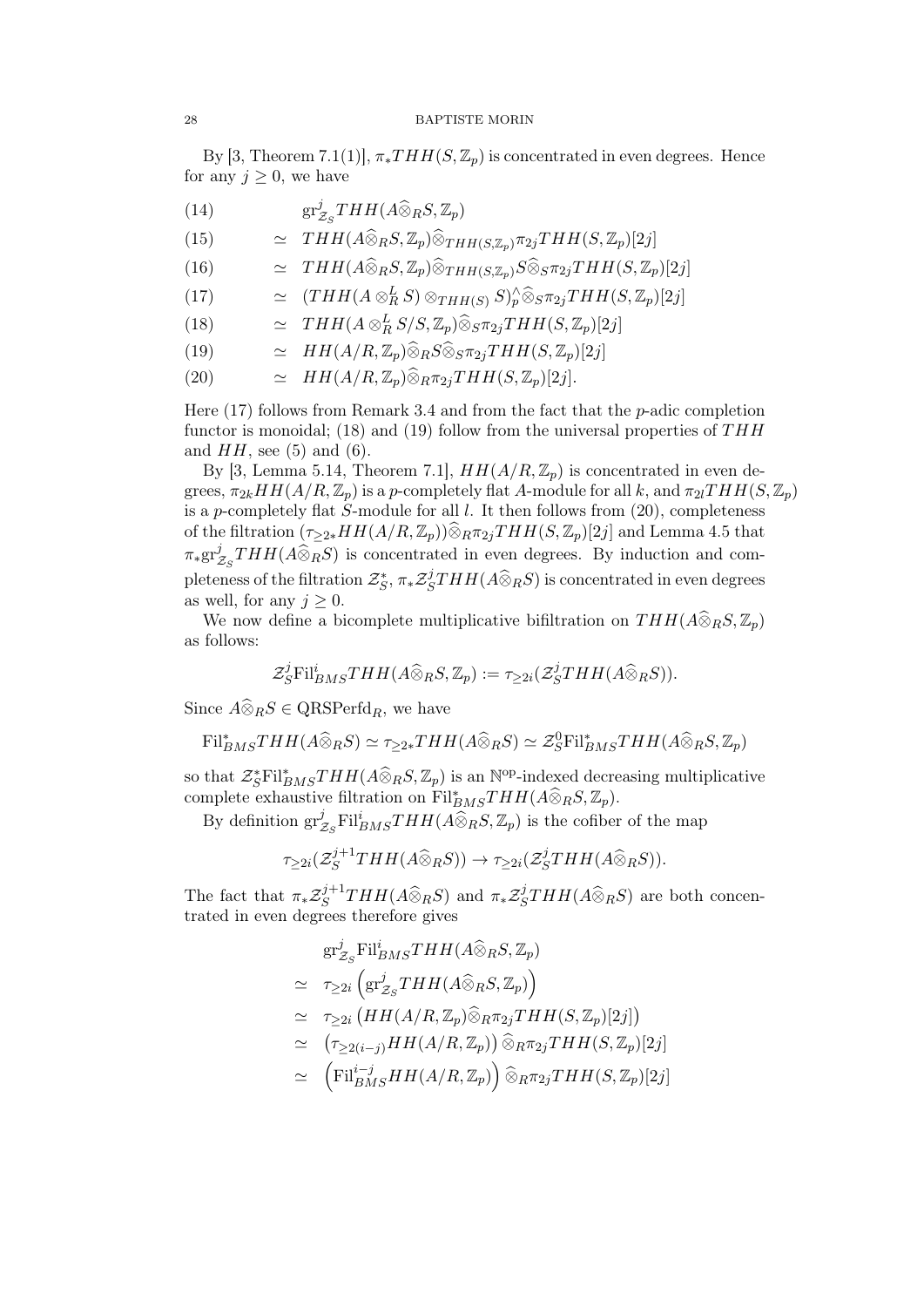By [3, Theorem 7.1(1)], $\pi_*THH(S,\mathbb{Z}_p)$ is concentrated in even degrees. Hence for any $j\geq 0$, we have

$$
\begin{aligned}
(14)\qquad & \mathrm{gr}^j_{\mathcal{Z}_S}THH(A\widehat{\otimes}_R S,\mathbb{Z}_p)\\
(15)\qquad \simeq\;& THH(A\widehat{\otimes}_R S,\mathbb{Z}_p)\widehat{\otimes}_{THH(S,\mathbb{Z}_p)}\pi_{2j}THH(S,\mathbb{Z}_p)[2j]\\
(16)\qquad \simeq\;& THH(A\widehat{\otimes}_R S,\mathbb{Z}_p)\widehat{\otimes}_{THH(S,\mathbb{Z}_p)}S\widehat{\otimes}_S\pi_{2j}THH(S,\mathbb{Z}_p)[2j]\\
(17)\qquad \simeq\;& (THH(A\otimes^L_R S)\otimes_{THH(S)}S)^{\wedge}_p\widehat{\otimes}_S\pi_{2j}THH(S,\mathbb{Z}_p)[2j]\\
(18)\qquad \simeq\;& THH(A\otimes^L_R S/S,\mathbb{Z}_p)\widehat{\otimes}_S\pi_{2j}THH(S,\mathbb{Z}_p)[2j]\\
(19)\qquad \simeq\;& HH(A/R,\mathbb{Z}_p)\widehat{\otimes}_R S\widehat{\otimes}_S\pi_{2j}THH(S,\mathbb{Z}_p)[2j]\\
(20)\qquad \simeq\;& HH(A/R,\mathbb{Z}_p)\widehat{\otimes}_R\pi_{2j}THH(S,\mathbb{Z}_p)[2j].
\end{aligned}
$$

Here (17) follows from Remark 3.4 and from the fact that the $p$-adic completion functor is monoidal; (18) and (19) follow from the universal properties of $THH$ and $HH$, see (5) and (6).

By [3, Lemma 5.14, Theorem 7.1], $HH(A/R,\mathbb{Z}_p)$ is concentrated in even degrees, $\pi_{2k}HH(A/R,\mathbb{Z}_p)$ is a $p$-completely flat $A$-module for all $k$, and $\pi_{2l}THH(S,\mathbb{Z}_p)$ is a $p$-completely flat $S$-module for all $l$. It then follows from (20), completeness of the filtration $(\tau_{\geq 2*}HH(A/R,\mathbb{Z}_p))\widehat{\otimes}_R\pi_{2j}THH(S,\mathbb{Z}_p)[2j]$ and Lemma 4.5 that $\pi_*\mathrm{gr}^j_{\mathcal{Z}_S}THH(A\widehat{\otimes}_R S)$ is concentrated in even degrees. By induction and completeness of the filtration $\mathcal{Z}_S^*$, $\pi_*\mathcal{Z}^j_S THH(A\widehat{\otimes}_R S)$ is concentrated in even degrees as well, for any $j\geq 0$.

We now define a bicomplete multiplicative bifiltration on $THH(A\widehat{\otimes}_R S,\mathbb{Z}_p)$ as follows:

$$\mathcal{Z}^j_S\mathrm{Fil}^i_{BMS}THH(A\widehat{\otimes}_R S,\mathbb{Z}_p):=\tau_{\geq 2i}(\mathcal{Z}^j_S THH(A\widehat{\otimes}_R S)).$$

Since $A\widehat{\otimes}_R S\in\mathrm{QRSPerfd}_R$, we have

$$\mathrm{Fil}^*_{BMS}THH(A\widehat{\otimes}_R S)\simeq\tau_{\geq 2*}THH(A\widehat{\otimes}_R S)\simeq\mathcal{Z}^0_S\mathrm{Fil}^*_{BMS}THH(A\widehat{\otimes}_R S,\mathbb{Z}_p)$$

so that $\mathcal{Z}^*_S\mathrm{Fil}^*_{BMS}THH(A\widehat{\otimes}_R S,\mathbb{Z}_p)$ is an $\mathbb{N}^{\mathrm{op}}$-indexed decreasing multiplicative complete exhaustive filtration on $\mathrm{Fil}^*_{BMS}THH(A\widehat{\otimes}_R S,\mathbb{Z}_p)$.

By definition $\mathrm{gr}^j_{\mathcal{Z}_S}\mathrm{Fil}^i_{BMS}THH(A\widehat{\otimes}_R S,\mathbb{Z}_p)$ is the cofiber of the map

$$\tau_{\geq 2i}(\mathcal{Z}^{j+1}_S THH(A\widehat{\otimes}_R S))\to\tau_{\geq 2i}(\mathcal{Z}^j_S THH(A\widehat{\otimes}_R S)).$$

The fact that $\pi_*\mathcal{Z}^{j+1}_S THH(A\widehat{\otimes}_R S)$ and $\pi_*\mathcal{Z}^j_S THH(A\widehat{\otimes}_R S)$ are both concentrated in even degrees therefore gives

$$
\begin{aligned}
&\mathrm{gr}^j_{\mathcal{Z}_S}\mathrm{Fil}^i_{BMS}THH(A\widehat{\otimes}_R S,\mathbb{Z}_p)\\
\simeq\;&\tau_{\geq 2i}\left(\mathrm{gr}^j_{\mathcal{Z}_S}THH(A\widehat{\otimes}_R S,\mathbb{Z}_p)\right)\\
\simeq\;&\tau_{\geq 2i}\left(HH(A/R,\mathbb{Z}_p)\widehat{\otimes}_R\pi_{2j}THH(S,\mathbb{Z}_p)[2j]\right)\\
\simeq\;&\left(\tau_{\geq 2(i-j)}HH(A/R,\mathbb{Z}_p)\right)\widehat{\otimes}_R\pi_{2j}THH(S,\mathbb{Z}_p)[2j]\\
\simeq\;&\left(\mathrm{Fil}^{i-j}_{BMS}HH(A/R,\mathbb{Z}_p)\right)\widehat{\otimes}_R\pi_{2j}THH(S,\mathbb{Z}_p)[2j]
\end{aligned}
$$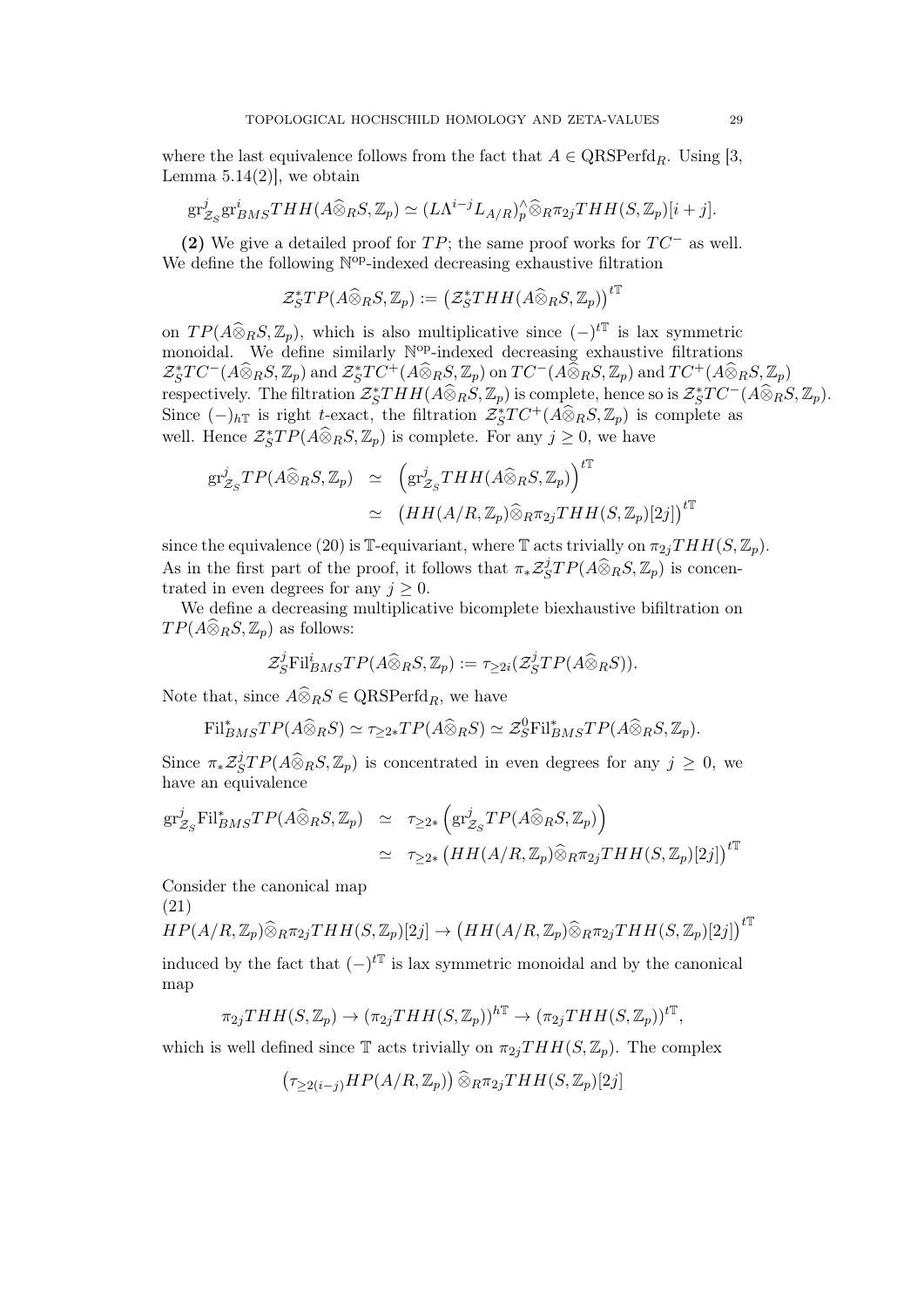where the last equivalence follows from the fact that $A \in \mathrm{QRSPerfd}_R$. Using [3, Lemma 5.14(2)], we obtain

$$\mathrm{gr}^j_{\mathcal{Z}_S}\mathrm{gr}^i_{BMS}THH(A\widehat{\otimes}_R S,\mathbb{Z}_p) \simeq (L\Lambda^{i-j}L_{A/R})^{\wedge}_p\widehat{\otimes}_R\pi_{2j}THH(S,\mathbb{Z}_p)[i+j].$$

**(2)** We give a detailed proof for $TP$; the same proof works for $TC^-$ as well. We define the following $\mathbb{N}^{\mathrm{op}}$-indexed decreasing exhaustive filtration

$$\mathcal{Z}^*_S TP(A\widehat{\otimes}_R S,\mathbb{Z}_p) := \left(\mathcal{Z}^*_S THH(A\widehat{\otimes}_R S,\mathbb{Z}_p)\right)^{t\mathbb{T}}$$

on $TP(A\widehat{\otimes}_R S,\mathbb{Z}_p)$, which is also multiplicative since $(-)^{t\mathbb{T}}$ is lax symmetric monoidal. We define similarly $\mathbb{N}^{\mathrm{op}}$-indexed decreasing exhaustive filtrations $\mathcal{Z}^*_S TC^-(A\widehat{\otimes}_R S,\mathbb{Z}_p)$ and $\mathcal{Z}^*_S TC^+(A\widehat{\otimes}_R S,\mathbb{Z}_p)$ on $TC^-(A\widehat{\otimes}_R S,\mathbb{Z}_p)$ and $TC^+(A\widehat{\otimes}_R S,\mathbb{Z}_p)$ respectively. The filtration $\mathcal{Z}^*_S THH(A\widehat{\otimes}_R S,\mathbb{Z}_p)$ is complete, hence so is $\mathcal{Z}^*_S TC^-(A\widehat{\otimes}_R S,\mathbb{Z}_p)$. Since $(-)_{h\mathbb{T}}$ is right $t$-exact, the filtration $\mathcal{Z}^*_S TC^+(A\widehat{\otimes}_R S,\mathbb{Z}_p)$ is complete as well. Hence $\mathcal{Z}^*_S TP(A\widehat{\otimes}_R S,\mathbb{Z}_p)$ is complete. For any $j \geq 0$, we have

$$\begin{aligned}
\mathrm{gr}^j_{\mathcal{Z}_S}TP(A\widehat{\otimes}_R S,\mathbb{Z}_p) &\simeq \left(\mathrm{gr}^j_{\mathcal{Z}_S}THH(A\widehat{\otimes}_R S,\mathbb{Z}_p)\right)^{t\mathbb{T}}\\
&\simeq \left(HH(A/R,\mathbb{Z}_p)\widehat{\otimes}_R\pi_{2j}THH(S,\mathbb{Z}_p)[2j]\right)^{t\mathbb{T}}
\end{aligned}$$

since the equivalence (20) is $\mathbb{T}$-equivariant, where $\mathbb{T}$ acts trivially on $\pi_{2j}THH(S,\mathbb{Z}_p)$. As in the first part of the proof, it follows that $\pi_*\mathcal{Z}^j_S TP(A\widehat{\otimes}_R S,\mathbb{Z}_p)$ is concentrated in even degrees for any $j \geq 0$.

We define a decreasing multiplicative bicomplete biexhaustive bifiltration on $TP(A\widehat{\otimes}_R S,\mathbb{Z}_p)$ as follows:

$$\mathcal{Z}^j_S\mathrm{Fil}^i_{BMS}TP(A\widehat{\otimes}_R S,\mathbb{Z}_p) := \tau_{\geq 2i}(\mathcal{Z}^j_S TP(A\widehat{\otimes}_R S)).$$

Note that, since $A\widehat{\otimes}_R S \in \mathrm{QRSPerfd}_R$, we have

$$\mathrm{Fil}^*_{BMS}TP(A\widehat{\otimes}_R S) \simeq \tau_{\geq 2*}TP(A\widehat{\otimes}_R S) \simeq \mathcal{Z}^0_S\mathrm{Fil}^*_{BMS}TP(A\widehat{\otimes}_R S,\mathbb{Z}_p).$$

Since $\pi_*\mathcal{Z}^j_S TP(A\widehat{\otimes}_R S,\mathbb{Z}_p)$ is concentrated in even degrees for any $j \geq 0$, we have an equivalence

$$\begin{aligned}
\mathrm{gr}^j_{\mathcal{Z}_S}\mathrm{Fil}^*_{BMS}TP(A\widehat{\otimes}_R S,\mathbb{Z}_p) &\simeq \tau_{\geq 2*}\left(\mathrm{gr}^j_{\mathcal{Z}_S}TP(A\widehat{\otimes}_R S,\mathbb{Z}_p)\right)\\
&\simeq \tau_{\geq 2*}\left(HH(A/R,\mathbb{Z}_p)\widehat{\otimes}_R\pi_{2j}THH(S,\mathbb{Z}_p)[2j]\right)^{t\mathbb{T}}
\end{aligned}$$

Consider the canonical map

(21)
$$HP(A/R,\mathbb{Z}_p)\widehat{\otimes}_R\pi_{2j}THH(S,\mathbb{Z}_p)[2j] \to \left(HH(A/R,\mathbb{Z}_p)\widehat{\otimes}_R\pi_{2j}THH(S,\mathbb{Z}_p)[2j]\right)^{t\mathbb{T}}$$

induced by the fact that $(-)^{t\mathbb{T}}$ is lax symmetric monoidal and by the canonical map

$$\pi_{2j}THH(S,\mathbb{Z}_p) \to (\pi_{2j}THH(S,\mathbb{Z}_p))^{h\mathbb{T}} \to (\pi_{2j}THH(S,\mathbb{Z}_p))^{t\mathbb{T}},$$

which is well defined since $\mathbb{T}$ acts trivially on $\pi_{2j}THH(S,\mathbb{Z}_p)$. The complex

$$\left(\tau_{\geq 2(i-j)}HP(A/R,\mathbb{Z}_p)\right)\widehat{\otimes}_R\pi_{2j}THH(S,\mathbb{Z}_p)[2j]$$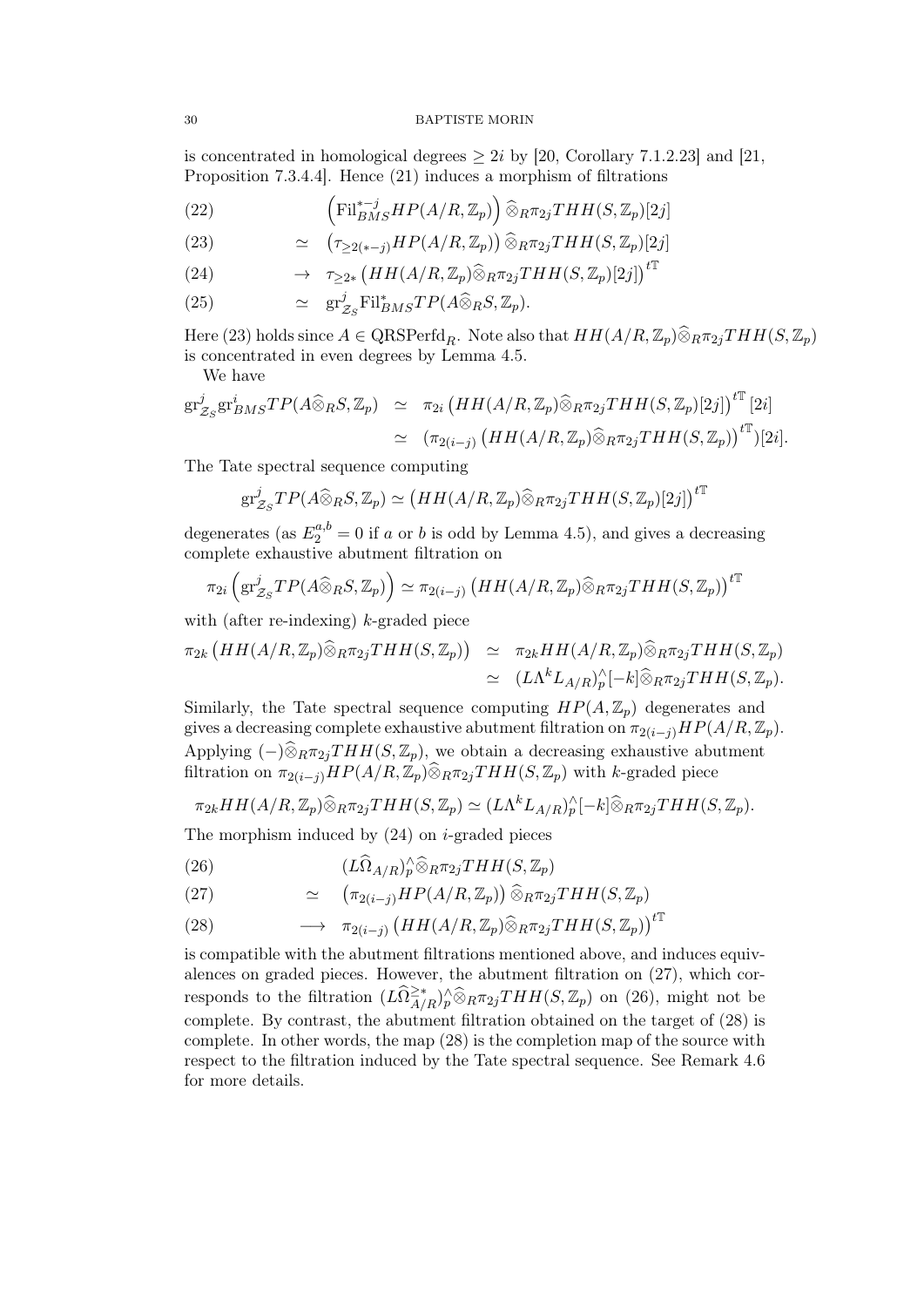is concentrated in homological degrees $\geq 2i$ by [20, Corollary 7.1.2.23] and [21, Proposition 7.3.4.4]. Hence (21) induces a morphism of filtrations

$$
\begin{aligned}
(22) \qquad & \left(\mathrm{Fil}^{*-j}_{BMS} HP(A/R, \mathbb{Z}_p)\right) \widehat{\otimes}_R \pi_{2j} THH(S, \mathbb{Z}_p)[2j] \\
(23) \qquad \simeq \;& \left(\tau_{\geq 2(*-j)} HP(A/R, \mathbb{Z}_p)\right) \widehat{\otimes}_R \pi_{2j} THH(S, \mathbb{Z}_p)[2j] \\
(24) \qquad \to \;& \tau_{\geq 2*} \left(HH(A/R, \mathbb{Z}_p) \widehat{\otimes}_R \pi_{2j} THH(S, \mathbb{Z}_p)[2j]\right)^{t\mathbb{T}} \\
(25) \qquad \simeq \;& \mathrm{gr}^j_{\mathcal{Z}_S} \mathrm{Fil}^*_{BMS} TP(A \widehat{\otimes}_R S, \mathbb{Z}_p).
\end{aligned}
$$

Here (23) holds since $A \in \mathrm{QRSPerfd}_R$. Note also that $HH(A/R, \mathbb{Z}_p) \widehat{\otimes}_R \pi_{2j} THH(S, \mathbb{Z}_p)$ is concentrated in even degrees by Lemma 4.5.

We have

$$
\begin{aligned}
\mathrm{gr}^j_{\mathcal{Z}_S} \mathrm{gr}^i_{BMS} TP(A \widehat{\otimes}_R S, \mathbb{Z}_p) &\simeq \pi_{2i} \left(HH(A/R, \mathbb{Z}_p) \widehat{\otimes}_R \pi_{2j} THH(S, \mathbb{Z}_p)[2j]\right)^{t\mathbb{T}} [2i] \\
&\simeq (\pi_{2(i-j)} \left(HH(A/R, \mathbb{Z}_p) \widehat{\otimes}_R \pi_{2j} THH(S, \mathbb{Z}_p)\right)^{t\mathbb{T}})[2i].
\end{aligned}
$$

The Tate spectral sequence computing

$$
\mathrm{gr}^j_{\mathcal{Z}_S} TP(A \widehat{\otimes}_R S, \mathbb{Z}_p) \simeq \left(HH(A/R, \mathbb{Z}_p) \widehat{\otimes}_R \pi_{2j} THH(S, \mathbb{Z}_p)[2j]\right)^{t\mathbb{T}}
$$

degenerates (as $E_2^{a,b} = 0$ if $a$ or $b$ is odd by Lemma 4.5), and gives a decreasing complete exhaustive abutment filtration on

$$
\pi_{2i} \left(\mathrm{gr}^j_{\mathcal{Z}_S} TP(A \widehat{\otimes}_R S, \mathbb{Z}_p)\right) \simeq \pi_{2(i-j)} \left(HH(A/R, \mathbb{Z}_p) \widehat{\otimes}_R \pi_{2j} THH(S, \mathbb{Z}_p)\right)^{t\mathbb{T}}
$$

with (after re-indexing) $k$-graded piece

$$
\begin{aligned}
\pi_{2k} \left(HH(A/R, \mathbb{Z}_p) \widehat{\otimes}_R \pi_{2j} THH(S, \mathbb{Z}_p)\right) &\simeq \pi_{2k} HH(A/R, \mathbb{Z}_p) \widehat{\otimes}_R \pi_{2j} THH(S, \mathbb{Z}_p) \\
&\simeq (L\Lambda^k L_{A/R})^{\wedge}_p [-k] \widehat{\otimes}_R \pi_{2j} THH(S, \mathbb{Z}_p).
\end{aligned}
$$

Similarly, the Tate spectral sequence computing $HP(A, \mathbb{Z}_p)$ degenerates and gives a decreasing complete exhaustive abutment filtration on $\pi_{2(i-j)} HP(A/R, \mathbb{Z}_p)$. Applying $(-) \widehat{\otimes}_R \pi_{2j} THH(S, \mathbb{Z}_p)$, we obtain a decreasing exhaustive abutment filtration on $\pi_{2(i-j)} HP(A/R, \mathbb{Z}_p) \widehat{\otimes}_R \pi_{2j} THH(S, \mathbb{Z}_p)$ with $k$-graded piece

$$
\pi_{2k} HH(A/R, \mathbb{Z}_p) \widehat{\otimes}_R \pi_{2j} THH(S, \mathbb{Z}_p) \simeq (L\Lambda^k L_{A/R})^{\wedge}_p [-k] \widehat{\otimes}_R \pi_{2j} THH(S, \mathbb{Z}_p).
$$

The morphism induced by (24) on $i$-graded pieces

$$
\begin{aligned}
(26) \qquad & (L\widehat{\Omega}_{A/R})^{\wedge}_p \widehat{\otimes}_R \pi_{2j} THH(S, \mathbb{Z}_p) \\
(27) \qquad \simeq \;& \left(\pi_{2(i-j)} HP(A/R, \mathbb{Z}_p)\right) \widehat{\otimes}_R \pi_{2j} THH(S, \mathbb{Z}_p) \\
(28) \qquad \longrightarrow \;& \pi_{2(i-j)} \left(HH(A/R, \mathbb{Z}_p) \widehat{\otimes}_R \pi_{2j} THH(S, \mathbb{Z}_p)\right)^{t\mathbb{T}}
\end{aligned}
$$

is compatible with the abutment filtrations mentioned above, and induces equivalences on graded pieces. However, the abutment filtration on (27), which corresponds to the filtration $(L\widehat{\Omega}^{\geq *}_{A/R})^{\wedge}_p \widehat{\otimes}_R \pi_{2j} THH(S, \mathbb{Z}_p)$ on (26), might not be complete. By contrast, the abutment filtration obtained on the target of (28) is complete. In other words, the map (28) is the completion map of the source with respect to the filtration induced by the Tate spectral sequence. See Remark 4.6 for more details.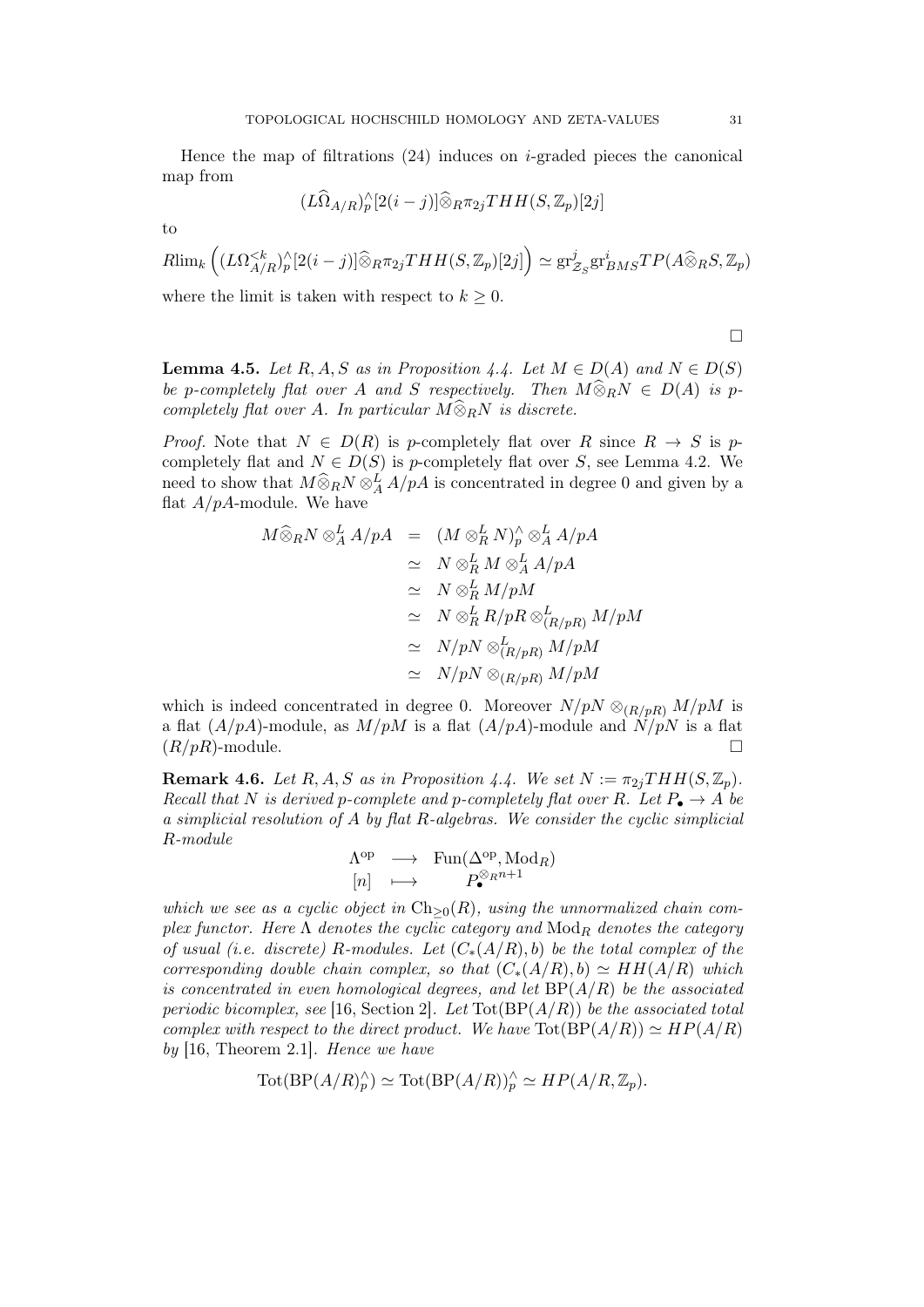Hence the map of filtrations (24) induces on $i$-graded pieces the canonical map from

$$(L\widehat{\Omega}_{A/R})^{\wedge}_p[2(i-j)]\widehat{\otimes}_R\pi_{2j}THH(S,\mathbb{Z}_p)[2j]$$

to

$$R\mathrm{lim}_k\left((L\Omega^{<k}_{A/R})^{\wedge}_p[2(i-j)]\widehat{\otimes}_R\pi_{2j}THH(S,\mathbb{Z}_p)[2j]\right)\simeq \mathrm{gr}^j_{\mathcal{Z}_S}\mathrm{gr}^i_{BMS}TP(A\widehat{\otimes}_R S,\mathbb{Z}_p)$$

where the limit is taken with respect to $k\geq 0$.

□

**Lemma 4.5.** *Let $R, A, S$ as in Proposition 4.4. Let $M\in D(A)$ and $N\in D(S)$ be $p$-completely flat over $A$ and $S$ respectively. Then $M\widehat{\otimes}_R N\in D(A)$ is $p$-completely flat over $A$. In particular $M\widehat{\otimes}_R N$ is discrete.*

*Proof.* Note that $N\in D(R)$ is $p$-completely flat over $R$ since $R\to S$ is $p$-completely flat and $N\in D(S)$ is $p$-completely flat over $S$, see Lemma 4.2. We need to show that $M\widehat{\otimes}_R N\otimes^L_A A/pA$ is concentrated in degree 0 and given by a flat $A/pA$-module. We have

$$\begin{aligned}
M\widehat{\otimes}_R N\otimes^L_A A/pA &= (M\otimes^L_R N)^{\wedge}_p\otimes^L_A A/pA\\
&\simeq N\otimes^L_R M\otimes^L_A A/pA\\
&\simeq N\otimes^L_R M/pM\\
&\simeq N\otimes^L_R R/pR\otimes^L_{(R/pR)} M/pM\\
&\simeq N/pN\otimes^L_{(R/pR)} M/pM\\
&\simeq N/pN\otimes_{(R/pR)} M/pM
\end{aligned}$$

which is indeed concentrated in degree 0. Moreover $N/pN\otimes_{(R/pR)} M/pM$ is a flat $(A/pA)$-module, as $M/pM$ is a flat $(A/pA)$-module and $N/pN$ is a flat $(R/pR)$-module. □

**Remark 4.6.** *Let $R, A, S$ as in Proposition 4.4. We set $N := \pi_{2j}THH(S,\mathbb{Z}_p)$. Recall that $N$ is derived $p$-complete and $p$-completely flat over $R$. Let $P_\bullet\to A$ be a simplicial resolution of $A$ by flat $R$-algebras. We consider the cyclic simplicial $R$-module*

$$\begin{aligned}
\Lambda^{\mathrm{op}} &\longrightarrow \mathrm{Fun}(\Delta^{\mathrm{op}},\mathrm{Mod}_R)\\
[n] &\longmapsto P_\bullet^{\otimes_R n+1}
\end{aligned}$$

*which we see as a cyclic object in $\mathrm{Ch}_{\geq 0}(R)$, using the unnormalized chain complex functor. Here $\Lambda$ denotes the cyclic category and $\mathrm{Mod}_R$ denotes the category of usual (i.e. discrete) $R$-modules. Let $(C_*(A/R),b)$ be the total complex of the corresponding double chain complex, so that $(C_*(A/R),b)\simeq HH(A/R)$ which is concentrated in even homological degrees, and let $\mathrm{BP}(A/R)$ be the associated periodic bicomplex, see [16, Section 2]. Let $\mathrm{Tot}(\mathrm{BP}(A/R))$ be the associated total complex with respect to the direct product. We have $\mathrm{Tot}(\mathrm{BP}(A/R))\simeq HP(A/R)$ by [16, Theorem 2.1]. Hence we have*

$$\mathrm{Tot}(\mathrm{BP}(A/R)^{\wedge}_p)\simeq \mathrm{Tot}(\mathrm{BP}(A/R))^{\wedge}_p\simeq HP(A/R,\mathbb{Z}_p).$$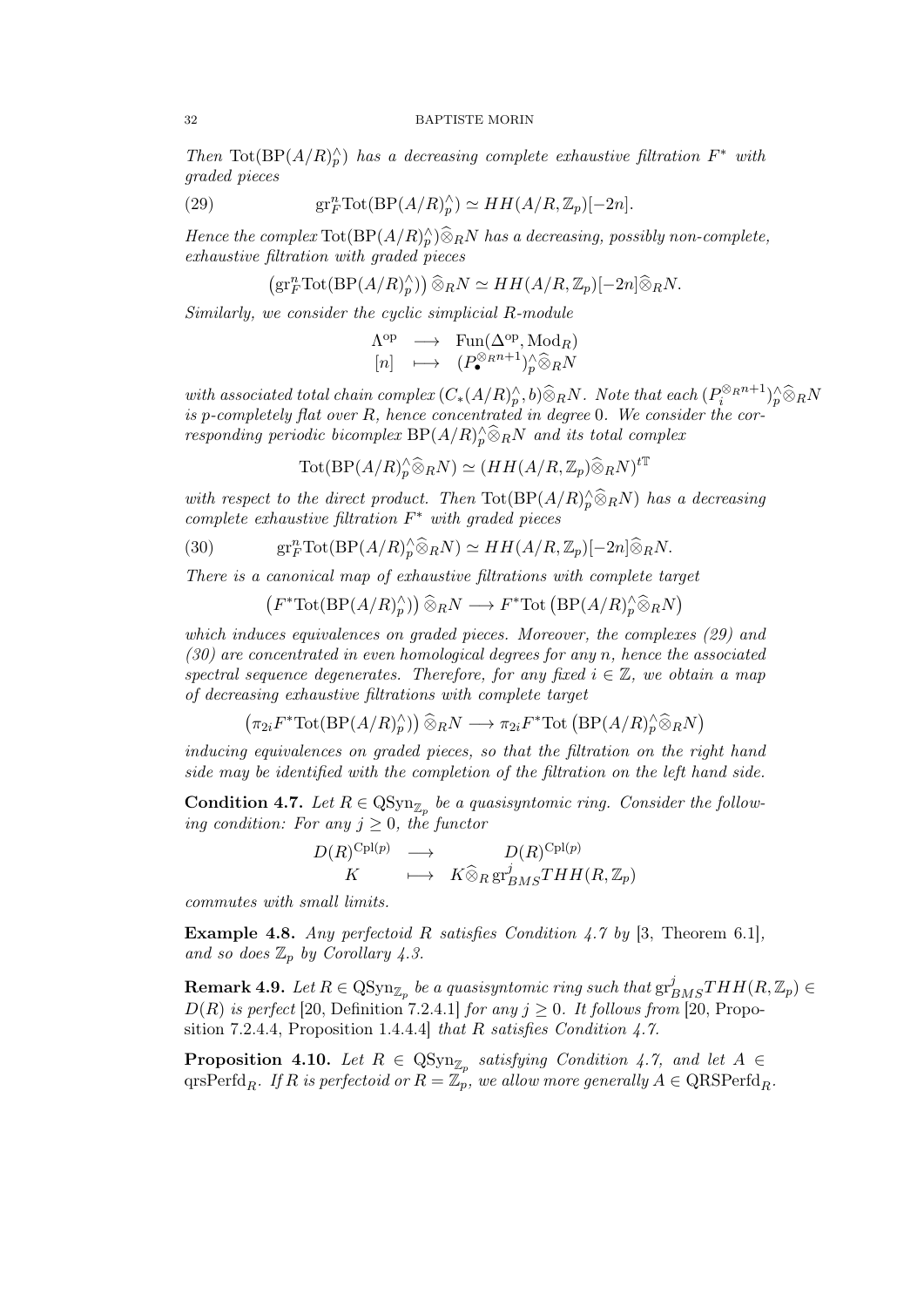*Then* $\mathrm{Tot}(\mathrm{BP}(A/R)^{\wedge}_p)$ *has a decreasing complete exhaustive filtration* $F^*$ *with graded pieces*

$$\mathrm{gr}^n_F \mathrm{Tot}(\mathrm{BP}(A/R)^{\wedge}_p) \simeq HH(A/R, \mathbb{Z}_p)[-2n]. \tag{29}$$

*Hence the complex* $\mathrm{Tot}(\mathrm{BP}(A/R)^{\wedge}_p)\widehat{\otimes}_R N$ *has a decreasing, possibly non-complete, exhaustive filtration with graded pieces*

$$\left(\mathrm{gr}^n_F \mathrm{Tot}(\mathrm{BP}(A/R)^{\wedge}_p)\right)\widehat{\otimes}_R N \simeq HH(A/R, \mathbb{Z}_p)[-2n]\widehat{\otimes}_R N.$$

*Similarly, we consider the cyclic simplicial* $R$*-module*

$$\begin{array}{rcl} \Lambda^{\mathrm{op}} & \longrightarrow & \mathrm{Fun}(\Delta^{\mathrm{op}}, \mathrm{Mod}_R) \\ {[n]} & \longmapsto & (P_\bullet^{\otimes_R n+1})^{\wedge}_p \widehat{\otimes}_R N \end{array}$$

*with associated total chain complex* $(C_*(A/R)^{\wedge}_p, b)\widehat{\otimes}_R N$*. Note that each* $(P_i^{\otimes_R n+1})^{\wedge}_p\widehat{\otimes}_R N$ *is* $p$*-completely flat over* $R$*, hence concentrated in degree* $0$*. We consider the corresponding periodic bicomplex* $\mathrm{BP}(A/R)^{\wedge}_p\widehat{\otimes}_R N$ *and its total complex*

$$\mathrm{Tot}(\mathrm{BP}(A/R)^{\wedge}_p\widehat{\otimes}_R N) \simeq (HH(A/R, \mathbb{Z}_p)\widehat{\otimes}_R N)^{t\mathbb{T}}$$

*with respect to the direct product. Then* $\mathrm{Tot}(\mathrm{BP}(A/R)^{\wedge}_p\widehat{\otimes}_R N)$ *has a decreasing complete exhaustive filtration* $F^*$ *with graded pieces*

$$\mathrm{gr}^n_F \mathrm{Tot}(\mathrm{BP}(A/R)^{\wedge}_p\widehat{\otimes}_R N) \simeq HH(A/R, \mathbb{Z}_p)[-2n]\widehat{\otimes}_R N. \tag{30}$$

*There is a canonical map of exhaustive filtrations with complete target*

$$\left(F^*\mathrm{Tot}(\mathrm{BP}(A/R)^{\wedge}_p)\right)\widehat{\otimes}_R N \longrightarrow F^*\mathrm{Tot}\left(\mathrm{BP}(A/R)^{\wedge}_p\widehat{\otimes}_R N\right)$$

*which induces equivalences on graded pieces. Moreover, the complexes (29) and (30) are concentrated in even homological degrees for any* $n$*, hence the associated spectral sequence degenerates. Therefore, for any fixed* $i \in \mathbb{Z}$*, we obtain a map of decreasing exhaustive filtrations with complete target*

$$\left(\pi_{2i}F^*\mathrm{Tot}(\mathrm{BP}(A/R)^{\wedge}_p)\right)\widehat{\otimes}_R N \longrightarrow \pi_{2i}F^*\mathrm{Tot}\left(\mathrm{BP}(A/R)^{\wedge}_p\widehat{\otimes}_R N\right)$$

*inducing equivalences on graded pieces, so that the filtration on the right hand side may be identified with the completion of the filtration on the left hand side.*

**Condition 4.7.** *Let* $R \in \mathrm{QSyn}_{\mathbb{Z}_p}$ *be a quasisyntomic ring. Consider the following condition: For any* $j \geq 0$*, the functor*

$$\begin{array}{rcl} D(R)^{\mathrm{Cpl}(p)} & \longrightarrow & D(R)^{\mathrm{Cpl}(p)} \\ K & \longmapsto & K\widehat{\otimes}_R\, \mathrm{gr}^j_{BMS}THH(R, \mathbb{Z}_p) \end{array}$$

*commutes with small limits.*

**Example 4.8.** *Any perfectoid* $R$ *satisfies Condition 4.7 by* [3, Theorem 6.1]*, and so does* $\mathbb{Z}_p$ *by Corollary 4.3.*

**Remark 4.9.** *Let* $R \in \mathrm{QSyn}_{\mathbb{Z}_p}$ *be a quasisyntomic ring such that* $\mathrm{gr}^j_{BMS}THH(R, \mathbb{Z}_p) \in D(R)$ *is perfect* [20, Definition 7.2.4.1] *for any* $j \geq 0$*. It follows from* [20, Proposition 7.2.4.4, Proposition 1.4.4.4] *that* $R$ *satisfies Condition 4.7.*

**Proposition 4.10.** *Let* $R \in \mathrm{QSyn}_{\mathbb{Z}_p}$ *satisfying Condition 4.7, and let* $A \in \mathrm{qrsPerfd}_R$*. If* $R$ *is perfectoid or* $R = \mathbb{Z}_p$*, we allow more generally* $A \in \mathrm{QRSPerfd}_R$*.*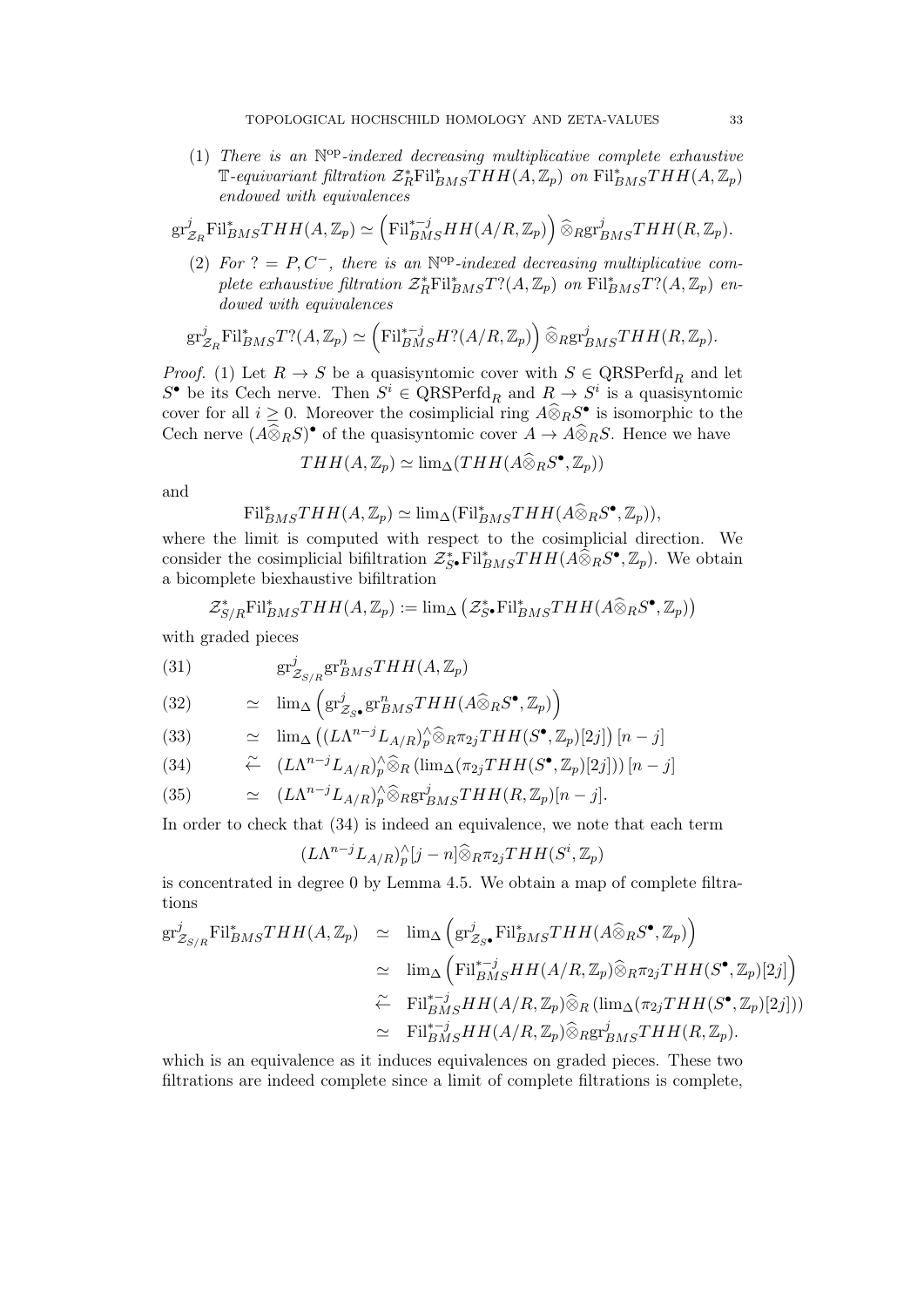(1) *There is an $\mathbb{N}^{\mathrm{op}}$-indexed decreasing multiplicative complete exhaustive $\mathbb{T}$-equivariant filtration $\mathcal{Z}_R^*\mathrm{Fil}^*_{BMS}THH(A,\mathbb{Z}_p)$ on $\mathrm{Fil}^*_{BMS}THH(A,\mathbb{Z}_p)$ endowed with equivalences*

$$\mathrm{gr}^j_{\mathcal{Z}_R}\mathrm{Fil}^*_{BMS}THH(A,\mathbb{Z}_p) \simeq \left(\mathrm{Fil}^{*-j}_{BMS}HH(A/R,\mathbb{Z}_p)\right)\widehat{\otimes}_R\mathrm{gr}^j_{BMS}THH(R,\mathbb{Z}_p).$$

(2) *For $? = P, C^-$, there is an $\mathbb{N}^{\mathrm{op}}$-indexed decreasing multiplicative complete exhaustive filtration $\mathcal{Z}_R^*\mathrm{Fil}^*_{BMS}T?(A,\mathbb{Z}_p)$ on $\mathrm{Fil}^*_{BMS}T?(A,\mathbb{Z}_p)$ endowed with equivalences*

$$\mathrm{gr}^j_{\mathcal{Z}_R}\mathrm{Fil}^*_{BMS}T?(A,\mathbb{Z}_p) \simeq \left(\mathrm{Fil}^{*-j}_{BMS}H?(A/R,\mathbb{Z}_p)\right)\widehat{\otimes}_R\mathrm{gr}^j_{BMS}THH(R,\mathbb{Z}_p).$$

*Proof.* (1) Let $R\to S$ be a quasisyntomic cover with $S\in \mathrm{QRSPerfd}_R$ and let $S^\bullet$ be its Cech nerve. Then $S^i\in\mathrm{QRSPerfd}_R$ and $R\to S^i$ is a quasisyntomic cover for all $i\geq 0$. Moreover the cosimplicial ring $A\widehat{\otimes}_R S^\bullet$ is isomorphic to the Cech nerve $(A\widehat{\otimes}_R S)^\bullet$ of the quasisyntomic cover $A\to A\widehat{\otimes}_R S$. Hence we have

$$THH(A,\mathbb{Z}_p)\simeq \lim_\Delta(THH(A\widehat{\otimes}_R S^\bullet,\mathbb{Z}_p))$$

and

$$\mathrm{Fil}^*_{BMS}THH(A,\mathbb{Z}_p)\simeq \lim_\Delta(\mathrm{Fil}^*_{BMS}THH(A\widehat{\otimes}_R S^\bullet,\mathbb{Z}_p)),$$

where the limit is computed with respect to the cosimplicial direction. We consider the cosimplicial bifiltration $\mathcal{Z}^*_{S^\bullet}\mathrm{Fil}^*_{BMS}THH(A\widehat{\otimes}_R S^\bullet,\mathbb{Z}_p)$. We obtain a bicomplete biexhaustive bifiltration

$$\mathcal{Z}^*_{S/R}\mathrm{Fil}^*_{BMS}THH(A,\mathbb{Z}_p) := \lim_\Delta\left(\mathcal{Z}^*_{S^\bullet}\mathrm{Fil}^*_{BMS}THH(A\widehat{\otimes}_R S^\bullet,\mathbb{Z}_p)\right)$$

with graded pieces

$$\begin{aligned}
&(31)\qquad \mathrm{gr}^j_{\mathcal{Z}_{S/R}}\mathrm{gr}^n_{BMS}THH(A,\mathbb{Z}_p)\\
&(32)\qquad \simeq \lim_\Delta\left(\mathrm{gr}^j_{\mathcal{Z}_{S^\bullet}}\mathrm{gr}^n_{BMS}THH(A\widehat{\otimes}_R S^\bullet,\mathbb{Z}_p)\right)\\
&(33)\qquad \simeq \lim_\Delta\left((L\Lambda^{n-j}L_{A/R})^\wedge_p\widehat{\otimes}_R\pi_{2j}THH(S^\bullet,\mathbb{Z}_p)[2j]\right)[n-j]\\
&(34)\qquad \xleftarrow{\sim} (L\Lambda^{n-j}L_{A/R})^\wedge_p\widehat{\otimes}_R\left(\lim_\Delta(\pi_{2j}THH(S^\bullet,\mathbb{Z}_p)[2j])\right)[n-j]\\
&(35)\qquad \simeq (L\Lambda^{n-j}L_{A/R})^\wedge_p\widehat{\otimes}_R\mathrm{gr}^j_{BMS}THH(R,\mathbb{Z}_p)[n-j].
\end{aligned}$$

In order to check that (34) is indeed an equivalence, we note that each term

$$(L\Lambda^{n-j}L_{A/R})^\wedge_p[j-n]\widehat{\otimes}_R\pi_{2j}THH(S^i,\mathbb{Z}_p)$$

is concentrated in degree 0 by Lemma 4.5. We obtain a map of complete filtrations

$$\begin{aligned}
\mathrm{gr}^j_{\mathcal{Z}_{S/R}}\mathrm{Fil}^*_{BMS}THH(A,\mathbb{Z}_p) &\simeq \lim_\Delta\left(\mathrm{gr}^j_{\mathcal{Z}_{S^\bullet}}\mathrm{Fil}^*_{BMS}THH(A\widehat{\otimes}_R S^\bullet,\mathbb{Z}_p)\right)\\
&\simeq \lim_\Delta\left(\mathrm{Fil}^{*-j}_{BMS}HH(A/R,\mathbb{Z}_p)\widehat{\otimes}_R\pi_{2j}THH(S^\bullet,\mathbb{Z}_p)[2j]\right)\\
&\xleftarrow{\sim} \mathrm{Fil}^{*-j}_{BMS}HH(A/R,\mathbb{Z}_p)\widehat{\otimes}_R\left(\lim_\Delta(\pi_{2j}THH(S^\bullet,\mathbb{Z}_p)[2j])\right)\\
&\simeq \mathrm{Fil}^{*-j}_{BMS}HH(A/R,\mathbb{Z}_p)\widehat{\otimes}_R\mathrm{gr}^j_{BMS}THH(R,\mathbb{Z}_p).
\end{aligned}$$

which is an equivalence as it induces equivalences on graded pieces. These two filtrations are indeed complete since a limit of complete filtrations is complete,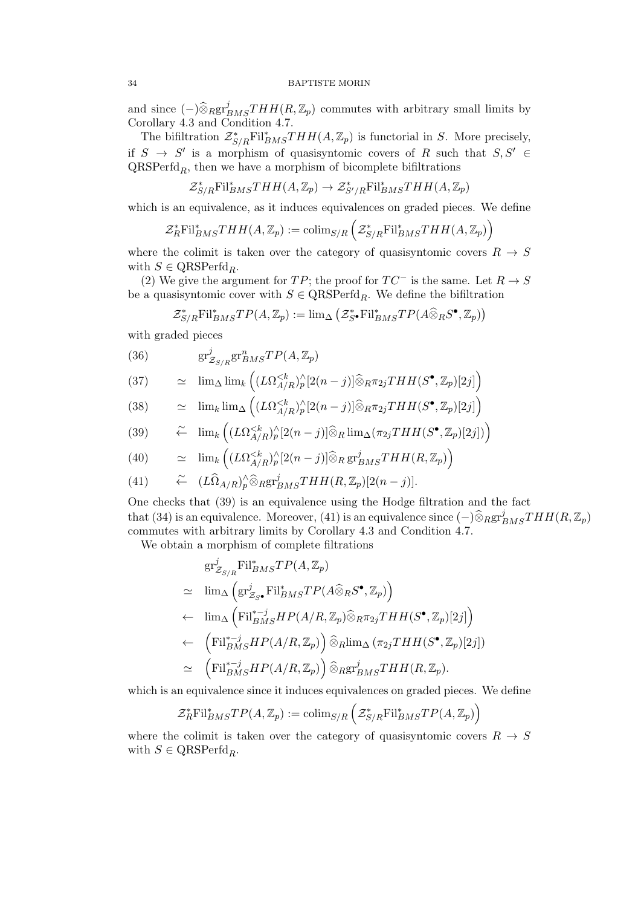and since $(-)\widehat{\otimes}_R \mathrm{gr}^j_{BMS}THH(R,\mathbb{Z}_p)$ commutes with arbitrary small limits by Corollary 4.3 and Condition 4.7.

The bifiltration $\mathcal{Z}^*_{S/R}\mathrm{Fil}^*_{BMS}THH(A,\mathbb{Z}_p)$ is functorial in $S$. More precisely, if $S \to S'$ is a morphism of quasisyntomic covers of $R$ such that $S, S' \in \mathrm{QRSPerfd}_R$, then we have a morphism of bicomplete bifiltrations

$$\mathcal{Z}^*_{S/R}\mathrm{Fil}^*_{BMS}THH(A,\mathbb{Z}_p) \to \mathcal{Z}^*_{S'/R}\mathrm{Fil}^*_{BMS}THH(A,\mathbb{Z}_p)$$

which is an equivalence, as it induces equivalences on graded pieces. We define

$$\mathcal{Z}^*_R\mathrm{Fil}^*_{BMS}THH(A,\mathbb{Z}_p) := \mathrm{colim}_{S/R}\left(\mathcal{Z}^*_{S/R}\mathrm{Fil}^*_{BMS}THH(A,\mathbb{Z}_p)\right)$$

where the colimit is taken over the category of quasisyntomic covers $R \to S$ with $S \in \mathrm{QRSPerfd}_R$.

(2) We give the argument for $TP$; the proof for $TC^-$ is the same. Let $R \to S$ be a quasisyntomic cover with $S \in \mathrm{QRSPerfd}_R$. We define the bifiltration

$$\mathcal{Z}^*_{S/R}\mathrm{Fil}^*_{BMS}TP(A,\mathbb{Z}_p) := \lim_\Delta\left(\mathcal{Z}^*_{S^\bullet}\mathrm{Fil}^*_{BMS}TP(A\widehat{\otimes}_R S^\bullet,\mathbb{Z}_p)\right)$$

with graded pieces

$$\begin{aligned}
&(36) && \mathrm{gr}^j_{\mathcal{Z}_{S/R}}\mathrm{gr}^n_{BMS}TP(A,\mathbb{Z}_p) \\
&(37) && \simeq \lim_\Delta \lim_k \left((L\Omega^{<k}_{A/R})^\wedge_p[2(n-j)]\widehat{\otimes}_R \pi_{2j}THH(S^\bullet,\mathbb{Z}_p)[2j]\right) \\
&(38) && \simeq \lim_k \lim_\Delta \left((L\Omega^{<k}_{A/R})^\wedge_p[2(n-j)]\widehat{\otimes}_R \pi_{2j}THH(S^\bullet,\mathbb{Z}_p)[2j]\right) \\
&(39) && \overset{\sim}{\leftarrow} \lim_k \left((L\Omega^{<k}_{A/R})^\wedge_p[2(n-j)]\widehat{\otimes}_R \lim_\Delta(\pi_{2j}THH(S^\bullet,\mathbb{Z}_p)[2j])\right) \\
&(40) && \simeq \lim_k \left((L\Omega^{<k}_{A/R})^\wedge_p[2(n-j)]\widehat{\otimes}_R \mathrm{gr}^j_{BMS}THH(R,\mathbb{Z}_p)\right) \\
&(41) && \overset{\sim}{\leftarrow} (L\widehat{\Omega}_{A/R})^\wedge_p\widehat{\otimes}_R \mathrm{gr}^j_{BMS}THH(R,\mathbb{Z}_p)[2(n-j)].
\end{aligned}$$

One checks that (39) is an equivalence using the Hodge filtration and the fact that (34) is an equivalence. Moreover, (41) is an equivalence since $(-)\widehat{\otimes}_R \mathrm{gr}^j_{BMS}THH(R,\mathbb{Z}_p)$ commutes with arbitrary limits by Corollary 4.3 and Condition 4.7.

We obtain a morphism of complete filtrations

$$\begin{aligned}
& \mathrm{gr}^j_{\mathcal{Z}_{S/R}}\mathrm{Fil}^*_{BMS}TP(A,\mathbb{Z}_p) \\
\simeq\ & \lim_\Delta\left(\mathrm{gr}^j_{\mathcal{Z}_{S^\bullet}}\mathrm{Fil}^*_{BMS}TP(A\widehat{\otimes}_R S^\bullet,\mathbb{Z}_p)\right) \\
\leftarrow\ & \lim_\Delta\left(\mathrm{Fil}^{*-j}_{BMS}HP(A/R,\mathbb{Z}_p)\widehat{\otimes}_R \pi_{2j}THH(S^\bullet,\mathbb{Z}_p)[2j]\right) \\
\leftarrow\ & \left(\mathrm{Fil}^{*-j}_{BMS}HP(A/R,\mathbb{Z}_p)\right)\widehat{\otimes}_R \lim_\Delta\left(\pi_{2j}THH(S^\bullet,\mathbb{Z}_p)[2j]\right) \\
\simeq\ & \left(\mathrm{Fil}^{*-j}_{BMS}HP(A/R,\mathbb{Z}_p)\right)\widehat{\otimes}_R \mathrm{gr}^j_{BMS}THH(R,\mathbb{Z}_p).
\end{aligned}$$

which is an equivalence since it induces equivalences on graded pieces. We define

$$\mathcal{Z}^*_R\mathrm{Fil}^*_{BMS}TP(A,\mathbb{Z}_p) := \mathrm{colim}_{S/R}\left(\mathcal{Z}^*_{S/R}\mathrm{Fil}^*_{BMS}TP(A,\mathbb{Z}_p)\right)$$

where the colimit is taken over the category of quasisyntomic covers $R \to S$ with $S \in \mathrm{QRSPerfd}_R$.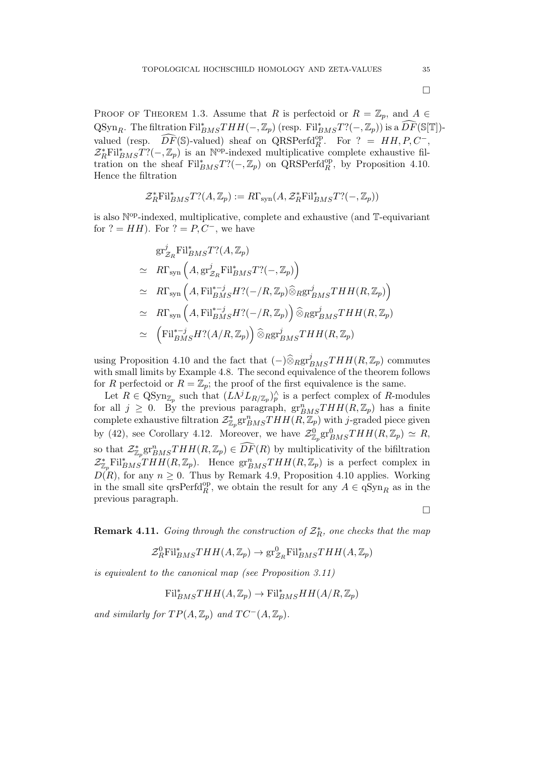□

Proof of Theorem 1.3. Assume that $R$ is perfectoid or $R = \mathbb{Z}_p$, and $A \in \mathrm{QSyn}_R$. The filtration $\mathrm{Fil}^*_{BMS}THH(-,\mathbb{Z}_p)$ (resp. $\mathrm{Fil}^*_{BMS}T?(-,\mathbb{Z}_p)$) is a $\widehat{DF}(\mathbb{S}[\mathbb{T}])$-valued (resp. $\widehat{DF}(\mathbb{S})$-valued) sheaf on $\mathrm{QRSPerfd}^{\mathrm{op}}_R$. For $? = HH, P, C^-$, $\mathcal{Z}^*_R\mathrm{Fil}^*_{BMS}T?(-,\mathbb{Z}_p)$ is an $\mathbb{N}^{\mathrm{op}}$-indexed multiplicative complete exhaustive filtration on the sheaf $\mathrm{Fil}^*_{BMS}T?(-,\mathbb{Z}_p)$ on $\mathrm{QRSPerfd}^{\mathrm{op}}_R$, by Proposition 4.10. Hence the filtration

$$\mathcal{Z}^*_R\mathrm{Fil}^*_{BMS}T?(A,\mathbb{Z}_p) := R\Gamma_{\mathrm{syn}}(A, \mathcal{Z}^*_R\mathrm{Fil}^*_{BMS}T?(-,\mathbb{Z}_p))$$

is also $\mathbb{N}^{\mathrm{op}}$-indexed, multiplicative, complete and exhaustive (and $\mathbb{T}$-equivariant for $? = HH$). For $? = P, C^-$, we have

$$\begin{aligned}
&\mathrm{gr}^j_{\mathcal{Z}_R}\mathrm{Fil}^*_{BMS}T?(A,\mathbb{Z}_p)\\
\simeq\;& R\Gamma_{\mathrm{syn}}\left(A, \mathrm{gr}^j_{\mathcal{Z}_R}\mathrm{Fil}^*_{BMS}T?(-,\mathbb{Z}_p)\right)\\
\simeq\;& R\Gamma_{\mathrm{syn}}\left(A, \mathrm{Fil}^{*-j}_{BMS}H?(-/R,\mathbb{Z}_p)\widehat{\otimes}_R\mathrm{gr}^j_{BMS}THH(R,\mathbb{Z}_p)\right)\\
\simeq\;& R\Gamma_{\mathrm{syn}}\left(A, \mathrm{Fil}^{*-j}_{BMS}H?(-/R,\mathbb{Z}_p)\right)\widehat{\otimes}_R\mathrm{gr}^j_{BMS}THH(R,\mathbb{Z}_p)\\
\simeq\;& \left(\mathrm{Fil}^{*-j}_{BMS}H?(A/R,\mathbb{Z}_p)\right)\widehat{\otimes}_R\mathrm{gr}^j_{BMS}THH(R,\mathbb{Z}_p)
\end{aligned}$$

using Proposition 4.10 and the fact that $(-)\widehat{\otimes}_R\mathrm{gr}^j_{BMS}THH(R,\mathbb{Z}_p)$ commutes with small limits by Example 4.8. The second equivalence of the theorem follows for $R$ perfectoid or $R = \mathbb{Z}_p$; the proof of the first equivalence is the same.

Let $R \in \mathrm{QSyn}_{\mathbb{Z}_p}$ such that $(L\Lambda^j L_{R/\mathbb{Z}_p})^\wedge_p$ is a perfect complex of $R$-modules for all $j \geq 0$. By the previous paragraph, $\mathrm{gr}^n_{BMS}THH(R,\mathbb{Z}_p)$ has a finite complete exhaustive filtration $\mathcal{Z}^*_{\mathbb{Z}_p}\mathrm{gr}^n_{BMS}THH(R,\mathbb{Z}_p)$ with $j$-graded piece given by (42), see Corollary 4.12. Moreover, we have $\mathcal{Z}^0_{\mathbb{Z}_p}\mathrm{gr}^0_{BMS}THH(R,\mathbb{Z}_p) \simeq R$, so that $\mathcal{Z}^*_{\mathbb{Z}_p}\mathrm{gr}^n_{BMS}THH(R,\mathbb{Z}_p) \in \widehat{DF}(R)$ by multiplicativity of the bifiltration $\mathcal{Z}^*_{\mathbb{Z}_p}\mathrm{Fil}^*_{BMS}THH(R,\mathbb{Z}_p)$. Hence $\mathrm{gr}^n_{BMS}THH(R,\mathbb{Z}_p)$ is a perfect complex in $D(R)$, for any $n \geq 0$. Thus by Remark 4.9, Proposition 4.10 applies. Working in the small site $\mathrm{qrsPerfd}^{\mathrm{op}}_R$, we obtain the result for any $A \in \mathrm{qSyn}_R$ as in the previous paragraph.

□

**Remark 4.11.** *Going through the construction of $\mathcal{Z}^*_R$, one checks that the map*

$$\mathcal{Z}^0_R\mathrm{Fil}^*_{BMS}THH(A,\mathbb{Z}_p) \to \mathrm{gr}^0_{\mathcal{Z}_R}\mathrm{Fil}^*_{BMS}THH(A,\mathbb{Z}_p)$$

*is equivalent to the canonical map (see Proposition 3.11)*

$$\mathrm{Fil}^*_{BMS}THH(A,\mathbb{Z}_p) \to \mathrm{Fil}^*_{BMS}HH(A/R,\mathbb{Z}_p)$$

*and similarly for $TP(A,\mathbb{Z}_p)$ and $TC^-(A,\mathbb{Z}_p)$.*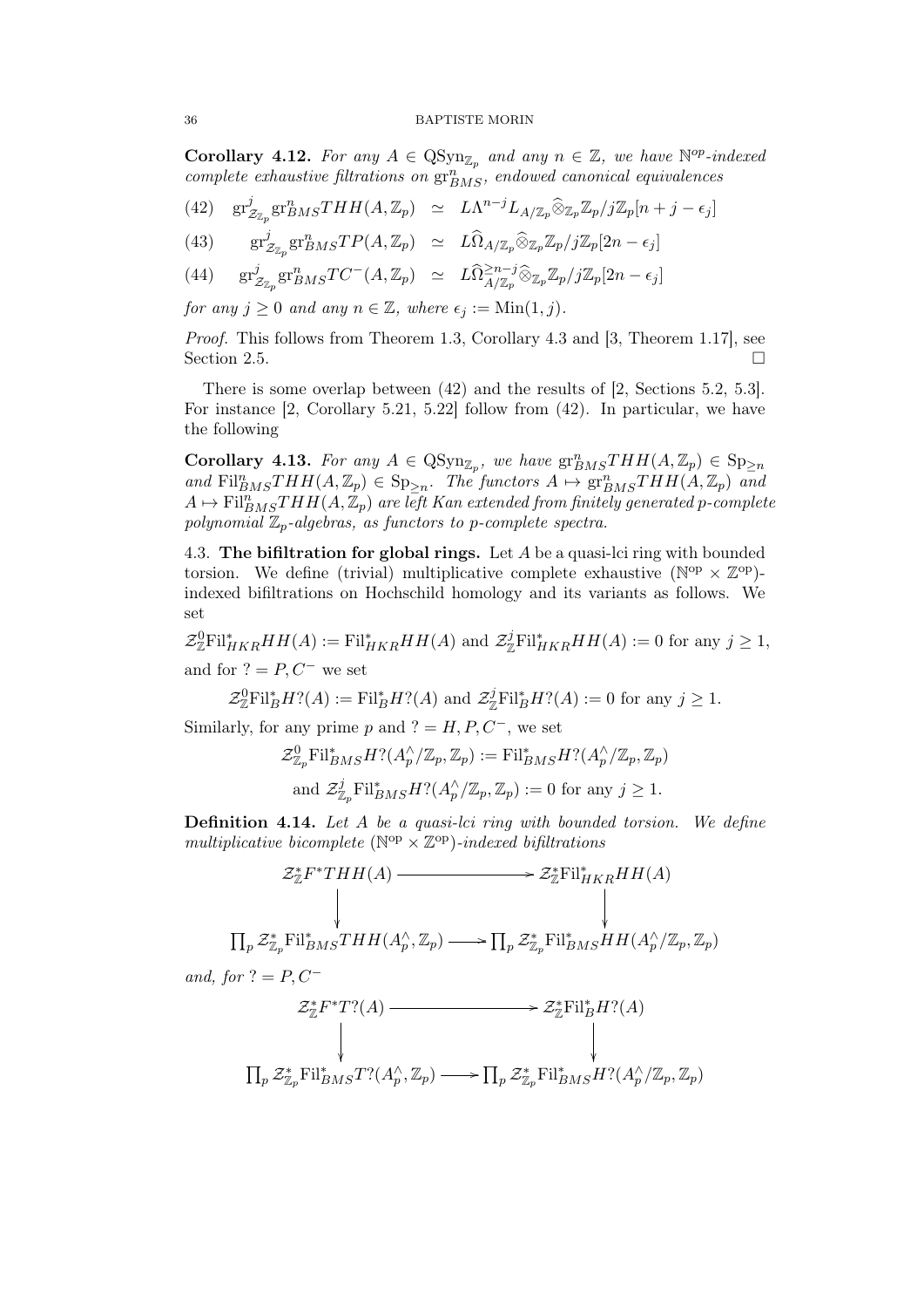**Corollary 4.12.** *For any $A \in \mathrm{QSyn}_{\mathbb{Z}_p}$ and any $n \in \mathbb{Z}$, we have $\mathbb{N}^{op}$-indexed complete exhaustive filtrations on $\mathrm{gr}^n_{BMS}$, endowed canonical equivalences*

$$\mathrm{gr}^j_{\mathcal{Z}_{\mathbb{Z}_p}} \mathrm{gr}^n_{BMS} THH(A, \mathbb{Z}_p) \simeq L\Lambda^{n-j} L_{A/\mathbb{Z}_p} \widehat{\otimes}_{\mathbb{Z}_p} \mathbb{Z}_p/j\mathbb{Z}_p[n+j-\epsilon_j] \tag{42}$$

$$\mathrm{gr}^j_{\mathcal{Z}_{\mathbb{Z}_p}} \mathrm{gr}^n_{BMS} TP(A, \mathbb{Z}_p) \simeq L\widehat{\Omega}_{A/\mathbb{Z}_p} \widehat{\otimes}_{\mathbb{Z}_p} \mathbb{Z}_p/j\mathbb{Z}_p[2n-\epsilon_j] \tag{43}$$

$$\mathrm{gr}^j_{\mathcal{Z}_{\mathbb{Z}_p}} \mathrm{gr}^n_{BMS} TC^-(A, \mathbb{Z}_p) \simeq L\widehat{\Omega}^{\geq n-j}_{A/\mathbb{Z}_p} \widehat{\otimes}_{\mathbb{Z}_p} \mathbb{Z}_p/j\mathbb{Z}_p[2n-\epsilon_j] \tag{44}$$

*for any $j \geq 0$ and any $n \in \mathbb{Z}$, where $\epsilon_j := \mathrm{Min}(1, j)$.*

*Proof.* This follows from Theorem 1.3, Corollary 4.3 and [3, Theorem 1.17], see Section 2.5. □

There is some overlap between (42) and the results of [2, Sections 5.2, 5.3]. For instance [2, Corollary 5.21, 5.22] follow from (42). In particular, we have the following

**Corollary 4.13.** *For any $A \in \mathrm{QSyn}_{\mathbb{Z}_p}$, we have $\mathrm{gr}^n_{BMS} THH(A, \mathbb{Z}_p) \in \mathrm{Sp}_{\geq n}$ and $\mathrm{Fil}^n_{BMS} THH(A, \mathbb{Z}_p) \in \mathrm{Sp}_{\geq n}$. The functors $A \mapsto \mathrm{gr}^n_{BMS} THH(A, \mathbb{Z}_p)$ and $A \mapsto \mathrm{Fil}^n_{BMS} THH(A, \mathbb{Z}_p)$ are left Kan extended from finitely generated $p$-complete polynomial $\mathbb{Z}_p$-algebras, as functors to $p$-complete spectra.*

4.3. **The bifiltration for global rings.** Let $A$ be a quasi-lci ring with bounded torsion. We define (trivial) multiplicative complete exhaustive $(\mathbb{N}^{\mathrm{op}} \times \mathbb{Z}^{\mathrm{op}})$-indexed bifiltrations on Hochschild homology and its variants as follows. We set

$\mathcal{Z}^0_{\mathbb{Z}} \mathrm{Fil}^*_{HKR} HH(A) := \mathrm{Fil}^*_{HKR} HH(A)$ and $\mathcal{Z}^j_{\mathbb{Z}} \mathrm{Fil}^*_{HKR} HH(A) := 0$ for any $j \geq 1$,

and for $? = P, C^-$ we set

$$\mathcal{Z}^0_{\mathbb{Z}} \mathrm{Fil}^*_B H?(A) := \mathrm{Fil}^*_B H?(A) \text{ and } \mathcal{Z}^j_{\mathbb{Z}} \mathrm{Fil}^*_B H?(A) := 0 \text{ for any } j \geq 1.$$

Similarly, for any prime $p$ and $? = H, P, C^-$, we set

$$\mathcal{Z}^0_{\mathbb{Z}_p} \mathrm{Fil}^*_{BMS} H?(A^\wedge_p/\mathbb{Z}_p, \mathbb{Z}_p) := \mathrm{Fil}^*_{BMS} H?(A^\wedge_p/\mathbb{Z}_p, \mathbb{Z}_p)$$

$$\text{and } \mathcal{Z}^j_{\mathbb{Z}_p} \mathrm{Fil}^*_{BMS} H?(A^\wedge_p/\mathbb{Z}_p, \mathbb{Z}_p) := 0 \text{ for any } j \geq 1.$$

**Definition 4.14.** *Let $A$ be a quasi-lci ring with bounded torsion. We define multiplicative bicomplete $(\mathbb{N}^{\mathrm{op}} \times \mathbb{Z}^{\mathrm{op}})$-indexed bifiltrations*

$$\begin{array}{ccc} \mathcal{Z}^*_{\mathbb{Z}} F^* THH(A) & \longrightarrow & \mathcal{Z}^*_{\mathbb{Z}} \mathrm{Fil}^*_{HKR} HH(A) \\ \downarrow & & \downarrow \\ \prod_p \mathcal{Z}^*_{\mathbb{Z}_p} \mathrm{Fil}^*_{BMS} THH(A^\wedge_p, \mathbb{Z}_p) & \longrightarrow & \prod_p \mathcal{Z}^*_{\mathbb{Z}_p} \mathrm{Fil}^*_{BMS} HH(A^\wedge_p/\mathbb{Z}_p, \mathbb{Z}_p) \end{array}$$

*and, for $? = P, C^-$*

$$\begin{array}{ccc} \mathcal{Z}^*_{\mathbb{Z}} F^* T?(A) & \longrightarrow & \mathcal{Z}^*_{\mathbb{Z}} \mathrm{Fil}^*_B H?(A) \\ \downarrow & & \downarrow \\ \prod_p \mathcal{Z}^*_{\mathbb{Z}_p} \mathrm{Fil}^*_{BMS} T?(A^\wedge_p, \mathbb{Z}_p) & \longrightarrow & \prod_p \mathcal{Z}^*_{\mathbb{Z}_p} \mathrm{Fil}^*_{BMS} H?(A^\wedge_p/\mathbb{Z}_p, \mathbb{Z}_p) \end{array}$$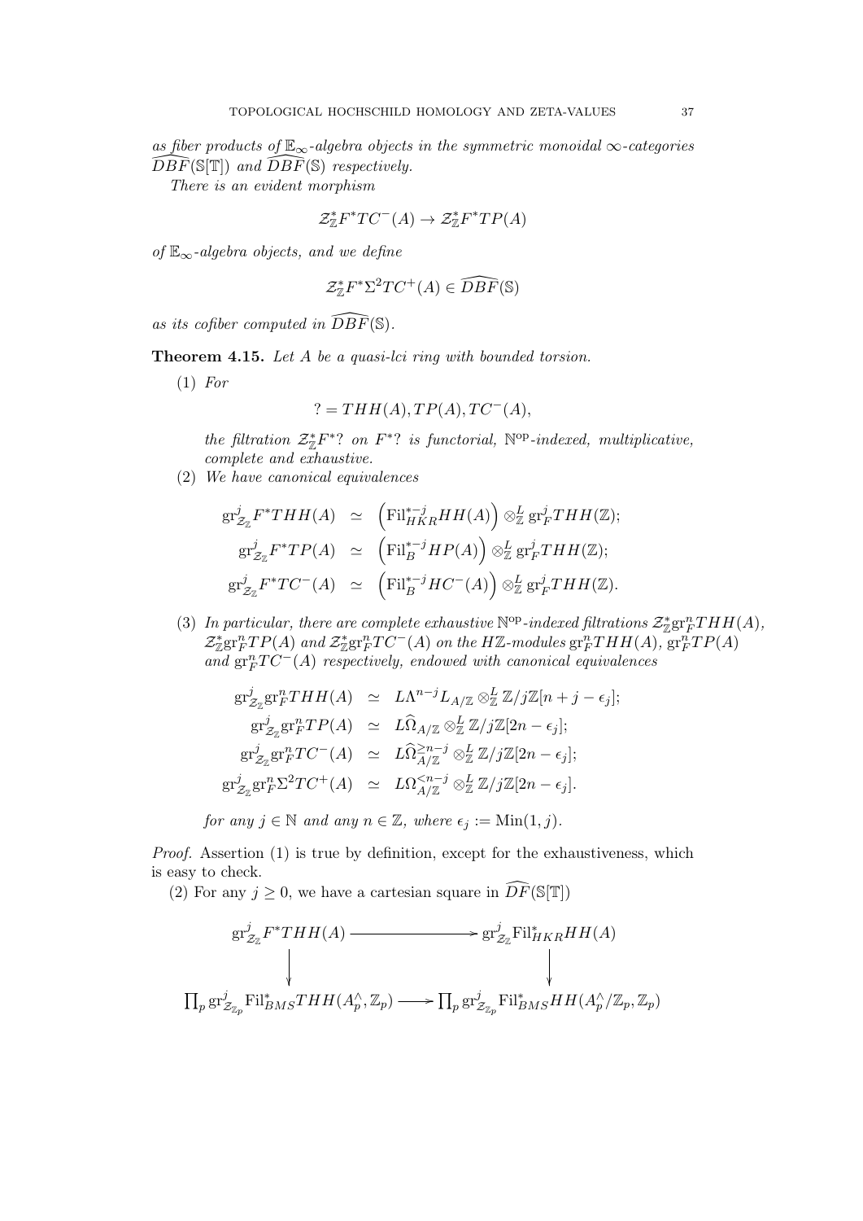*as fiber products of $\mathbb{E}_\infty$-algebra objects in the symmetric monoidal $\infty$-categories $\widehat{DBF}(\mathbb{S}[\mathbb{T}])$ and $\widehat{DBF}(\mathbb{S})$ respectively.*

*There is an evident morphism*

$$\mathcal{Z}^*_{\mathbb{Z}} F^* TC^-(A) \to \mathcal{Z}^*_{\mathbb{Z}} F^* TP(A)$$

*of $\mathbb{E}_\infty$-algebra objects, and we define*

$$\mathcal{Z}^*_{\mathbb{Z}} F^* \Sigma^2 TC^+(A) \in \widehat{DBF}(\mathbb{S})$$

*as its cofiber computed in $\widehat{DBF}(\mathbb{S})$.*

**Theorem 4.15.** *Let $A$ be a quasi-lci ring with bounded torsion.*

(1) *For*

$$? = THH(A), TP(A), TC^-(A),$$

*the filtration $\mathcal{Z}^*_{\mathbb{Z}} F^*?$ on $F^*?$ is functorial, $\mathbb{N}^{\mathrm{op}}$-indexed, multiplicative, complete and exhaustive.*

(2) *We have canonical equivalences*

$$\begin{aligned}
\mathrm{gr}^j_{\mathcal{Z}_{\mathbb{Z}}} F^* THH(A) &\simeq \left(\mathrm{Fil}^{*-j}_{HKR} HH(A)\right) \otimes^L_{\mathbb{Z}} \mathrm{gr}^j_F THH(\mathbb{Z});\\
\mathrm{gr}^j_{\mathcal{Z}_{\mathbb{Z}}} F^* TP(A) &\simeq \left(\mathrm{Fil}^{*-j}_{B} HP(A)\right) \otimes^L_{\mathbb{Z}} \mathrm{gr}^j_F THH(\mathbb{Z});\\
\mathrm{gr}^j_{\mathcal{Z}_{\mathbb{Z}}} F^* TC^-(A) &\simeq \left(\mathrm{Fil}^{*-j}_{B} HC^-(A)\right) \otimes^L_{\mathbb{Z}} \mathrm{gr}^j_F THH(\mathbb{Z}).
\end{aligned}$$

(3) *In particular, there are complete exhaustive $\mathbb{N}^{\mathrm{op}}$-indexed filtrations $\mathcal{Z}^*_{\mathbb{Z}} \mathrm{gr}^n_F THH(A)$, $\mathcal{Z}^*_{\mathbb{Z}} \mathrm{gr}^n_F TP(A)$ and $\mathcal{Z}^*_{\mathbb{Z}} \mathrm{gr}^n_F TC^-(A)$ on the $H\mathbb{Z}$-modules $\mathrm{gr}^n_F THH(A)$, $\mathrm{gr}^n_F TP(A)$ and $\mathrm{gr}^n_F TC^-(A)$ respectively, endowed with canonical equivalences*

$$\begin{aligned}
\mathrm{gr}^j_{\mathcal{Z}_{\mathbb{Z}}} \mathrm{gr}^n_F THH(A) &\simeq L\Lambda^{n-j} L_{A/\mathbb{Z}} \otimes^L_{\mathbb{Z}} \mathbb{Z}/j\mathbb{Z}[n+j-\epsilon_j];\\
\mathrm{gr}^j_{\mathcal{Z}_{\mathbb{Z}}} \mathrm{gr}^n_F TP(A) &\simeq L\widehat{\Omega}_{A/\mathbb{Z}} \otimes^L_{\mathbb{Z}} \mathbb{Z}/j\mathbb{Z}[2n-\epsilon_j];\\
\mathrm{gr}^j_{\mathcal{Z}_{\mathbb{Z}}} \mathrm{gr}^n_F TC^-(A) &\simeq L\widehat{\Omega}^{\geq n-j}_{A/\mathbb{Z}} \otimes^L_{\mathbb{Z}} \mathbb{Z}/j\mathbb{Z}[2n-\epsilon_j];\\
\mathrm{gr}^j_{\mathcal{Z}_{\mathbb{Z}}} \mathrm{gr}^n_F \Sigma^2 TC^+(A) &\simeq L\Omega^{< n-j}_{A/\mathbb{Z}} \otimes^L_{\mathbb{Z}} \mathbb{Z}/j\mathbb{Z}[2n-\epsilon_j].
\end{aligned}$$

*for any $j \in \mathbb{N}$ and any $n \in \mathbb{Z}$, where $\epsilon_j := \mathrm{Min}(1, j)$.*

*Proof.* Assertion (1) is true by definition, except for the exhaustiveness, which is easy to check.

(2) For any $j \geq 0$, we have a cartesian square in $\widehat{DF}(\mathbb{S}[\mathbb{T}])$

$$\begin{array}{ccc}
\mathrm{gr}^j_{\mathcal{Z}_{\mathbb{Z}}} F^* THH(A) & \longrightarrow & \mathrm{gr}^j_{\mathcal{Z}_{\mathbb{Z}}} \mathrm{Fil}^*_{HKR} HH(A)\\
\downarrow & & \downarrow\\
\prod_p \mathrm{gr}^j_{\mathcal{Z}_{\mathbb{Z}_p}} \mathrm{Fil}^*_{BMS} THH(A^\wedge_p, \mathbb{Z}_p) & \longrightarrow & \prod_p \mathrm{gr}^j_{\mathcal{Z}_{\mathbb{Z}_p}} \mathrm{Fil}^*_{BMS} HH(A^\wedge_p/\mathbb{Z}_p, \mathbb{Z}_p)
\end{array}$$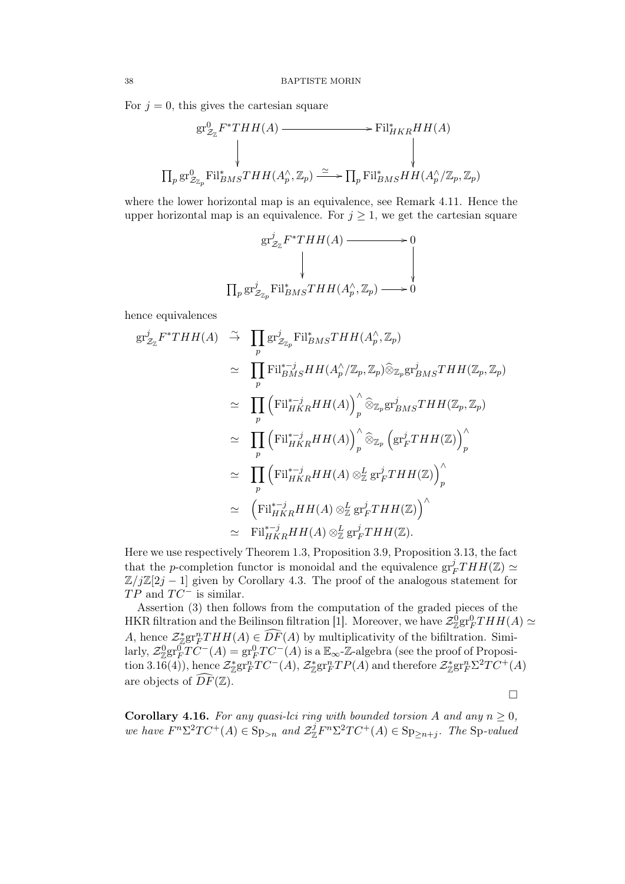For $j = 0$, this gives the cartesian square

$$\begin{array}{ccc}
\mathrm{gr}^0_{\mathcal{Z}_{\mathbb{Z}}} F^*THH(A) & \longrightarrow & \mathrm{Fil}^*_{HKR}HH(A) \\
\downarrow & & \downarrow \\
\prod_p \mathrm{gr}^0_{\mathcal{Z}_{\mathbb{Z}_p}} \mathrm{Fil}^*_{BMS}THH(A_p^\wedge, \mathbb{Z}_p) & \xrightarrow{\simeq} & \prod_p \mathrm{Fil}^*_{BMS}HH(A_p^\wedge/\mathbb{Z}_p, \mathbb{Z}_p)
\end{array}$$

where the lower horizontal map is an equivalence, see Remark 4.11. Hence the upper horizontal map is an equivalence. For $j \geq 1$, we get the cartesian square

$$\begin{array}{ccc}
\mathrm{gr}^j_{\mathcal{Z}_{\mathbb{Z}}} F^*THH(A) & \longrightarrow & 0 \\
\downarrow & & \downarrow \\
\prod_p \mathrm{gr}^j_{\mathcal{Z}_{\mathbb{Z}_p}} \mathrm{Fil}^*_{BMS}THH(A_p^\wedge, \mathbb{Z}_p) & \longrightarrow & 0
\end{array}$$

hence equivalences

$$\begin{aligned}
\mathrm{gr}^j_{\mathcal{Z}_{\mathbb{Z}}} F^*THH(A) & \stackrel{\sim}{\to} \prod_p \mathrm{gr}^j_{\mathcal{Z}_{\mathbb{Z}_p}} \mathrm{Fil}^*_{BMS}THH(A_p^\wedge, \mathbb{Z}_p) \\
& \simeq \prod_p \mathrm{Fil}^{*-j}_{BMS}HH(A_p^\wedge/\mathbb{Z}_p, \mathbb{Z}_p) \widehat{\otimes}_{\mathbb{Z}_p} \mathrm{gr}^j_{BMS}THH(\mathbb{Z}_p, \mathbb{Z}_p) \\
& \simeq \prod_p \left(\mathrm{Fil}^{*-j}_{HKR}HH(A)\right)^\wedge_p \widehat{\otimes}_{\mathbb{Z}_p} \mathrm{gr}^j_{BMS}THH(\mathbb{Z}_p, \mathbb{Z}_p) \\
& \simeq \prod_p \left(\mathrm{Fil}^{*-j}_{HKR}HH(A)\right)^\wedge_p \widehat{\otimes}_{\mathbb{Z}_p} \left(\mathrm{gr}^j_F THH(\mathbb{Z})\right)^\wedge_p \\
& \simeq \prod_p \left(\mathrm{Fil}^{*-j}_{HKR}HH(A) \otimes^L_{\mathbb{Z}} \mathrm{gr}^j_F THH(\mathbb{Z})\right)^\wedge_p \\
& \simeq \left(\mathrm{Fil}^{*-j}_{HKR}HH(A) \otimes^L_{\mathbb{Z}} \mathrm{gr}^j_F THH(\mathbb{Z})\right)^\wedge \\
& \simeq \mathrm{Fil}^{*-j}_{HKR}HH(A) \otimes^L_{\mathbb{Z}} \mathrm{gr}^j_F THH(\mathbb{Z}).
\end{aligned}$$

Here we use respectively Theorem 1.3, Proposition 3.9, Proposition 3.13, the fact that the $p$-completion functor is monoidal and the equivalence $\mathrm{gr}^j_F THH(\mathbb{Z}) \simeq \mathbb{Z}/j\mathbb{Z}[2j-1]$ given by Corollary 4.3. The proof of the analogous statement for $TP$ and $TC^-$ is similar.

Assertion (3) then follows from the computation of the graded pieces of the HKR filtration and the Beilinson filtration [1]. Moreover, we have $\mathcal{Z}^0_{\mathbb{Z}}\mathrm{gr}^0_F THH(A) \simeq A$, hence $\mathcal{Z}^*_{\mathbb{Z}}\mathrm{gr}^n_F THH(A) \in \widehat{DF}(A)$ by multiplicativity of the bifiltration. Similarly, $\mathcal{Z}^0_{\mathbb{Z}}\mathrm{gr}^0_F TC^-(A) = \mathrm{gr}^0_F TC^-(A)$ is a $\mathbb{E}_\infty$-$\mathbb{Z}$-algebra (see the proof of Proposition 3.16(4)), hence $\mathcal{Z}^*_{\mathbb{Z}}\mathrm{gr}^n_F TC^-(A)$, $\mathcal{Z}^*_{\mathbb{Z}}\mathrm{gr}^n_F TP(A)$ and therefore $\mathcal{Z}^*_{\mathbb{Z}}\mathrm{gr}^n_F \Sigma^2 TC^+(A)$ are objects of $\widehat{DF}(\mathbb{Z})$.

□

**Corollary 4.16.** *For any quasi-lci ring with bounded torsion $A$ and any $n \geq 0$, we have $F^n\Sigma^2TC^+(A) \in \mathrm{Sp}_{>n}$ and $\mathcal{Z}^j_{\mathbb{Z}}F^n\Sigma^2TC^+(A) \in \mathrm{Sp}_{\geq n+j}$. The $\mathrm{Sp}$-valued*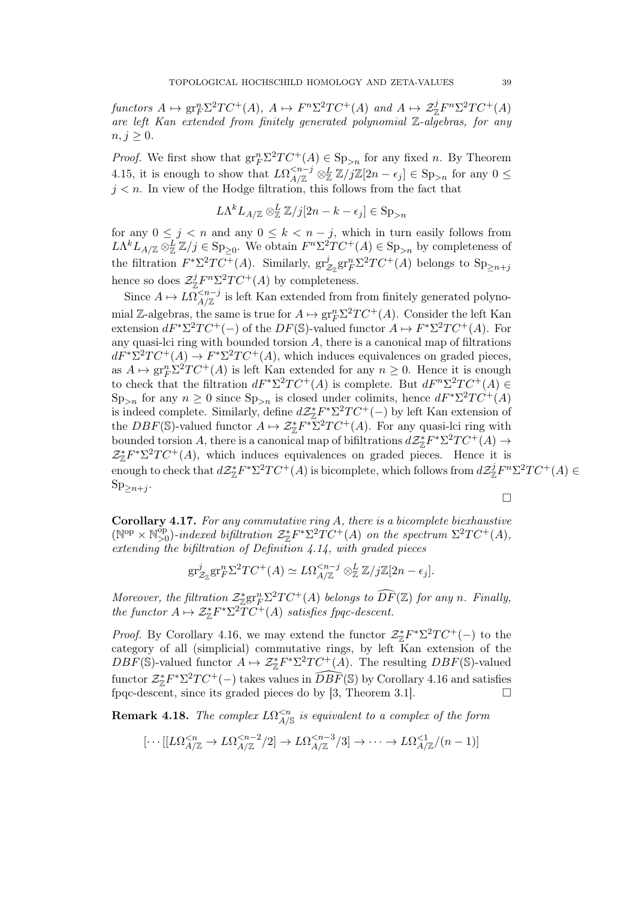*functors $A \mapsto \mathrm{gr}^n_F \Sigma^2 TC^+(A)$, $A \mapsto F^n \Sigma^2 TC^+(A)$ and $A \mapsto \mathcal{Z}^j_{\mathbb{Z}} F^n \Sigma^2 TC^+(A)$ are left Kan extended from finitely generated polynomial $\mathbb{Z}$-algebras, for any $n, j \geq 0$.*

*Proof.* We first show that $\mathrm{gr}^n_F \Sigma^2 TC^+(A) \in \mathrm{Sp}_{>n}$ for any fixed $n$. By Theorem 4.15, it is enough to show that $L\Omega^{<n-j}_{A/\mathbb{Z}} \otimes^L_{\mathbb{Z}} \mathbb{Z}/j\mathbb{Z}[2n - \epsilon_j] \in \mathrm{Sp}_{>n}$ for any $0 \leq j < n$. In view of the Hodge filtration, this follows from the fact that

$$L\Lambda^k L_{A/\mathbb{Z}} \otimes^L_{\mathbb{Z}} \mathbb{Z}/j[2n - k - \epsilon_j] \in \mathrm{Sp}_{>n}$$

for any $0 \leq j < n$ and any $0 \leq k < n - j$, which in turn easily follows from $L\Lambda^k L_{A/\mathbb{Z}} \otimes^L_{\mathbb{Z}} \mathbb{Z}/j \in \mathrm{Sp}_{\geq 0}$. We obtain $F^n \Sigma^2 TC^+(A) \in \mathrm{Sp}_{>n}$ by completeness of the filtration $F^* \Sigma^2 TC^+(A)$. Similarly, $\mathrm{gr}^j_{\mathcal{Z}_{\mathbb{Z}}} \mathrm{gr}^n_F \Sigma^2 TC^+(A)$ belongs to $\mathrm{Sp}_{\geq n+j}$ hence so does $\mathcal{Z}^j_{\mathbb{Z}} F^n \Sigma^2 TC^+(A)$ by completeness.

Since $A \mapsto L\Omega^{<n-j}_{A/\mathbb{Z}}$ is left Kan extended from from finitely generated polynomial $\mathbb{Z}$-algebras, the same is true for $A \mapsto \mathrm{gr}^n_F \Sigma^2 TC^+(A)$. Consider the left Kan extension $dF^* \Sigma^2 TC^+(-)$ of the $DF(\mathbb{S})$-valued functor $A \mapsto F^* \Sigma^2 TC^+(A)$. For any quasi-lci ring with bounded torsion $A$, there is a canonical map of filtrations $dF^* \Sigma^2 TC^+(A) \to F^* \Sigma^2 TC^+(A)$, which induces equivalences on graded pieces, as $A \mapsto \mathrm{gr}^n_F \Sigma^2 TC^+(A)$ is left Kan extended for any $n \geq 0$. Hence it is enough to check that the filtration $dF^* \Sigma^2 TC^+(A)$ is complete. But $dF^n \Sigma^2 TC^+(A) \in \mathrm{Sp}_{>n}$ for any $n \geq 0$ since $\mathrm{Sp}_{>n}$ is closed under colimits, hence $dF^* \Sigma^2 TC^+(A)$ is indeed complete. Similarly, define $d\mathcal{Z}^*_{\mathbb{Z}} F^* \Sigma^2 TC^+(-)$ by left Kan extension of the $DBF(\mathbb{S})$-valued functor $A \mapsto \mathcal{Z}^*_{\mathbb{Z}} F^* \Sigma^2 TC^+(A)$. For any quasi-lci ring with bounded torsion $A$, there is a canonical map of bifiltrations $d\mathcal{Z}^*_{\mathbb{Z}} F^* \Sigma^2 TC^+(A) \to \mathcal{Z}^*_{\mathbb{Z}} F^* \Sigma^2 TC^+(A)$, which induces equivalences on graded pieces. Hence it is enough to check that $d\mathcal{Z}^*_{\mathbb{Z}} F^* \Sigma^2 TC^+(A)$ is bicomplete, which follows from $d\mathcal{Z}^j_{\mathbb{Z}} F^n \Sigma^2 TC^+(A) \in \mathrm{Sp}_{\geq n+j}$. □

**Corollary 4.17.** *For any commutative ring $A$, there is a bicomplete biexhaustive $(\mathbb{N}^{\mathrm{op}} \times \mathbb{N}^{\mathrm{op}}_{>0})$-indexed bifiltration $\mathcal{Z}^*_{\mathbb{Z}} F^* \Sigma^2 TC^+(A)$ on the spectrum $\Sigma^2 TC^+(A)$, extending the bifiltration of Definition 4.14, with graded pieces*

$$\mathrm{gr}^j_{\mathcal{Z}_{\mathbb{Z}}} \mathrm{gr}^n_F \Sigma^2 TC^+(A) \simeq L\Omega^{<n-j}_{A/\mathbb{Z}} \otimes^L_{\mathbb{Z}} \mathbb{Z}/j\mathbb{Z}[2n - \epsilon_j].$$

*Moreover, the filtration $\mathcal{Z}^*_{\mathbb{Z}} \mathrm{gr}^n_F \Sigma^2 TC^+(A)$ belongs to $\widehat{DF}(\mathbb{Z})$ for any $n$. Finally, the functor $A \mapsto \mathcal{Z}^*_{\mathbb{Z}} F^* \Sigma^2 TC^+(A)$ satisfies fpqc-descent.*

*Proof.* By Corollary 4.16, we may extend the functor $\mathcal{Z}^*_{\mathbb{Z}} F^* \Sigma^2 TC^+(-)$ to the category of all (simplicial) commutative rings, by left Kan extension of the $DBF(\mathbb{S})$-valued functor $A \mapsto \mathcal{Z}^*_{\mathbb{Z}} F^* \Sigma^2 TC^+(A)$. The resulting $DBF(\mathbb{S})$-valued functor $\mathcal{Z}^*_{\mathbb{Z}} F^* \Sigma^2 TC^+(-)$ takes values in $\widehat{DBF}(\mathbb{S})$ by Corollary 4.16 and satisfies fpqc-descent, since its graded pieces do by [3, Theorem 3.1]. □

**Remark 4.18.** *The complex $L\Omega^{<n}_{A/\mathbb{S}}$ is equivalent to a complex of the form*

$$[\cdots [[L\Omega^{<n}_{A/\mathbb{Z}} \to L\Omega^{<n-2}_{A/\mathbb{Z}}/2] \to L\Omega^{<n-3}_{A/\mathbb{Z}}/3] \to \cdots \to L\Omega^{<1}_{A/\mathbb{Z}}/(n-1)]$$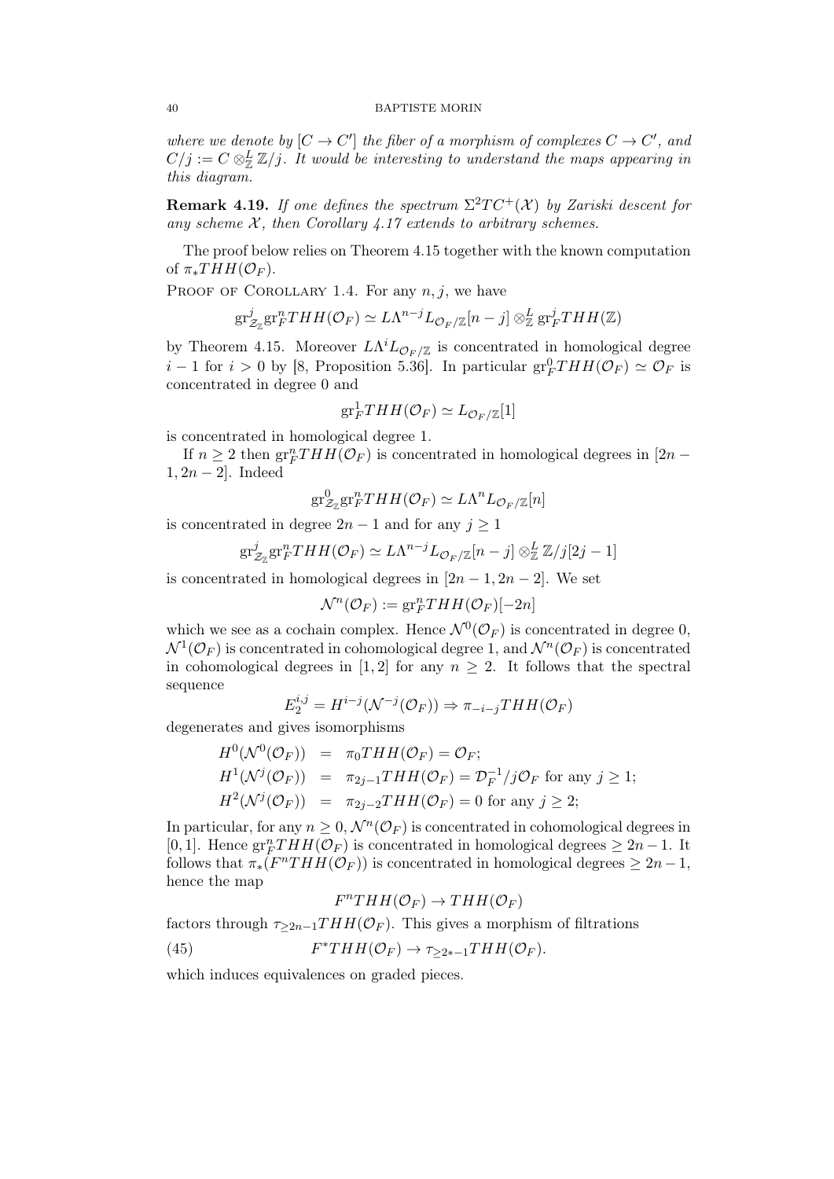*where we denote by $[C \to C']$ the fiber of a morphism of complexes $C \to C'$, and $C/j := C \otimes^L_{\mathbb{Z}} \mathbb{Z}/j$. It would be interesting to understand the maps appearing in this diagram.*

**Remark 4.19.** *If one defines the spectrum $\Sigma^2 TC^+(\mathcal{X})$ by Zariski descent for any scheme $\mathcal{X}$, then Corollary 4.17 extends to arbitrary schemes.*

The proof below relies on Theorem 4.15 together with the known computation of $\pi_* THH(\mathcal{O}_F)$.

Proof of Corollary 1.4. For any $n, j$, we have

$$\mathrm{gr}^j_{\mathcal{Z}_{\mathbb{Z}}} \mathrm{gr}^n_F THH(\mathcal{O}_F) \simeq L\Lambda^{n-j} L_{\mathcal{O}_F/\mathbb{Z}}[n-j] \otimes^L_{\mathbb{Z}} \mathrm{gr}^j_F THH(\mathbb{Z})$$

by Theorem 4.15. Moreover $L\Lambda^i L_{\mathcal{O}_F/\mathbb{Z}}$ is concentrated in homological degree $i-1$ for $i > 0$ by [8, Proposition 5.36]. In particular $\mathrm{gr}^0_F THH(\mathcal{O}_F) \simeq \mathcal{O}_F$ is concentrated in degree 0 and

$$\mathrm{gr}^1_F THH(\mathcal{O}_F) \simeq L_{\mathcal{O}_F/\mathbb{Z}}[1]$$

is concentrated in homological degree 1.

If $n \geq 2$ then $\mathrm{gr}^n_F THH(\mathcal{O}_F)$ is concentrated in homological degrees in $[2n-1, 2n-2]$. Indeed

$$\mathrm{gr}^0_{\mathcal{Z}_{\mathbb{Z}}} \mathrm{gr}^n_F THH(\mathcal{O}_F) \simeq L\Lambda^n L_{\mathcal{O}_F/\mathbb{Z}}[n]$$

is concentrated in degree $2n-1$ and for any $j \geq 1$

$$\mathrm{gr}^j_{\mathcal{Z}_{\mathbb{Z}}} \mathrm{gr}^n_F THH(\mathcal{O}_F) \simeq L\Lambda^{n-j} L_{\mathcal{O}_F/\mathbb{Z}}[n-j] \otimes^L_{\mathbb{Z}} \mathbb{Z}/j[2j-1]$$

is concentrated in homological degrees in $[2n-1, 2n-2]$. We set

$$\mathcal{N}^n(\mathcal{O}_F) := \mathrm{gr}^n_F THH(\mathcal{O}_F)[-2n]$$

which we see as a cochain complex. Hence $\mathcal{N}^0(\mathcal{O}_F)$ is concentrated in degree 0, $\mathcal{N}^1(\mathcal{O}_F)$ is concentrated in cohomological degree 1, and $\mathcal{N}^n(\mathcal{O}_F)$ is concentrated in cohomological degrees in $[1, 2]$ for any $n \geq 2$. It follows that the spectral sequence

$$E_2^{i,j} = H^{i-j}(\mathcal{N}^{-j}(\mathcal{O}_F)) \Rightarrow \pi_{-i-j} THH(\mathcal{O}_F)$$

degenerates and gives isomorphisms

$$\begin{aligned}
H^0(\mathcal{N}^0(\mathcal{O}_F)) &= \pi_0 THH(\mathcal{O}_F) = \mathcal{O}_F; \\
H^1(\mathcal{N}^j(\mathcal{O}_F)) &= \pi_{2j-1} THH(\mathcal{O}_F) = \mathcal{D}_F^{-1}/j\mathcal{O}_F \text{ for any } j \geq 1; \\
H^2(\mathcal{N}^j(\mathcal{O}_F)) &= \pi_{2j-2} THH(\mathcal{O}_F) = 0 \text{ for any } j \geq 2;
\end{aligned}$$

In particular, for any $n \geq 0$, $\mathcal{N}^n(\mathcal{O}_F)$ is concentrated in cohomological degrees in $[0, 1]$. Hence $\mathrm{gr}^n_F THH(\mathcal{O}_F)$ is concentrated in homological degrees $\geq 2n-1$. It follows that $\pi_*(F^n THH(\mathcal{O}_F))$ is concentrated in homological degrees $\geq 2n-1$, hence the map

$$F^n THH(\mathcal{O}_F) \to THH(\mathcal{O}_F)$$

factors through $\tau_{\geq 2n-1} THH(\mathcal{O}_F)$. This gives a morphism of filtrations

$$F^* THH(\mathcal{O}_F) \to \tau_{\geq 2*-1} THH(\mathcal{O}_F). \tag{45}$$

which induces equivalences on graded pieces.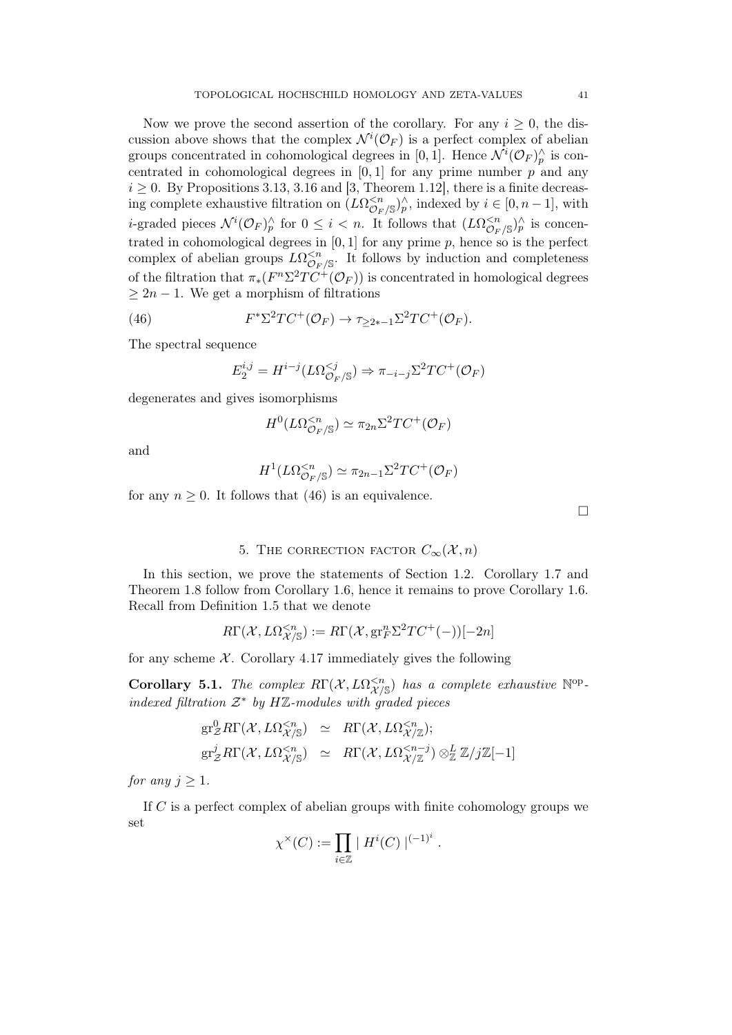Now we prove the second assertion of the corollary. For any $i \geq 0$, the discussion above shows that the complex $\mathcal{N}^i(\mathcal{O}_F)$ is a perfect complex of abelian groups concentrated in cohomological degrees in $[0,1]$. Hence $\mathcal{N}^i(\mathcal{O}_F)^\wedge_p$ is concentrated in cohomological degrees in $[0,1]$ for any prime number $p$ and any $i \geq 0$. By Propositions 3.13, 3.16 and [3, Theorem 1.12], there is a finite decreasing complete exhaustive filtration on $(L\Omega^{<n}_{\mathcal{O}_F/\mathbb{S}})^\wedge_p$, indexed by $i \in [0, n-1]$, with $i$-graded pieces $\mathcal{N}^i(\mathcal{O}_F)^\wedge_p$ for $0 \leq i < n$. It follows that $(L\Omega^{<n}_{\mathcal{O}_F/\mathbb{S}})^\wedge_p$ is concentrated in cohomological degrees in $[0,1]$ for any prime $p$, hence so is the perfect complex of abelian groups $L\Omega^{<n}_{\mathcal{O}_F/\mathbb{S}}$. It follows by induction and completeness of the filtration that $\pi_*(F^n\Sigma^2 TC^+(\mathcal{O}_F))$ is concentrated in homological degrees $\geq 2n-1$. We get a morphism of filtrations

$$F^*\Sigma^2 TC^+(\mathcal{O}_F) \to \tau_{\geq 2*-1}\Sigma^2 TC^+(\mathcal{O}_F). \tag{46}$$

The spectral sequence

$$E_2^{i,j} = H^{i-j}(L\Omega^{<j}_{\mathcal{O}_F/\mathbb{S}}) \Rightarrow \pi_{-i-j}\Sigma^2 TC^+(\mathcal{O}_F)$$

degenerates and gives isomorphisms

$$H^0(L\Omega^{<n}_{\mathcal{O}_F/\mathbb{S}}) \simeq \pi_{2n}\Sigma^2 TC^+(\mathcal{O}_F)$$

and

$$H^1(L\Omega^{<n}_{\mathcal{O}_F/\mathbb{S}}) \simeq \pi_{2n-1}\Sigma^2 TC^+(\mathcal{O}_F)$$

for any $n \geq 0$. It follows that (46) is an equivalence.

□

## 5. The correction factor $C_\infty(\mathcal{X}, n)$

In this section, we prove the statements of Section 1.2. Corollary 1.7 and Theorem 1.8 follow from Corollary 1.6, hence it remains to prove Corollary 1.6. Recall from Definition 1.5 that we denote

$$R\Gamma(\mathcal{X}, L\Omega^{<n}_{\mathcal{X}/\mathbb{S}}) := R\Gamma(\mathcal{X}, \mathrm{gr}^n_F \Sigma^2 TC^+(-))[-2n]$$

for any scheme $\mathcal{X}$. Corollary 4.17 immediately gives the following

**Corollary 5.1.** *The complex $R\Gamma(\mathcal{X}, L\Omega^{<n}_{\mathcal{X}/\mathbb{S}})$ has a complete exhaustive $\mathbb{N}^{\mathrm{op}}$-indexed filtration $\mathcal{Z}^*$ by $H\mathbb{Z}$-modules with graded pieces*

$$\begin{aligned}
\mathrm{gr}^0_{\mathcal{Z}} R\Gamma(\mathcal{X}, L\Omega^{<n}_{\mathcal{X}/\mathbb{S}}) &\simeq R\Gamma(\mathcal{X}, L\Omega^{<n}_{\mathcal{X}/\mathbb{Z}});\\
\mathrm{gr}^j_{\mathcal{Z}} R\Gamma(\mathcal{X}, L\Omega^{<n}_{\mathcal{X}/\mathbb{S}}) &\simeq R\Gamma(\mathcal{X}, L\Omega^{<n-j}_{\mathcal{X}/\mathbb{Z}}) \otimes^L_{\mathbb{Z}} \mathbb{Z}/j\mathbb{Z}[-1]
\end{aligned}$$

*for any $j \geq 1$.*

If $C$ is a perfect complex of abelian groups with finite cohomology groups we set

$$\chi^\times(C) := \prod_{i\in\mathbb{Z}} \mid H^i(C) \mid^{(-1)^i}.$$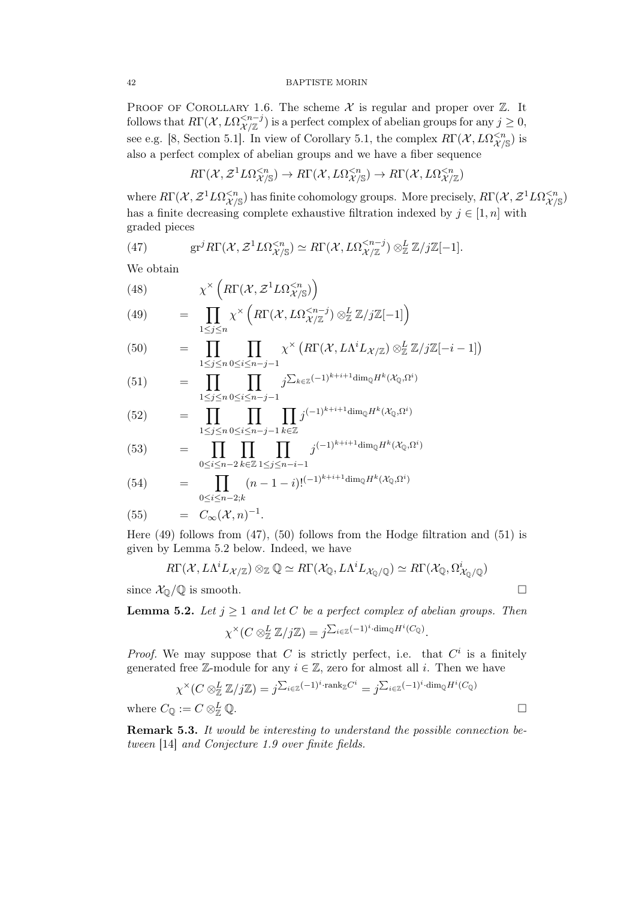Proof of Corollary 1.6. The scheme $\mathcal{X}$ is regular and proper over $\mathbb{Z}$. It follows that $R\Gamma(\mathcal{X}, L\Omega^{<n-j}_{\mathcal{X}/\mathbb{Z}})$ is a perfect complex of abelian groups for any $j \geq 0$, see e.g. [8, Section 5.1]. In view of Corollary 5.1, the complex $R\Gamma(\mathcal{X}, L\Omega^{<n}_{\mathcal{X}/\mathbb{S}})$ is also a perfect complex of abelian groups and we have a fiber sequence

$$R\Gamma(\mathcal{X}, \mathcal{Z}^1 L\Omega^{<n}_{\mathcal{X}/\mathbb{S}}) \to R\Gamma(\mathcal{X}, L\Omega^{<n}_{\mathcal{X}/\mathbb{S}}) \to R\Gamma(\mathcal{X}, L\Omega^{<n}_{\mathcal{X}/\mathbb{Z}})$$

where $R\Gamma(\mathcal{X}, \mathcal{Z}^1 L\Omega^{<n}_{\mathcal{X}/\mathbb{S}})$ has finite cohomology groups. More precisely, $R\Gamma(\mathcal{X}, \mathcal{Z}^1 L\Omega^{<n}_{\mathcal{X}/\mathbb{S}})$ has a finite decreasing complete exhaustive filtration indexed by $j \in [1, n]$ with graded pieces

$$\mathrm{gr}^j R\Gamma(\mathcal{X}, \mathcal{Z}^1 L\Omega^{<n}_{\mathcal{X}/\mathbb{S}}) \simeq R\Gamma(\mathcal{X}, L\Omega^{<n-j}_{\mathcal{X}/\mathbb{Z}}) \otimes^L_{\mathbb{Z}} \mathbb{Z}/j\mathbb{Z}[-1]. \tag{47}$$

We obtain

$$\begin{aligned}
&\chi^\times\left(R\Gamma(\mathcal{X}, \mathcal{Z}^1 L\Omega^{<n}_{\mathcal{X}/\mathbb{S}})\right) && (48)\\
&= \prod_{1 \leq j \leq n} \chi^\times\left(R\Gamma(\mathcal{X}, L\Omega^{<n-j}_{\mathcal{X}/\mathbb{Z}}) \otimes^L_{\mathbb{Z}} \mathbb{Z}/j\mathbb{Z}[-1]\right) && (49)\\
&= \prod_{1 \leq j \leq n} \prod_{0 \leq i \leq n-j-1} \chi^\times\left(R\Gamma(\mathcal{X}, L\Lambda^i L_{\mathcal{X}/\mathbb{Z}}) \otimes^L_{\mathbb{Z}} \mathbb{Z}/j\mathbb{Z}[-i-1]\right) && (50)\\
&= \prod_{1 \leq j \leq n} \prod_{0 \leq i \leq n-j-1} j^{\sum_{k\in\mathbb{Z}}(-1)^{k+i+1}\dim_{\mathbb{Q}} H^k(\mathcal{X}_{\mathbb{Q}}, \Omega^i)} && (51)\\
&= \prod_{1 \leq j \leq n} \prod_{0 \leq i \leq n-j-1} \prod_{k\in\mathbb{Z}} j^{(-1)^{k+i+1}\dim_{\mathbb{Q}} H^k(\mathcal{X}_{\mathbb{Q}}, \Omega^i)} && (52)\\
&= \prod_{0 \leq i \leq n-2} \prod_{k\in\mathbb{Z}} \prod_{1 \leq j \leq n-i-1} j^{(-1)^{k+i+1}\dim_{\mathbb{Q}} H^k(\mathcal{X}_{\mathbb{Q}}, \Omega^i)} && (53)\\
&= \prod_{0 \leq i \leq n-2;k} (n-1-i)!^{(-1)^{k+i+1}\dim_{\mathbb{Q}} H^k(\mathcal{X}_{\mathbb{Q}}, \Omega^i)} && (54)\\
&= C_\infty(\mathcal{X}, n)^{-1}. && (55)
\end{aligned}$$

Here (49) follows from (47), (50) follows from the Hodge filtration and (51) is given by Lemma 5.2 below. Indeed, we have

$$R\Gamma(\mathcal{X}, L\Lambda^i L_{\mathcal{X}/\mathbb{Z}}) \otimes_{\mathbb{Z}} \mathbb{Q} \simeq R\Gamma(\mathcal{X}_{\mathbb{Q}}, L\Lambda^i L_{\mathcal{X}_{\mathbb{Q}}/\mathbb{Q}}) \simeq R\Gamma(\mathcal{X}_{\mathbb{Q}}, \Omega^i_{\mathcal{X}_{\mathbb{Q}}/\mathbb{Q}})$$

since $\mathcal{X}_{\mathbb{Q}}/\mathbb{Q}$ is smooth. □

**Lemma 5.2.** *Let $j \geq 1$ and let $C$ be a perfect complex of abelian groups. Then*

$$\chi^\times(C \otimes^L_{\mathbb{Z}} \mathbb{Z}/j\mathbb{Z}) = j^{\sum_{i\in\mathbb{Z}}(-1)^i \cdot \dim_{\mathbb{Q}} H^i(C_{\mathbb{Q}})}.$$

*Proof.* We may suppose that $C$ is strictly perfect, i.e. that $C^i$ is a finitely generated free $\mathbb{Z}$-module for any $i \in \mathbb{Z}$, zero for almost all $i$. Then we have

$$\chi^\times(C \otimes^L_{\mathbb{Z}} \mathbb{Z}/j\mathbb{Z}) = j^{\sum_{i\in\mathbb{Z}}(-1)^i \cdot \mathrm{rank}_{\mathbb{Z}} C^i} = j^{\sum_{i\in\mathbb{Z}}(-1)^i \cdot \dim_{\mathbb{Q}} H^i(C_{\mathbb{Q}})}$$

where $C_{\mathbb{Q}} := C \otimes^L_{\mathbb{Z}} \mathbb{Q}$. □

**Remark 5.3.** *It would be interesting to understand the possible connection between* [14] *and Conjecture 1.9 over finite fields.*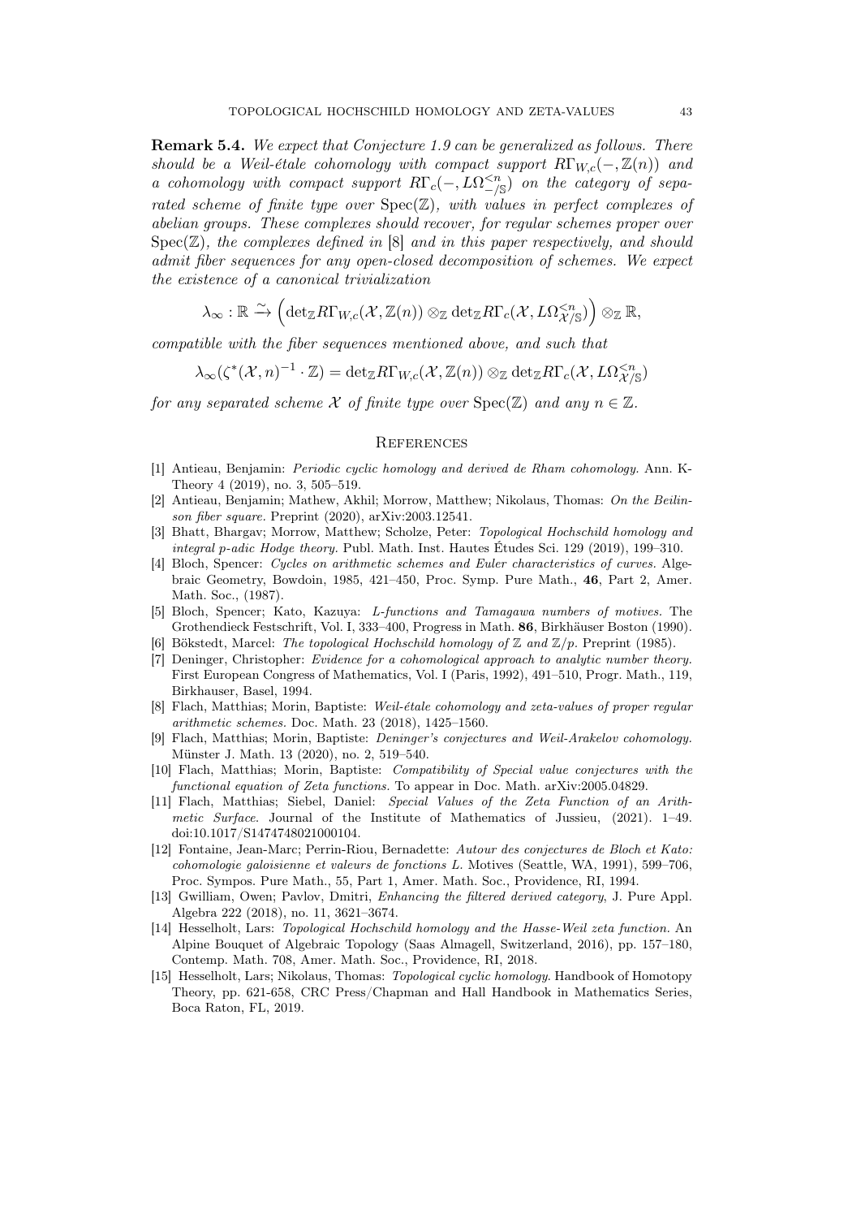**Remark 5.4.** *We expect that Conjecture 1.9 can be generalized as follows. There should be a Weil-étale cohomology with compact support $R\Gamma_{W,c}(-,\mathbb{Z}(n))$ and a cohomology with compact support $R\Gamma_c(-, L\Omega^{<n}_{-/\mathbb{S}})$ on the category of separated scheme of finite type over $\mathrm{Spec}(\mathbb{Z})$, with values in perfect complexes of abelian groups. These complexes should recover, for regular schemes proper over $\mathrm{Spec}(\mathbb{Z})$, the complexes defined in* [8] *and in this paper respectively, and should admit fiber sequences for any open-closed decomposition of schemes. We expect the existence of a canonical trivialization*

$$\lambda_\infty : \mathbb{R} \xrightarrow{\sim} \left(\mathrm{det}_{\mathbb{Z}} R\Gamma_{W,c}(\mathcal{X},\mathbb{Z}(n)) \otimes_{\mathbb{Z}} \mathrm{det}_{\mathbb{Z}} R\Gamma_c(\mathcal{X}, L\Omega^{<n}_{\mathcal{X}/\mathbb{S}})\right) \otimes_{\mathbb{Z}} \mathbb{R},$$

*compatible with the fiber sequences mentioned above, and such that*

$$\lambda_\infty(\zeta^*(\mathcal{X},n)^{-1}\cdot \mathbb{Z}) = \mathrm{det}_{\mathbb{Z}} R\Gamma_{W,c}(\mathcal{X},\mathbb{Z}(n)) \otimes_{\mathbb{Z}} \mathrm{det}_{\mathbb{Z}} R\Gamma_c(\mathcal{X}, L\Omega^{<n}_{\mathcal{X}/\mathbb{S}})$$

*for any separated scheme $\mathcal{X}$ of finite type over $\mathrm{Spec}(\mathbb{Z})$ and any $n \in \mathbb{Z}$.*

## References

[1] Antieau, Benjamin: *Periodic cyclic homology and derived de Rham cohomology.* Ann. K-Theory 4 (2019), no. 3, 505–519.

[2] Antieau, Benjamin; Mathew, Akhil; Morrow, Matthew; Nikolaus, Thomas: *On the Beilinson fiber square.* Preprint (2020), arXiv:2003.12541.

[3] Bhatt, Bhargav; Morrow, Matthew; Scholze, Peter: *Topological Hochschild homology and integral p-adic Hodge theory.* Publ. Math. Inst. Hautes Études Sci. 129 (2019), 199–310.

[4] Bloch, Spencer: *Cycles on arithmetic schemes and Euler characteristics of curves.* Algebraic Geometry, Bowdoin, 1985, 421–450, Proc. Symp. Pure Math., **46**, Part 2, Amer. Math. Soc., (1987).

[5] Bloch, Spencer; Kato, Kazuya: *L-functions and Tamagawa numbers of motives.* The Grothendieck Festschrift, Vol. I, 333–400, Progress in Math. **86**, Birkhäuser Boston (1990).

[6] Bökstedt, Marcel: *The topological Hochschild homology of $\mathbb{Z}$ and $\mathbb{Z}/p$.* Preprint (1985).

[7] Deninger, Christopher: *Evidence for a cohomological approach to analytic number theory.* First European Congress of Mathematics, Vol. I (Paris, 1992), 491–510, Progr. Math., 119, Birkhauser, Basel, 1994.

[8] Flach, Matthias; Morin, Baptiste: *Weil-étale cohomology and zeta-values of proper regular arithmetic schemes.* Doc. Math. 23 (2018), 1425–1560.

[9] Flach, Matthias; Morin, Baptiste: *Deninger's conjectures and Weil-Arakelov cohomology.* Münster J. Math. 13 (2020), no. 2, 519–540.

[10] Flach, Matthias; Morin, Baptiste: *Compatibility of Special value conjectures with the functional equation of Zeta functions.* To appear in Doc. Math. arXiv:2005.04829.

[11] Flach, Matthias; Siebel, Daniel: *Special Values of the Zeta Function of an Arithmetic Surface.* Journal of the Institute of Mathematics of Jussieu, (2021). 1–49. doi:10.1017/S1474748021000104.

[12] Fontaine, Jean-Marc; Perrin-Riou, Bernadette: *Autour des conjectures de Bloch et Kato: cohomologie galoisienne et valeurs de fonctions L.* Motives (Seattle, WA, 1991), 599–706, Proc. Sympos. Pure Math., 55, Part 1, Amer. Math. Soc., Providence, RI, 1994.

[13] Gwilliam, Owen; Pavlov, Dmitri, *Enhancing the filtered derived category*, J. Pure Appl. Algebra 222 (2018), no. 11, 3621–3674.

[14] Hesselholt, Lars: *Topological Hochschild homology and the Hasse-Weil zeta function.* An Alpine Bouquet of Algebraic Topology (Saas Almagell, Switzerland, 2016), pp. 157–180, Contemp. Math. 708, Amer. Math. Soc., Providence, RI, 2018.

[15] Hesselholt, Lars; Nikolaus, Thomas: *Topological cyclic homology.* Handbook of Homotopy Theory, pp. 621-658, CRC Press/Chapman and Hall Handbook in Mathematics Series, Boca Raton, FL, 2019.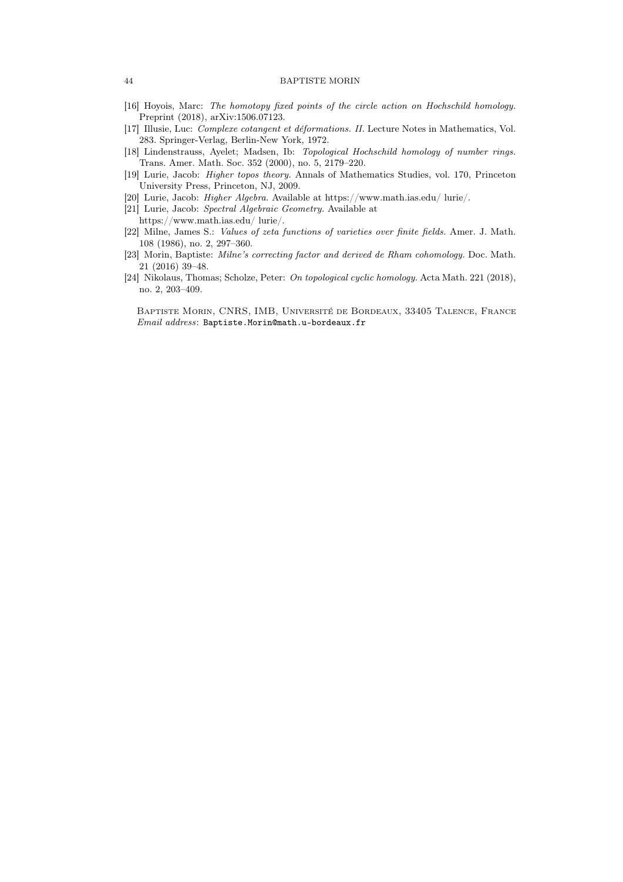[16] Hoyois, Marc: *The homotopy fixed points of the circle action on Hochschild homology.* Preprint (2018), arXiv:1506.07123.

[17] Illusie, Luc: *Complexe cotangent et déformations. II.* Lecture Notes in Mathematics, Vol. 283. Springer-Verlag, Berlin-New York, 1972.

[18] Lindenstrauss, Ayelet; Madsen, Ib: *Topological Hochschild homology of number rings.* Trans. Amer. Math. Soc. 352 (2000), no. 5, 2179–220.

[19] Lurie, Jacob: *Higher topos theory.* Annals of Mathematics Studies, vol. 170, Princeton University Press, Princeton, NJ, 2009.

[20] Lurie, Jacob: *Higher Algebra.* Available at https://www.math.ias.edu/ lurie/.

[21] Lurie, Jacob: *Spectral Algebraic Geometry.* Available at https://www.math.ias.edu/ lurie/.

[22] Milne, James S.: *Values of zeta functions of varieties over finite fields.* Amer. J. Math. 108 (1986), no. 2, 297–360.

[23] Morin, Baptiste: *Milne's correcting factor and derived de Rham cohomology.* Doc. Math. 21 (2016) 39–48.

[24] Nikolaus, Thomas; Scholze, Peter: *On topological cyclic homology.* Acta Math. 221 (2018), no. 2, 203–409.

Baptiste Morin, CNRS, IMB, Université de Bordeaux, 33405 Talence, France
*Email address*: Baptiste.Morin@math.u-bordeaux.fr